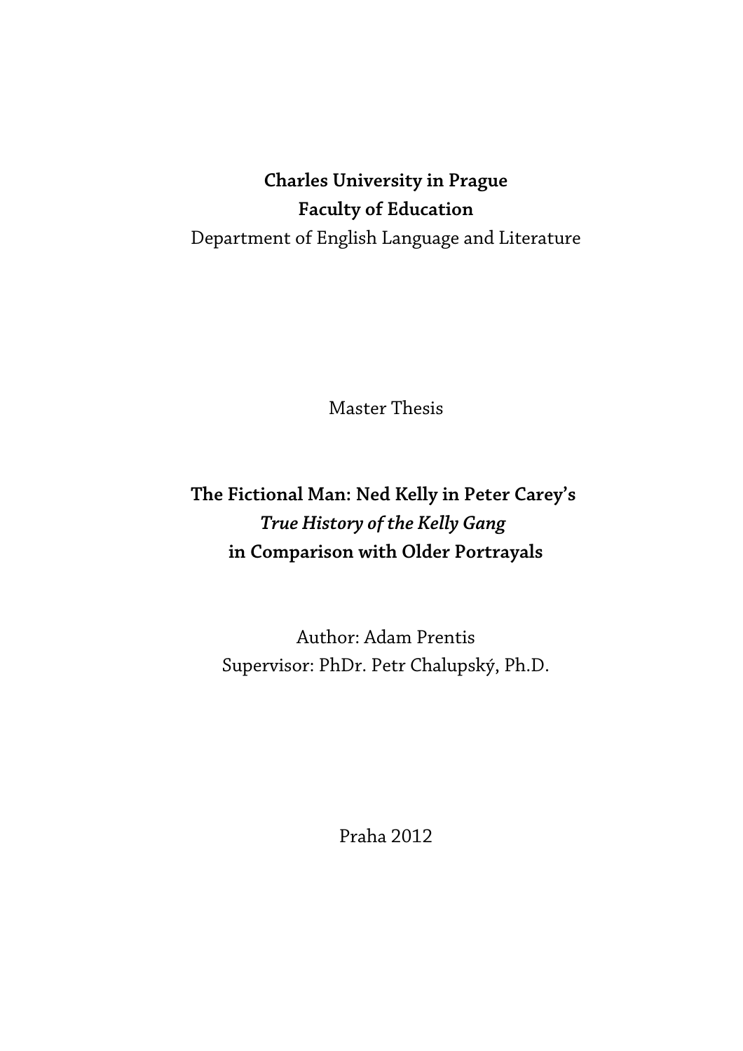**Charles University in Prague**

**Faculty of Education**

Department of English Language and Literature

Master Thesis

# The Fictional Man: Ned Kelly in Peter Carey's *True History of the Kelly Gang* in Comparison with Older Portrayals

Author: Adam Prentis

Supervisor: PhDr. Petr Chalupský, Ph.D.

Praha 2012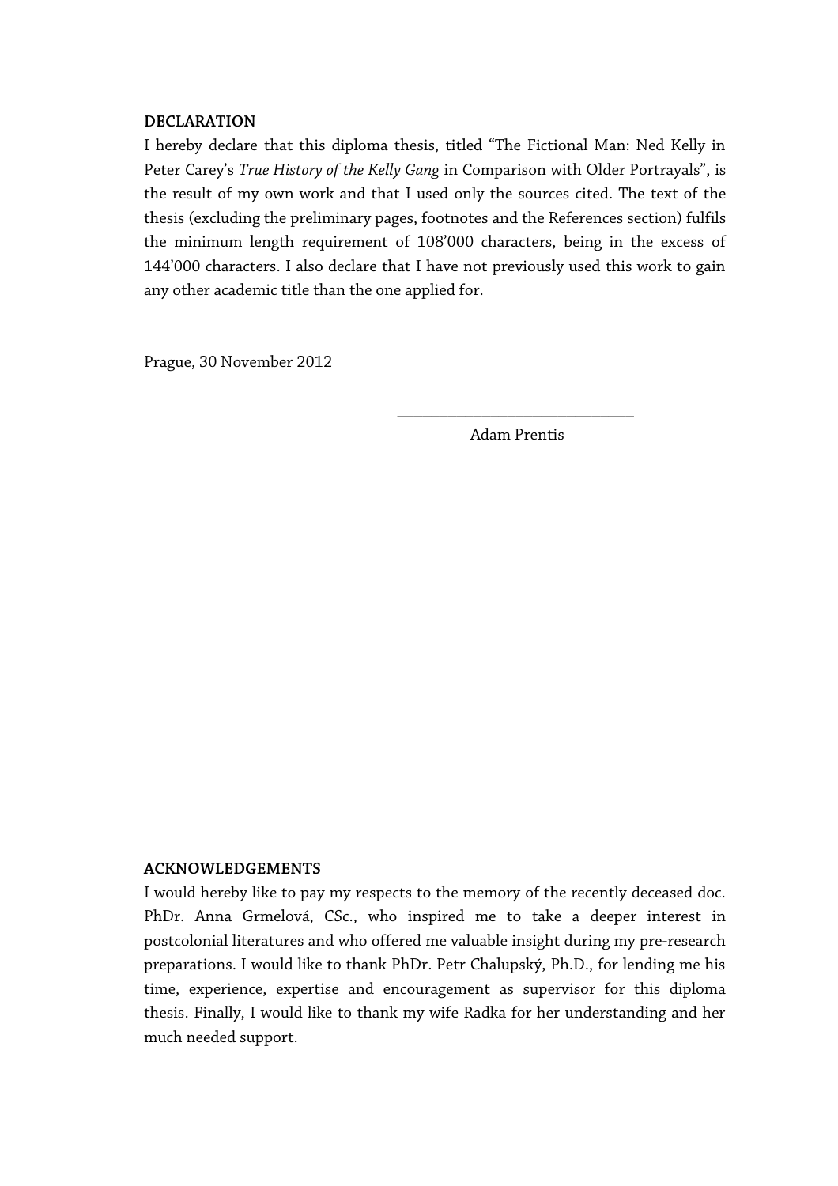**DECLARATION**

I hereby declare that this diploma thesis, titled "The Fictional Man: Ned Kelly in Peter Carey's *True History of the Kelly Gang* in Comparison with Older Portrayals", is the result of my own work and that I used only the sources cited. The text of the thesis (excluding the preliminary pages, footnotes and the References section) fulfils the minimum length requirement of 108'000 characters, being in the excess of 144'000 characters. I also declare that I have not previously used this work to gain any other academic title than the one applied for.

Prague, 30 November 2012

\_\_\_\_\_\_\_\_\_\_\_\_\_\_\_\_\_\_\_\_\_\_\_\_\_\_\_\_\_\_

Adam Prentis

**ACKNOWLEDGEMENTS**

I would hereby like to pay my respects to the memory of the recently deceased doc. PhDr. Anna Grmelová, CSc., who inspired me to take a deeper interest in postcolonial literatures and who offered me valuable insight during my pre-research preparations. I would like to thank PhDr. Petr Chalupský, Ph.D., for lending me his time, experience, expertise and encouragement as supervisor for this diploma thesis. Finally, I would like to thank my wife Radka for her understanding and her much needed support.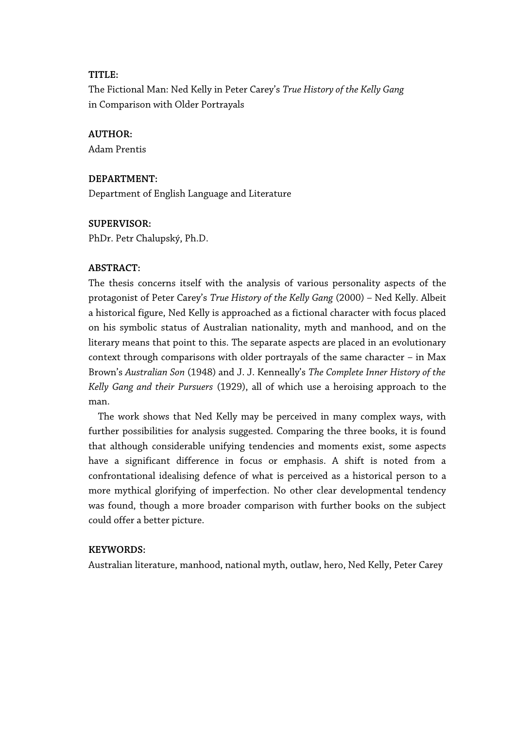**TITLE:**

The Fictional Man: Ned Kelly in Peter Carey's *True History of the Kelly Gang* in Comparison with Older Portrayals

**AUTHOR:**

Adam Prentis

**DEPARTMENT:**

Department of English Language and Literature

**SUPERVISOR:**

PhDr. Petr Chalupský, Ph.D.

**ABSTRACT:**

The thesis concerns itself with the analysis of various personality aspects of the protagonist of Peter Carey's *True History of the Kelly Gang* (2000) – Ned Kelly. Albeit a historical figure, Ned Kelly is approached as a fictional character with focus placed on his symbolic status of Australian nationality, myth and manhood, and on the literary means that point to this. The separate aspects are placed in an evolutionary context through comparisons with older portrayals of the same character – in Max Brown's *Australian Son* (1948) and J. J. Kenneally's *The Complete Inner History of the Kelly Gang and their Pursuers* (1929), all of which use a heroising approach to the man.

The work shows that Ned Kelly may be perceived in many complex ways, with further possibilities for analysis suggested. Comparing the three books, it is found that although considerable unifying tendencies and moments exist, some aspects have a significant difference in focus or emphasis. A shift is noted from a confrontational idealising defence of what is perceived as a historical person to a more mythical glorifying of imperfection. No other clear developmental tendency was found, though a more broader comparison with further books on the subject could offer a better picture.

**KEYWORDS:**

Australian literature, manhood, national myth, outlaw, hero, Ned Kelly, Peter Carey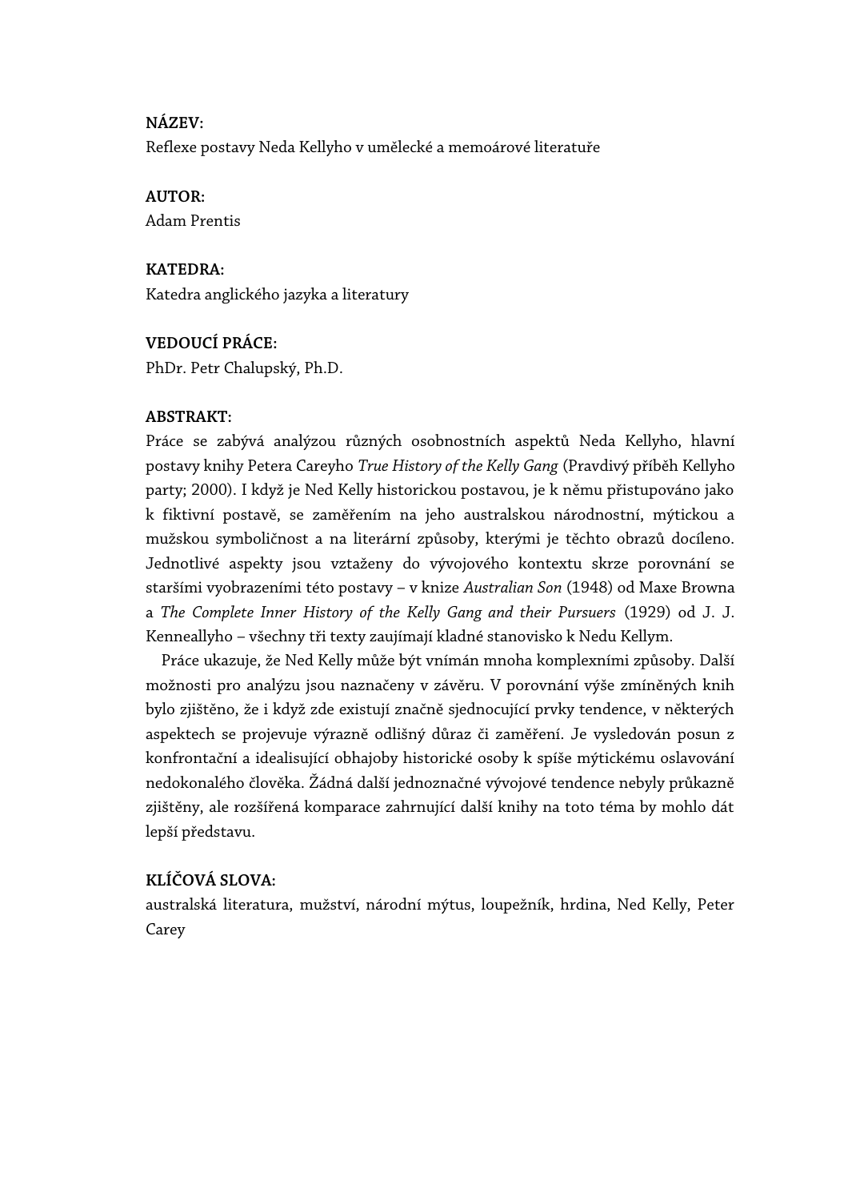**NÁZEV:**
Reflexe postavy Neda Kellyho v umělecké a memoárové literatuře

**AUTOR:**
Adam Prentis

**KATEDRA:**
Katedra anglického jazyka a literatury

**VEDOUCÍ PRÁCE:**
PhDr. Petr Chalupský, Ph.D.

**ABSTRAKT:**
Práce se zabývá analýzou různých osobnostních aspektů Neda Kellyho, hlavní postavy knihy Petera Careyho *True History of the Kelly Gang* (Pravdivý příběh Kellyho party; 2000). I když je Ned Kelly historickou postavou, je k němu přistupováno jako k fiktivní postavě, se zaměřením na jeho australskou národnostní, mýtickou a mužskou symboličnost a na literární způsoby, kterými je těchto obrazů docíleno. Jednotlivé aspekty jsou vztaženy do vývojového kontextu skrze porovnání se staršími vyobrazeními této postavy – v knize *Australian Son* (1948) od Maxe Browna a *The Complete Inner History of the Kelly Gang and their Pursuers* (1929) od J. J. Kenneallyho – všechny tři texty zaujímají kladné stanovisko k Nedu Kellym.

Práce ukazuje, že Ned Kelly může být vnímán mnoha komplexními způsoby. Další možnosti pro analýzu jsou naznačeny v závěru. V porovnání výše zmíněných knih bylo zjištěno, že i když zde existují značně sjednocující prvky tendence, v některých aspektech se projevuje výrazně odlišný důraz či zaměření. Je vysledován posun z konfrontační a idealisující obhajoby historické osoby k spíše mýtickému oslavování nedokonalého člověka. Žádná další jednoznačné vývojové tendence nebyly průkazně zjištěny, ale rozšířená komparace zahrnující další knihy na toto téma by mohlo dát lepší představu.

**KLÍČOVÁ SLOVA:**
australská literatura, mužství, národní mýtus, loupežník, hrdina, Ned Kelly, Peter Carey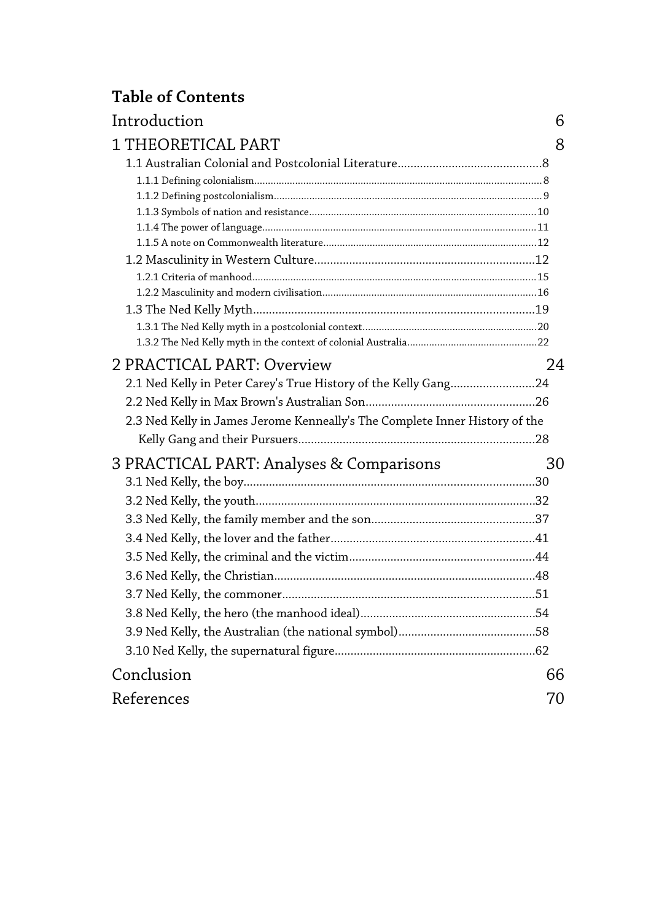# Table of Contents

Introduction 6

1 THEORETICAL PART 8

- 1.1 Australian Colonial and Postcolonial Literature 8
  - 1.1.1 Defining colonialism 8
  - 1.1.2 Defining postcolonialism 9
  - 1.1.3 Symbols of nation and resistance 10
  - 1.1.4 The power of language 11
  - 1.1.5 A note on Commonwealth literature 12
- 1.2 Masculinity in Western Culture 12
  - 1.2.1 Criteria of manhood 15
  - 1.2.2 Masculinity and modern civilisation 16
- 1.3 The Ned Kelly Myth 19
  - 1.3.1 The Ned Kelly myth in a postcolonial context 20
  - 1.3.2 The Ned Kelly myth in the context of colonial Australia 22

2 PRACTICAL PART: Overview 24

- 2.1 Ned Kelly in Peter Carey's True History of the Kelly Gang 24
- 2.2 Ned Kelly in Max Brown's Australian Son 26
- 2.3 Ned Kelly in James Jerome Kenneally's The Complete Inner History of the Kelly Gang and their Pursuers 28

3 PRACTICAL PART: Analyses & Comparisons 30

- 3.1 Ned Kelly, the boy 30
- 3.2 Ned Kelly, the youth 32
- 3.3 Ned Kelly, the family member and the son 37
- 3.4 Ned Kelly, the lover and the father 41
- 3.5 Ned Kelly, the criminal and the victim 44
- 3.6 Ned Kelly, the Christian 48
- 3.7 Ned Kelly, the commoner 51
- 3.8 Ned Kelly, the hero (the manhood ideal) 54
- 3.9 Ned Kelly, the Australian (the national symbol) 58
- 3.10 Ned Kelly, the supernatural figure 62

Conclusion 66

References 70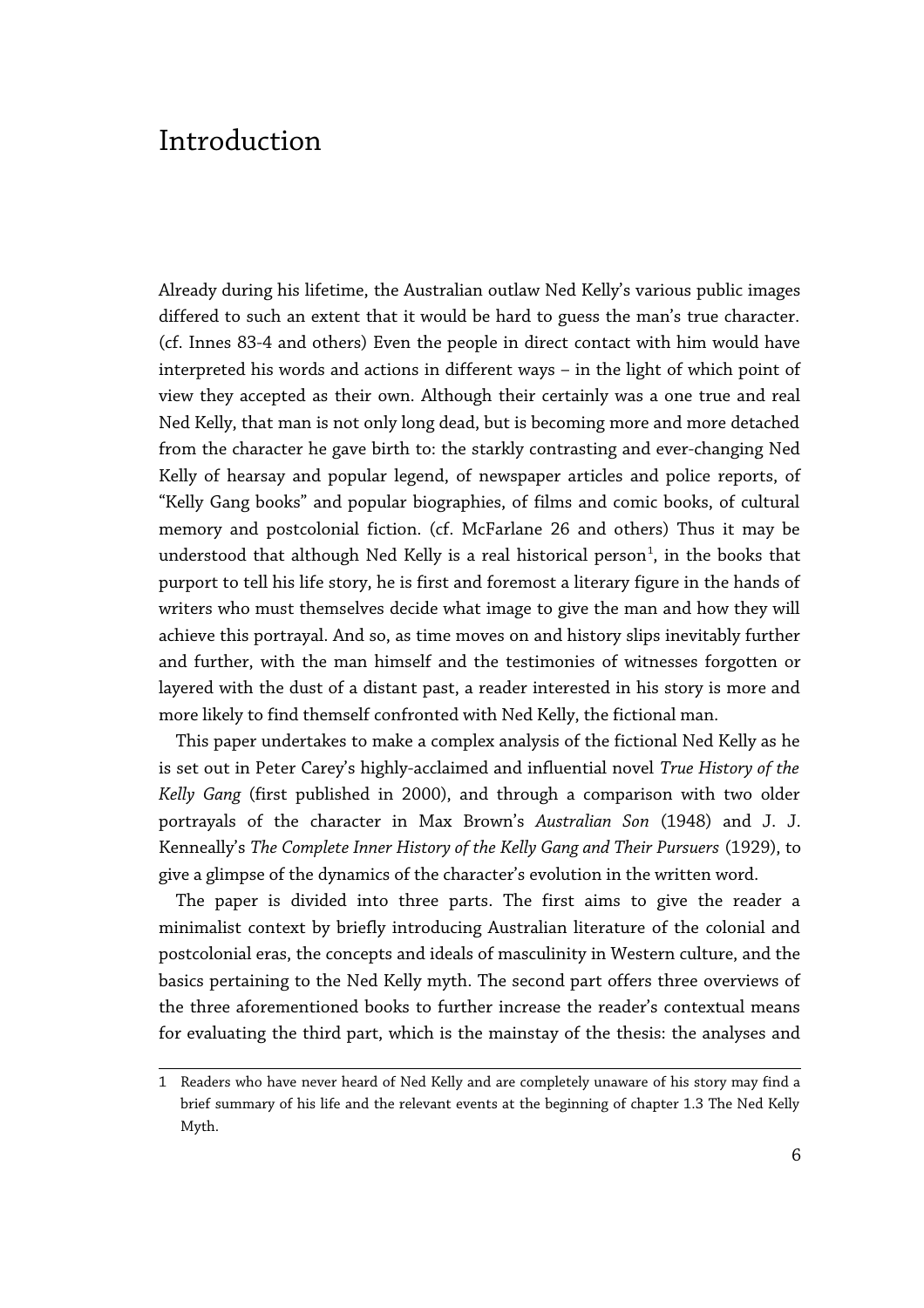# Introduction

Already during his lifetime, the Australian outlaw Ned Kelly's various public images differed to such an extent that it would be hard to guess the man's true character. (cf. Innes 83-4 and others) Even the people in direct contact with him would have interpreted his words and actions in different ways – in the light of which point of view they accepted as their own. Although their certainly was a one true and real Ned Kelly, that man is not only long dead, but is becoming more and more detached from the character he gave birth to: the starkly contrasting and ever-changing Ned Kelly of hearsay and popular legend, of newspaper articles and police reports, of "Kelly Gang books" and popular biographies, of films and comic books, of cultural memory and postcolonial fiction. (cf. McFarlane 26 and others) Thus it may be understood that although Ned Kelly is a real historical person[1], in the books that purport to tell his life story, he is first and foremost a literary figure in the hands of writers who must themselves decide what image to give the man and how they will achieve this portrayal. And so, as time moves on and history slips inevitably further and further, with the man himself and the testimonies of witnesses forgotten or layered with the dust of a distant past, a reader interested in his story is more and more likely to find themself confronted with Ned Kelly, the fictional man.

This paper undertakes to make a complex analysis of the fictional Ned Kelly as he is set out in Peter Carey's highly-acclaimed and influential novel *True History of the Kelly Gang* (first published in 2000), and through a comparison with two older portrayals of the character in Max Brown's *Australian Son* (1948) and J. J. Kenneally's *The Complete Inner History of the Kelly Gang and Their Pursuers* (1929), to give a glimpse of the dynamics of the character's evolution in the written word.

The paper is divided into three parts. The first aims to give the reader a minimalist context by briefly introducing Australian literature of the colonial and postcolonial eras, the concepts and ideals of masculinity in Western culture, and the basics pertaining to the Ned Kelly myth. The second part offers three overviews of the three aforementioned books to further increase the reader's contextual means for evaluating the third part, which is the mainstay of the thesis: the analyses and

---

1 Readers who have never heard of Ned Kelly and are completely unaware of his story may find a brief summary of his life and the relevant events at the beginning of chapter 1.3 The Ned Kelly Myth.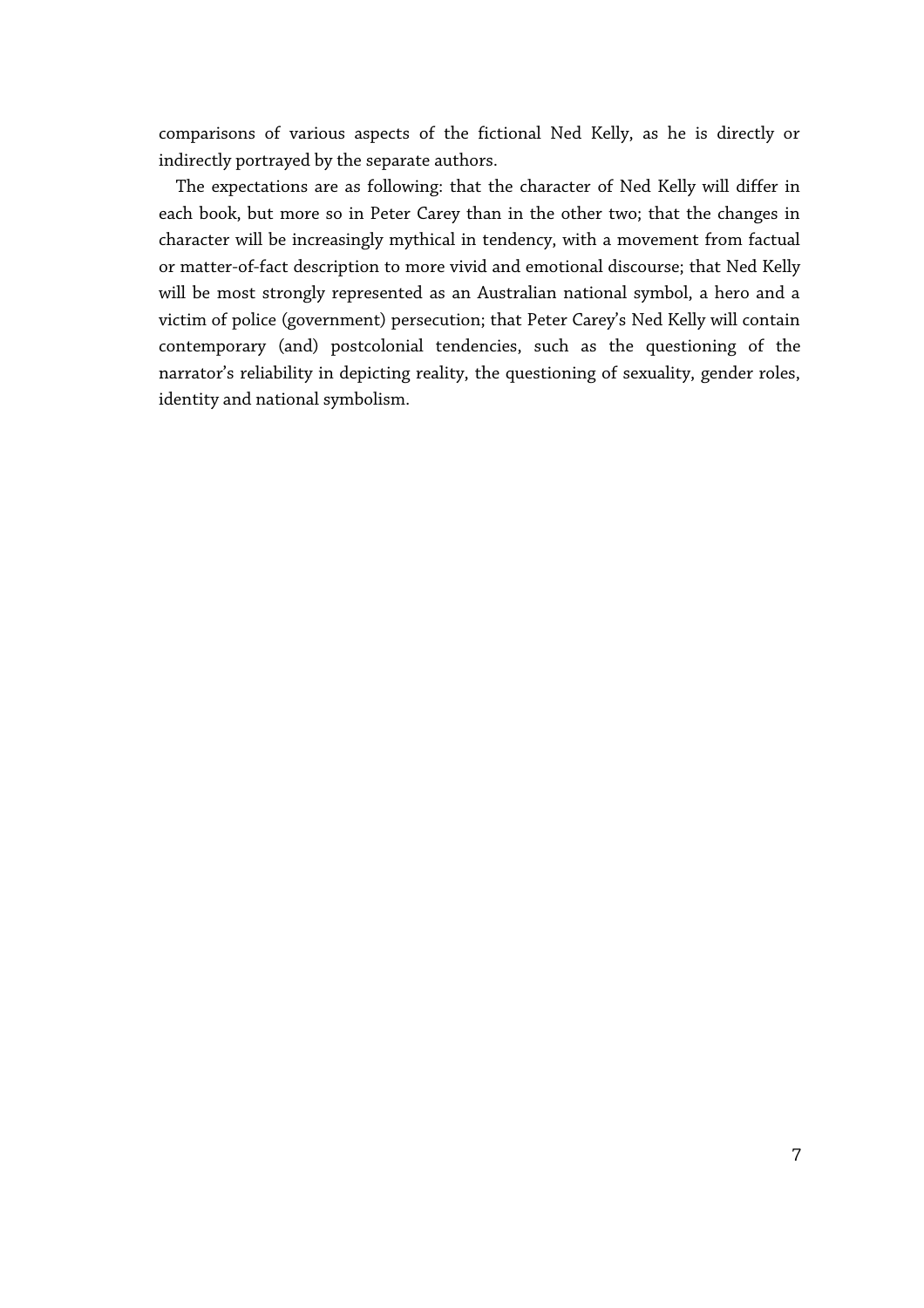comparisons of various aspects of the fictional Ned Kelly, as he is directly or indirectly portrayed by the separate authors.

The expectations are as following: that the character of Ned Kelly will differ in each book, but more so in Peter Carey than in the other two; that the changes in character will be increasingly mythical in tendency, with a movement from factual or matter-of-fact description to more vivid and emotional discourse; that Ned Kelly will be most strongly represented as an Australian national symbol, a hero and a victim of police (government) persecution; that Peter Carey's Ned Kelly will contain contemporary (and) postcolonial tendencies, such as the questioning of the narrator's reliability in depicting reality, the questioning of sexuality, gender roles, identity and national symbolism.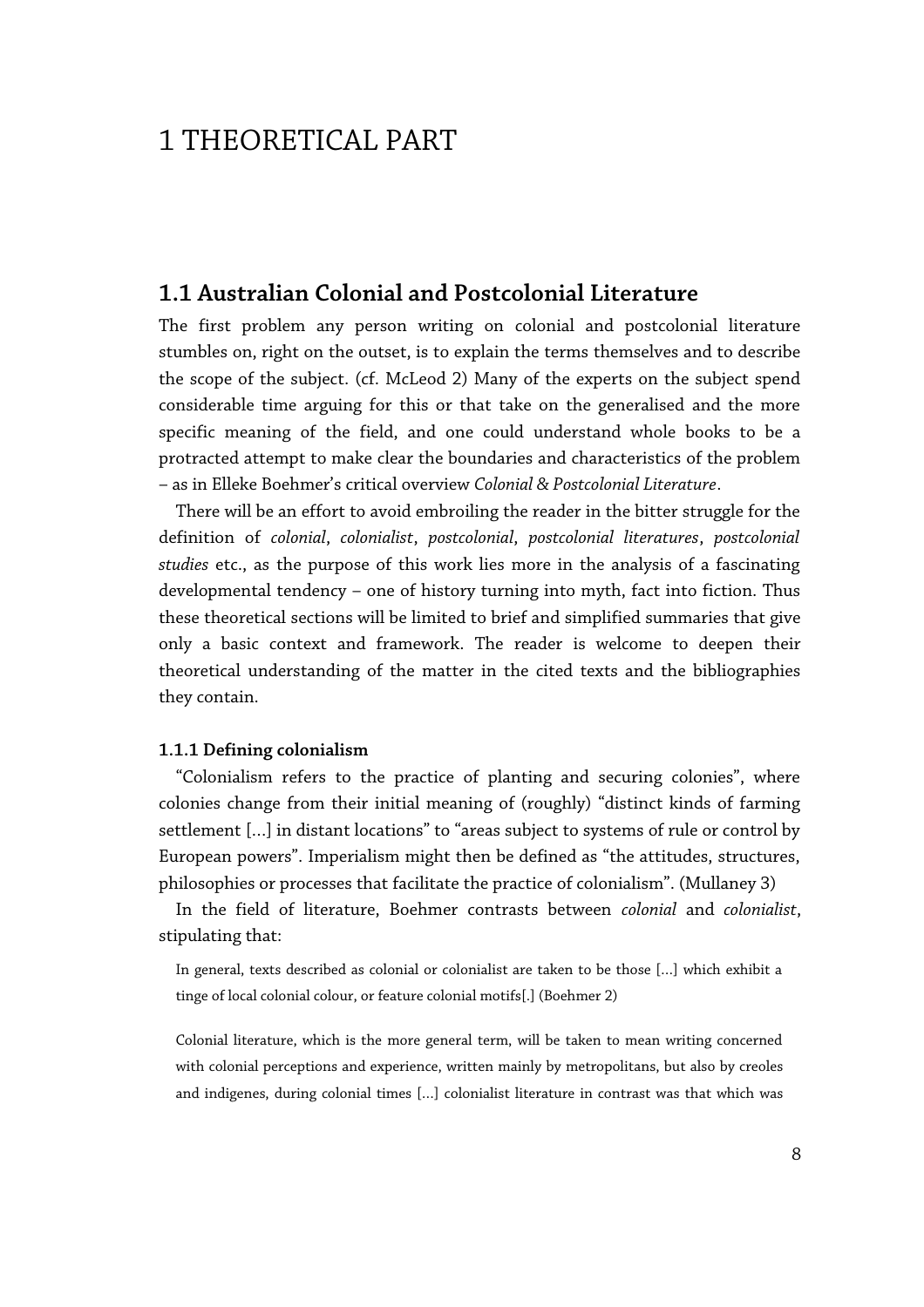# 1 THEORETICAL PART

## 1.1 Australian Colonial and Postcolonial Literature

The first problem any person writing on colonial and postcolonial literature stumbles on, right on the outset, is to explain the terms themselves and to describe the scope of the subject. (cf. McLeod 2) Many of the experts on the subject spend considerable time arguing for this or that take on the generalised and the more specific meaning of the field, and one could understand whole books to be a protracted attempt to make clear the boundaries and characteristics of the problem – as in Elleke Boehmer's critical overview *Colonial & Postcolonial Literature*.

There will be an effort to avoid embroiling the reader in the bitter struggle for the definition of *colonial*, *colonialist*, *postcolonial*, *postcolonial literatures*, *postcolonial studies* etc., as the purpose of this work lies more in the analysis of a fascinating developmental tendency – one of history turning into myth, fact into fiction. Thus these theoretical sections will be limited to brief and simplified summaries that give only a basic context and framework. The reader is welcome to deepen their theoretical understanding of the matter in the cited texts and the bibliographies they contain.

### 1.1.1 Defining colonialism

"Colonialism refers to the practice of planting and securing colonies", where colonies change from their initial meaning of (roughly) "distinct kinds of farming settlement [...] in distant locations" to "areas subject to systems of rule or control by European powers". Imperialism might then be defined as "the attitudes, structures, philosophies or processes that facilitate the practice of colonialism". (Mullaney 3)

In the field of literature, Boehmer contrasts between *colonial* and *colonialist*, stipulating that:

> In general, texts described as colonial or colonialist are taken to be those [...] which exhibit a tinge of local colonial colour, or feature colonial motifs[.] (Boehmer 2)

> Colonial literature, which is the more general term, will be taken to mean writing concerned with colonial perceptions and experience, written mainly by metropolitans, but also by creoles and indigenes, during colonial times [...] colonialist literature in contrast was that which was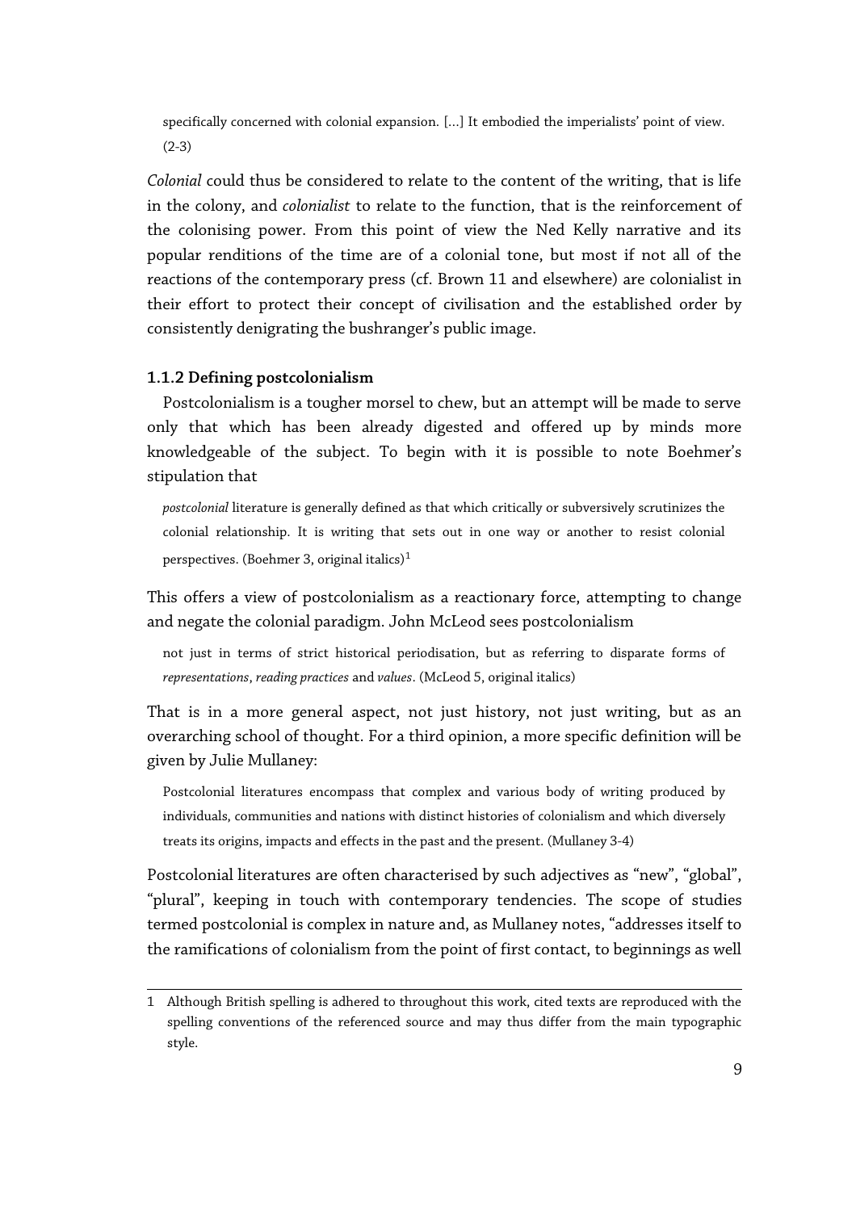> specifically concerned with colonial expansion. [...] It embodied the imperialists' point of view. (2-3)

*Colonial* could thus be considered to relate to the content of the writing, that is life in the colony, and *colonialist* to relate to the function, that is the reinforcement of the colonising power. From this point of view the Ned Kelly narrative and its popular renditions of the time are of a colonial tone, but most if not all of the reactions of the contemporary press (cf. Brown 11 and elsewhere) are colonialist in their effort to protect their concept of civilisation and the established order by consistently denigrating the bushranger's public image.

### 1.1.2 Defining postcolonialism

Postcolonialism is a tougher morsel to chew, but an attempt will be made to serve only that which has been already digested and offered up by minds more knowledgeable of the subject. To begin with it is possible to note Boehmer's stipulation that

> *postcolonial* literature is generally defined as that which critically or subversively scrutinizes the colonial relationship. It is writing that sets out in one way or another to resist colonial perspectives. (Boehmer 3, original italics)[1]

This offers a view of postcolonialism as a reactionary force, attempting to change and negate the colonial paradigm. John McLeod sees postcolonialism

> not just in terms of strict historical periodisation, but as referring to disparate forms of *representations*, *reading practices* and *values*. (McLeod 5, original italics)

That is in a more general aspect, not just history, not just writing, but as an overarching school of thought. For a third opinion, a more specific definition will be given by Julie Mullaney:

> Postcolonial literatures encompass that complex and various body of writing produced by individuals, communities and nations with distinct histories of colonialism and which diversely treats its origins, impacts and effects in the past and the present. (Mullaney 3-4)

Postcolonial literatures are often characterised by such adjectives as "new", "global", "plural", keeping in touch with contemporary tendencies. The scope of studies termed postcolonial is complex in nature and, as Mullaney notes, "addresses itself to the ramifications of colonialism from the point of first contact, to beginnings as well

---

1 Although British spelling is adhered to throughout this work, cited texts are reproduced with the spelling conventions of the referenced source and may thus differ from the main typographic style.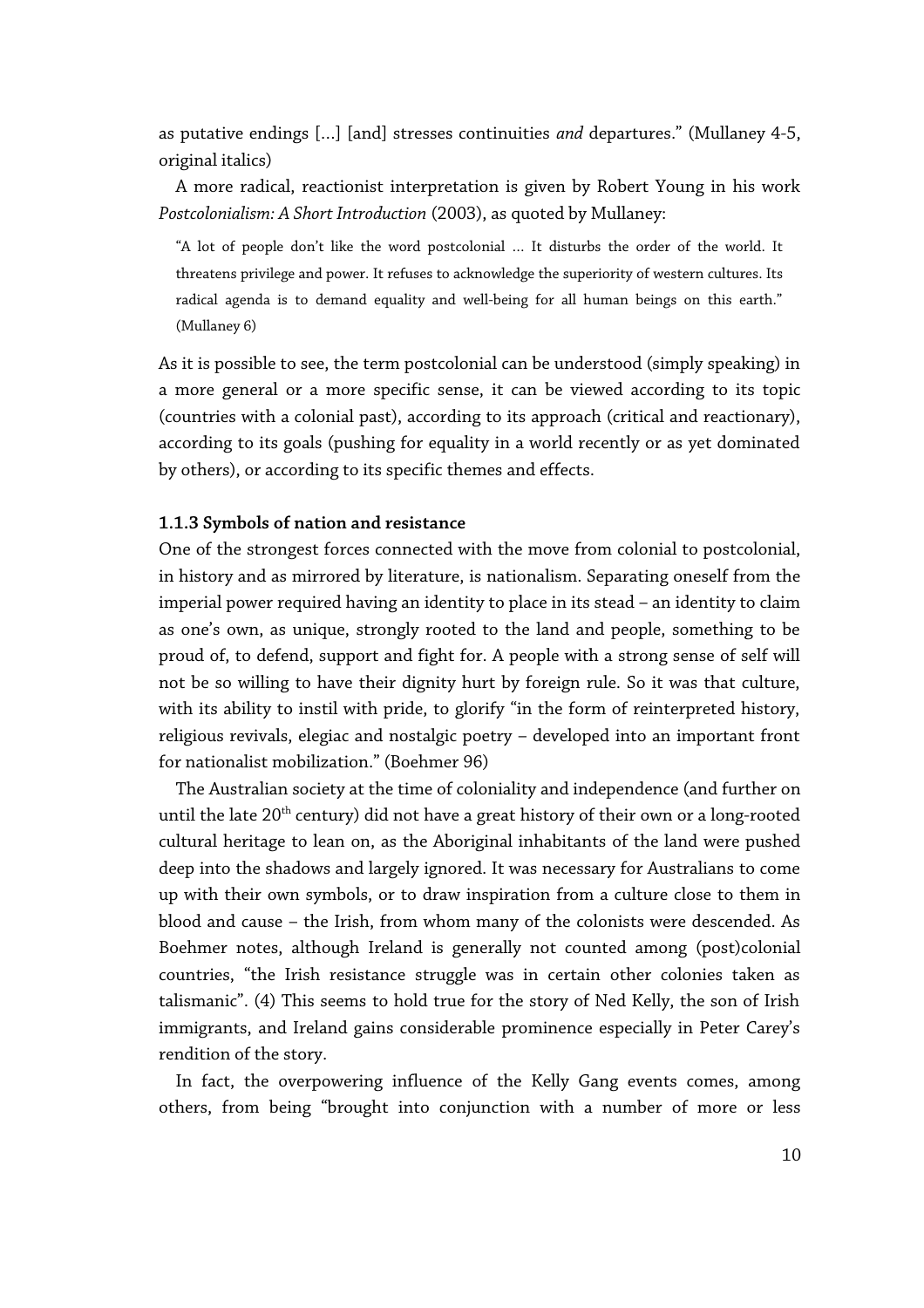as putative endings [...] [and] stresses continuities *and* departures." (Mullaney 4-5, original italics)

A more radical, reactionist interpretation is given by Robert Young in his work *Postcolonialism: A Short Introduction* (2003), as quoted by Mullaney:

> "A lot of people don't like the word postcolonial ... It disturbs the order of the world. It threatens privilege and power. It refuses to acknowledge the superiority of western cultures. Its radical agenda is to demand equality and well-being for all human beings on this earth." (Mullaney 6)

As it is possible to see, the term postcolonial can be understood (simply speaking) in a more general or a more specific sense, it can be viewed according to its topic (countries with a colonial past), according to its approach (critical and reactionary), according to its goals (pushing for equality in a world recently or as yet dominated by others), or according to its specific themes and effects.

### 1.1.3 Symbols of nation and resistance

One of the strongest forces connected with the move from colonial to postcolonial, in history and as mirrored by literature, is nationalism. Separating oneself from the imperial power required having an identity to place in its stead – an identity to claim as one's own, as unique, strongly rooted to the land and people, something to be proud of, to defend, support and fight for. A people with a strong sense of self will not be so willing to have their dignity hurt by foreign rule. So it was that culture, with its ability to instil with pride, to glorify "in the form of reinterpreted history, religious revivals, elegiac and nostalgic poetry – developed into an important front for nationalist mobilization." (Boehmer 96)

The Australian society at the time of coloniality and independence (and further on until the late 20th century) did not have a great history of their own or a long-rooted cultural heritage to lean on, as the Aboriginal inhabitants of the land were pushed deep into the shadows and largely ignored. It was necessary for Australians to come up with their own symbols, or to draw inspiration from a culture close to them in blood and cause – the Irish, from whom many of the colonists were descended. As Boehmer notes, although Ireland is generally not counted among (post)colonial countries, "the Irish resistance struggle was in certain other colonies taken as talismanic". (4) This seems to hold true for the story of Ned Kelly, the son of Irish immigrants, and Ireland gains considerable prominence especially in Peter Carey's rendition of the story.

In fact, the overpowering influence of the Kelly Gang events comes, among others, from being "brought into conjunction with a number of more or less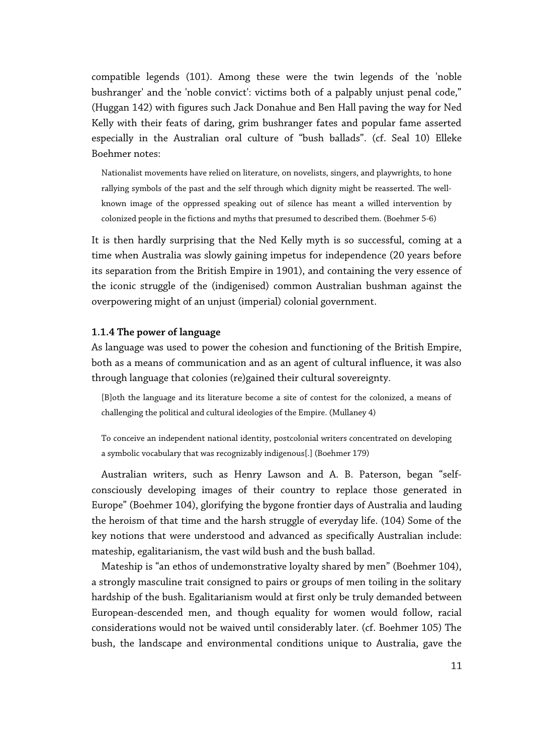compatible legends (101). Among these were the twin legends of the 'noble bushranger' and the 'noble convict': victims both of a palpably unjust penal code," (Huggan 142) with figures such Jack Donahue and Ben Hall paving the way for Ned Kelly with their feats of daring, grim bushranger fates and popular fame asserted especially in the Australian oral culture of "bush ballads". (cf. Seal 10) Elleke Boehmer notes:

> Nationalist movements have relied on literature, on novelists, singers, and playwrights, to hone rallying symbols of the past and the self through which dignity might be reasserted. The well-known image of the oppressed speaking out of silence has meant a willed intervention by colonized people in the fictions and myths that presumed to described them. (Boehmer 5-6)

It is then hardly surprising that the Ned Kelly myth is so successful, coming at a time when Australia was slowly gaining impetus for independence (20 years before its separation from the British Empire in 1901), and containing the very essence of the iconic struggle of the (indigenised) common Australian bushman against the overpowering might of an unjust (imperial) colonial government.

#### 1.1.4 The power of language

As language was used to power the cohesion and functioning of the British Empire, both as a means of communication and as an agent of cultural influence, it was also through language that colonies (re)gained their cultural sovereignty.

> [B]oth the language and its literature become a site of contest for the colonized, a means of challenging the political and cultural ideologies of the Empire. (Mullaney 4)

> To conceive an independent national identity, postcolonial writers concentrated on developing a symbolic vocabulary that was recognizably indigenous[.] (Boehmer 179)

Australian writers, such as Henry Lawson and A. B. Paterson, began "self-consciously developing images of their country to replace those generated in Europe" (Boehmer 104), glorifying the bygone frontier days of Australia and lauding the heroism of that time and the harsh struggle of everyday life. (104) Some of the key notions that were understood and advanced as specifically Australian include: mateship, egalitarianism, the vast wild bush and the bush ballad.

Mateship is "an ethos of undemonstrative loyalty shared by men" (Boehmer 104), a strongly masculine trait consigned to pairs or groups of men toiling in the solitary hardship of the bush. Egalitarianism would at first only be truly demanded between European-descended men, and though equality for women would follow, racial considerations would not be waived until considerably later. (cf. Boehmer 105) The bush, the landscape and environmental conditions unique to Australia, gave the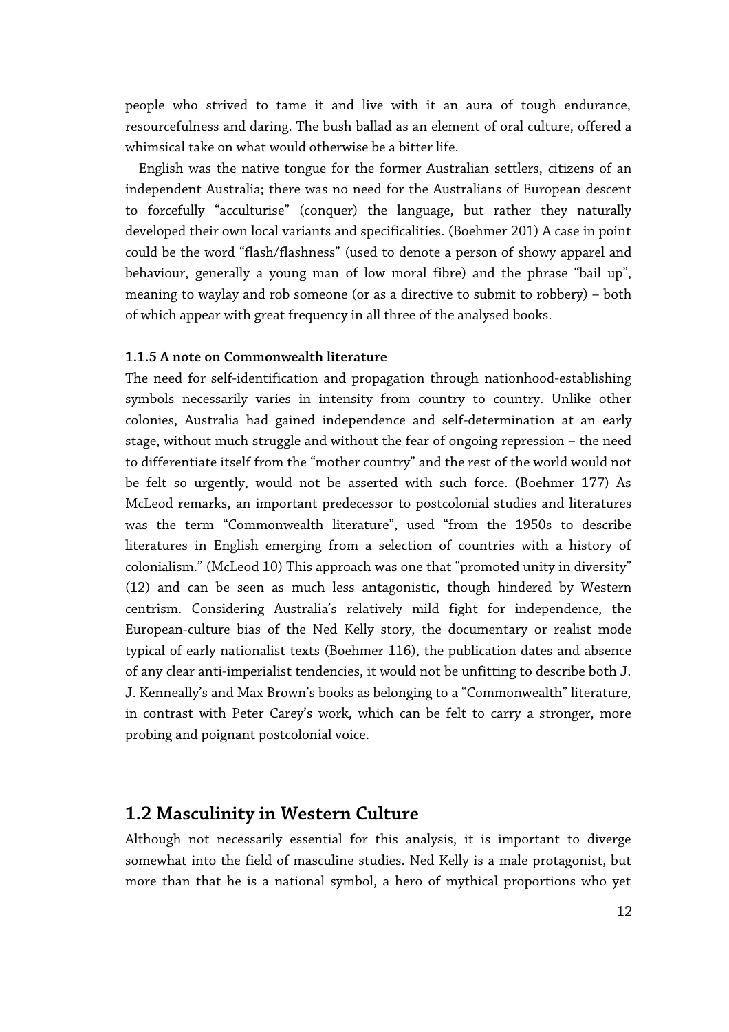people who strived to tame it and live with it an aura of tough endurance, resourcefulness and daring. The bush ballad as an element of oral culture, offered a whimsical take on what would otherwise be a bitter life.

English was the native tongue for the former Australian settlers, citizens of an independent Australia; there was no need for the Australians of European descent to forcefully "acculturise" (conquer) the language, but rather they naturally developed their own local variants and specificalities. (Boehmer 201) A case in point could be the word "flash/flashness" (used to denote a person of showy apparel and behaviour, generally a young man of low moral fibre) and the phrase "bail up", meaning to waylay and rob someone (or as a directive to submit to robbery) – both of which appear with great frequency in all three of the analysed books.

#### 1.1.5 A note on Commonwealth literature

The need for self-identification and propagation through nationhood-establishing symbols necessarily varies in intensity from country to country. Unlike other colonies, Australia had gained independence and self-determination at an early stage, without much struggle and without the fear of ongoing repression – the need to differentiate itself from the "mother country" and the rest of the world would not be felt so urgently, would not be asserted with such force. (Boehmer 177) As McLeod remarks, an important predecessor to postcolonial studies and literatures was the term "Commonwealth literature", used "from the 1950s to describe literatures in English emerging from a selection of countries with a history of colonialism." (McLeod 10) This approach was one that "promoted unity in diversity" (12) and can be seen as much less antagonistic, though hindered by Western centrism. Considering Australia's relatively mild fight for independence, the European-culture bias of the Ned Kelly story, the documentary or realist mode typical of early nationalist texts (Boehmer 116), the publication dates and absence of any clear anti-imperialist tendencies, it would not be unfitting to describe both J. J. Kenneally's and Max Brown's books as belonging to a "Commonwealth" literature, in contrast with Peter Carey's work, which can be felt to carry a stronger, more probing and poignant postcolonial voice.

## 1.2 Masculinity in Western Culture

Although not necessarily essential for this analysis, it is important to diverge somewhat into the field of masculine studies. Ned Kelly is a male protagonist, but more than that he is a national symbol, a hero of mythical proportions who yet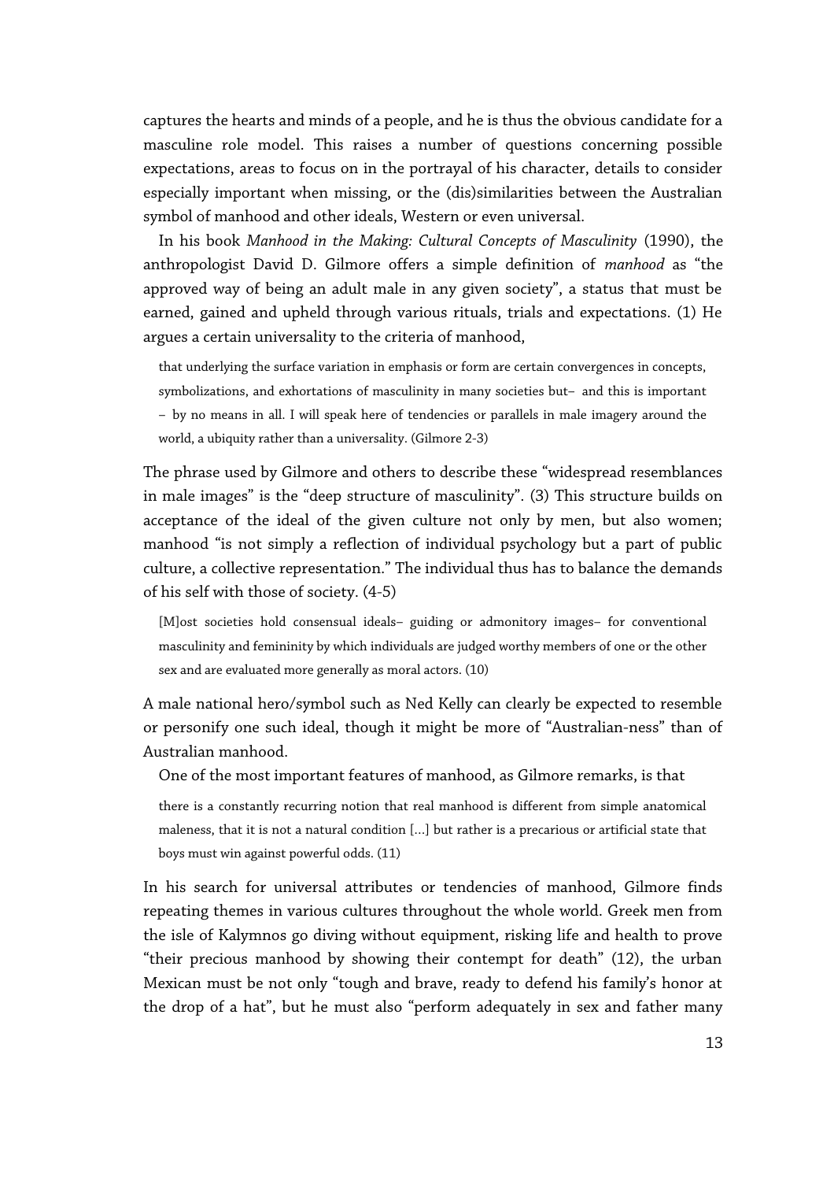captures the hearts and minds of a people, and he is thus the obvious candidate for a masculine role model. This raises a number of questions concerning possible expectations, areas to focus on in the portrayal of his character, details to consider especially important when missing, or the (dis)similarities between the Australian symbol of manhood and other ideals, Western or even universal.

In his book *Manhood in the Making: Cultural Concepts of Masculinity* (1990), the anthropologist David D. Gilmore offers a simple definition of *manhood* as "the approved way of being an adult male in any given society", a status that must be earned, gained and upheld through various rituals, trials and expectations. (1) He argues a certain universality to the criteria of manhood,

> that underlying the surface variation in emphasis or form are certain convergences in concepts, symbolizations, and exhortations of masculinity in many societies but– and this is important – by no means in all. I will speak here of tendencies or parallels in male imagery around the world, a ubiquity rather than a universality. (Gilmore 2-3)

The phrase used by Gilmore and others to describe these "widespread resemblances in male images" is the "deep structure of masculinity". (3) This structure builds on acceptance of the ideal of the given culture not only by men, but also women; manhood "is not simply a reflection of individual psychology but a part of public culture, a collective representation." The individual thus has to balance the demands of his self with those of society. (4-5)

> [M]ost societies hold consensual ideals– guiding or admonitory images– for conventional masculinity and femininity by which individuals are judged worthy members of one or the other sex and are evaluated more generally as moral actors. (10)

A male national hero/symbol such as Ned Kelly can clearly be expected to resemble or personify one such ideal, though it might be more of "Australian-ness" than of Australian manhood.

One of the most important features of manhood, as Gilmore remarks, is that

> there is a constantly recurring notion that real manhood is different from simple anatomical maleness, that it is not a natural condition [...] but rather is a precarious or artificial state that boys must win against powerful odds. (11)

In his search for universal attributes or tendencies of manhood, Gilmore finds repeating themes in various cultures throughout the whole world. Greek men from the isle of Kalymnos go diving without equipment, risking life and health to prove "their precious manhood by showing their contempt for death" (12), the urban Mexican must be not only "tough and brave, ready to defend his family's honor at the drop of a hat", but he must also "perform adequately in sex and father many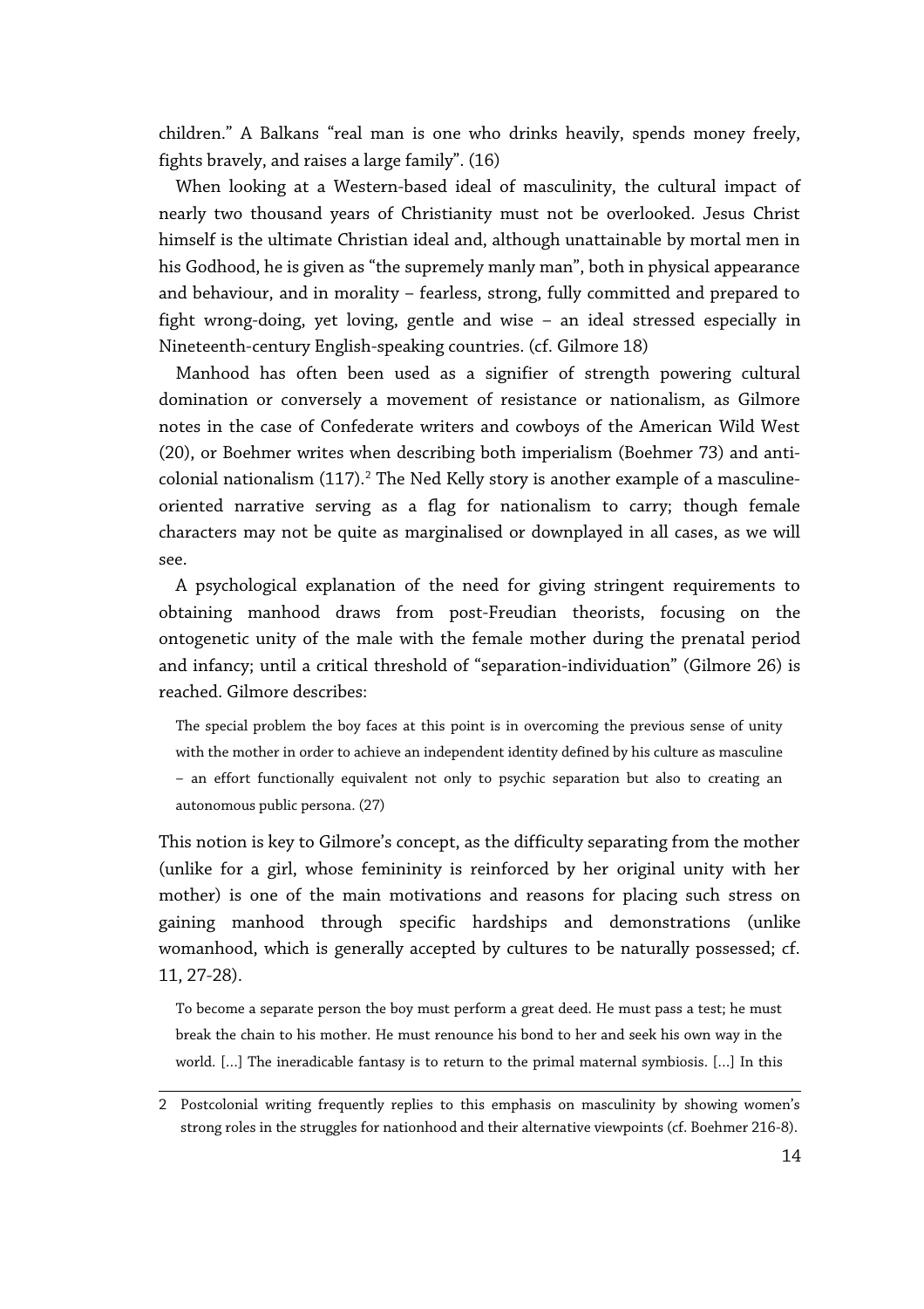children." A Balkans "real man is one who drinks heavily, spends money freely, fights bravely, and raises a large family". (16)

When looking at a Western-based ideal of masculinity, the cultural impact of nearly two thousand years of Christianity must not be overlooked. Jesus Christ himself is the ultimate Christian ideal and, although unattainable by mortal men in his Godhood, he is given as "the supremely manly man", both in physical appearance and behaviour, and in morality – fearless, strong, fully committed and prepared to fight wrong-doing, yet loving, gentle and wise – an ideal stressed especially in Nineteenth-century English-speaking countries. (cf. Gilmore 18)

Manhood has often been used as a signifier of strength powering cultural domination or conversely a movement of resistance or nationalism, as Gilmore notes in the case of Confederate writers and cowboys of the American Wild West (20), or Boehmer writes when describing both imperialism (Boehmer 73) and anti-colonial nationalism (117).[2] The Ned Kelly story is another example of a masculine-oriented narrative serving as a flag for nationalism to carry; though female characters may not be quite as marginalised or downplayed in all cases, as we will see.

A psychological explanation of the need for giving stringent requirements to obtaining manhood draws from post-Freudian theorists, focusing on the ontogenetic unity of the male with the female mother during the prenatal period and infancy; until a critical threshold of "separation-individuation" (Gilmore 26) is reached. Gilmore describes:

> The special problem the boy faces at this point is in overcoming the previous sense of unity with the mother in order to achieve an independent identity defined by his culture as masculine – an effort functionally equivalent not only to psychic separation but also to creating an autonomous public persona. (27)

This notion is key to Gilmore's concept, as the difficulty separating from the mother (unlike for a girl, whose femininity is reinforced by her original unity with her mother) is one of the main motivations and reasons for placing such stress on gaining manhood through specific hardships and demonstrations (unlike womanhood, which is generally accepted by cultures to be naturally possessed; cf. 11, 27-28).

> To become a separate person the boy must perform a great deed. He must pass a test; he must break the chain to his mother. He must renounce his bond to her and seek his own way in the world. […] The ineradicable fantasy is to return to the primal maternal symbiosis. […] In this

---

2 Postcolonial writing frequently replies to this emphasis on masculinity by showing women's strong roles in the struggles for nationhood and their alternative viewpoints (cf. Boehmer 216-8).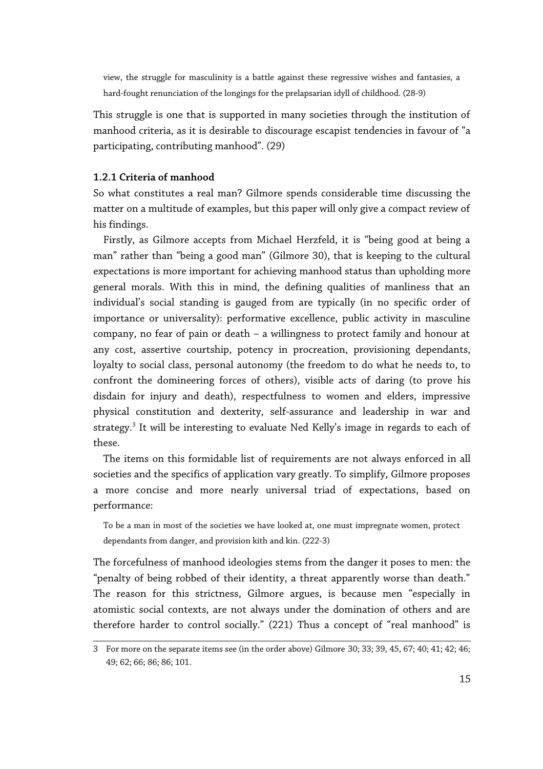> view, the struggle for masculinity is a battle against these regressive wishes and fantasies, a hard-fought renunciation of the longings for the prelapsarian idyll of childhood. (28-9)

This struggle is one that is supported in many societies through the institution of manhood criteria, as it is desirable to discourage escapist tendencies in favour of "a participating, contributing manhood". (29)

### 1.2.1 Criteria of manhood

So what constitutes a real man? Gilmore spends considerable time discussing the matter on a multitude of examples, but this paper will only give a compact review of his findings.

Firstly, as Gilmore accepts from Michael Herzfeld, it is "being good at being a man" rather than "being a good man" (Gilmore 30), that is keeping to the cultural expectations is more important for achieving manhood status than upholding more general morals. With this in mind, the defining qualities of manliness that an individual's social standing is gauged from are typically (in no specific order of importance or universality): performative excellence, public activity in masculine company, no fear of pain or death – a willingness to protect family and honour at any cost, assertive courtship, potency in procreation, provisioning dependants, loyalty to social class, personal autonomy (the freedom to do what he needs to, to confront the domineering forces of others), visible acts of daring (to prove his disdain for injury and death), respectfulness to women and elders, impressive physical constitution and dexterity, self-assurance and leadership in war and strategy.[3] It will be interesting to evaluate Ned Kelly's image in regards to each of these.

The items on this formidable list of requirements are not always enforced in all societies and the specifics of application vary greatly. To simplify, Gilmore proposes a more concise and more nearly universal triad of expectations, based on performance:

> To be a man in most of the societies we have looked at, one must impregnate women, protect dependants from danger, and provision kith and kin. (222-3)

The forcefulness of manhood ideologies stems from the danger it poses to men: the "penalty of being robbed of their identity, a threat apparently worse than death." The reason for this strictness, Gilmore argues, is because men "especially in atomistic social contexts, are not always under the domination of others and are therefore harder to control socially." (221) Thus a concept of "real manhood" is

---

3 For more on the separate items see (in the order above) Gilmore 30; 33; 39, 45, 67; 40; 41; 42; 46; 49; 62; 66; 86; 86; 101.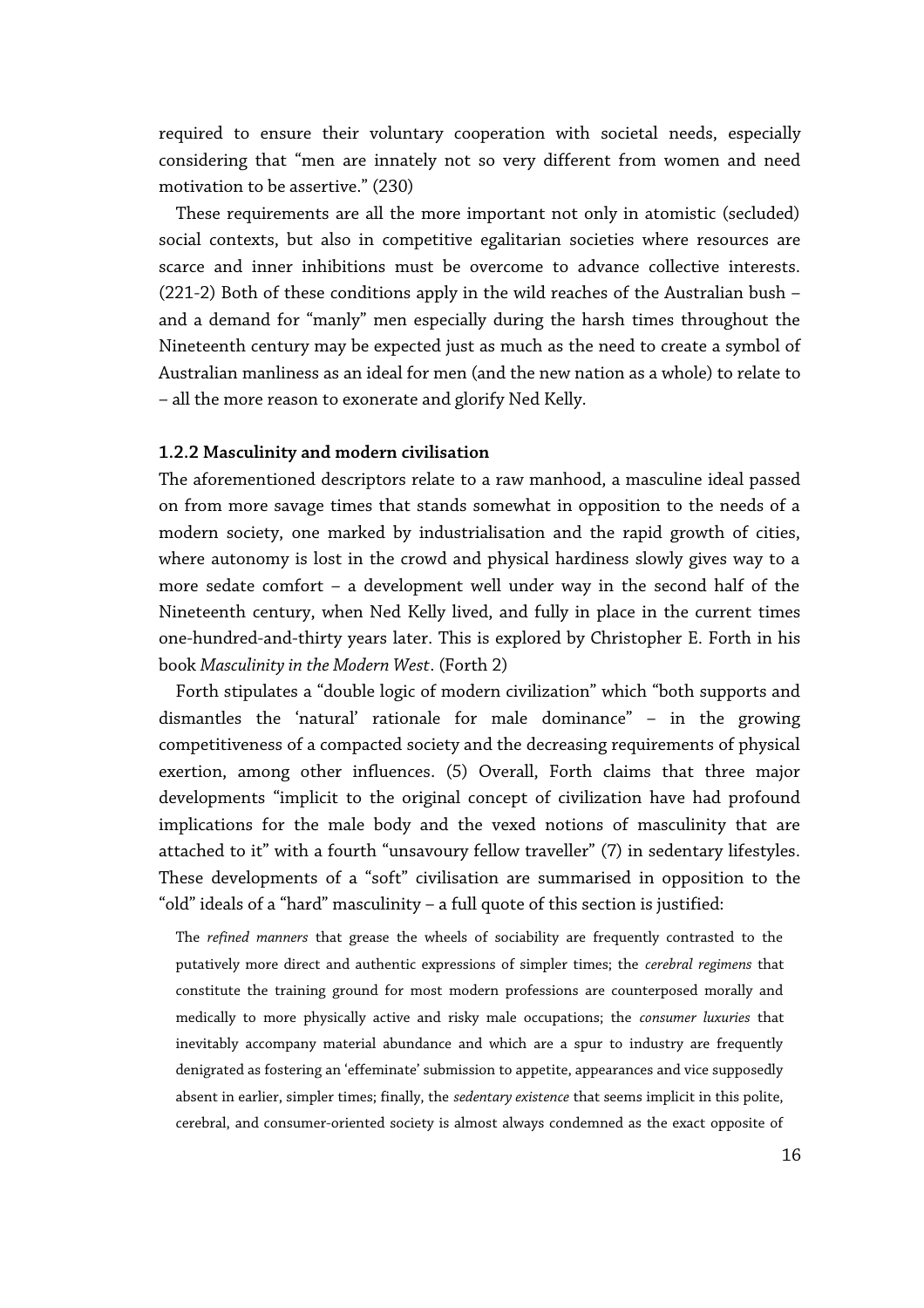required to ensure their voluntary cooperation with societal needs, especially considering that "men are innately not so very different from women and need motivation to be assertive." (230)

These requirements are all the more important not only in atomistic (secluded) social contexts, but also in competitive egalitarian societies where resources are scarce and inner inhibitions must be overcome to advance collective interests. (221-2) Both of these conditions apply in the wild reaches of the Australian bush – and a demand for "manly" men especially during the harsh times throughout the Nineteenth century may be expected just as much as the need to create a symbol of Australian manliness as an ideal for men (and the new nation as a whole) to relate to – all the more reason to exonerate and glorify Ned Kelly.

### 1.2.2 Masculinity and modern civilisation

The aforementioned descriptors relate to a raw manhood, a masculine ideal passed on from more savage times that stands somewhat in opposition to the needs of a modern society, one marked by industrialisation and the rapid growth of cities, where autonomy is lost in the crowd and physical hardiness slowly gives way to a more sedate comfort – a development well under way in the second half of the Nineteenth century, when Ned Kelly lived, and fully in place in the current times one-hundred-and-thirty years later. This is explored by Christopher E. Forth in his book *Masculinity in the Modern West*. (Forth 2)

Forth stipulates a "double logic of modern civilization" which "both supports and dismantles the 'natural' rationale for male dominance" – in the growing competitiveness of a compacted society and the decreasing requirements of physical exertion, among other influences. (5) Overall, Forth claims that three major developments "implicit to the original concept of civilization have had profound implications for the male body and the vexed notions of masculinity that are attached to it" with a fourth "unsavoury fellow traveller" (7) in sedentary lifestyles. These developments of a "soft" civilisation are summarised in opposition to the "old" ideals of a "hard" masculinity – a full quote of this section is justified:

> The *refined manners* that grease the wheels of sociability are frequently contrasted to the putatively more direct and authentic expressions of simpler times; the *cerebral regimens* that constitute the training ground for most modern professions are counterposed morally and medically to more physically active and risky male occupations; the *consumer luxuries* that inevitably accompany material abundance and which are a spur to industry are frequently denigrated as fostering an 'effeminate' submission to appetite, appearances and vice supposedly absent in earlier, simpler times; finally, the *sedentary existence* that seems implicit in this polite, cerebral, and consumer-oriented society is almost always condemned as the exact opposite of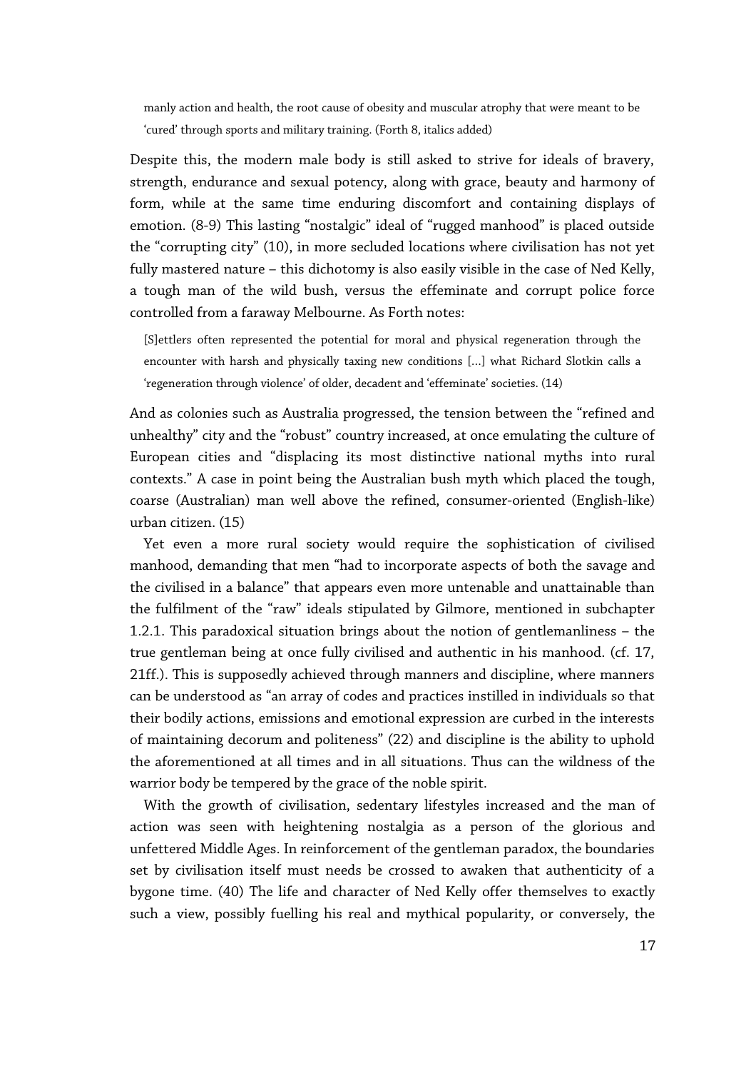> manly action and health, the root cause of obesity and muscular atrophy that were meant to be 'cured' through sports and military training. (Forth 8, italics added)

Despite this, the modern male body is still asked to strive for ideals of bravery, strength, endurance and sexual potency, along with grace, beauty and harmony of form, while at the same time enduring discomfort and containing displays of emotion. (8-9) This lasting "nostalgic" ideal of "rugged manhood" is placed outside the "corrupting city" (10), in more secluded locations where civilisation has not yet fully mastered nature – this dichotomy is also easily visible in the case of Ned Kelly, a tough man of the wild bush, versus the effeminate and corrupt police force controlled from a faraway Melbourne. As Forth notes:

> [S]ettlers often represented the potential for moral and physical regeneration through the encounter with harsh and physically taxing new conditions […] what Richard Slotkin calls a 'regeneration through violence' of older, decadent and 'effeminate' societies. (14)

And as colonies such as Australia progressed, the tension between the "refined and unhealthy" city and the "robust" country increased, at once emulating the culture of European cities and "displacing its most distinctive national myths into rural contexts." A case in point being the Australian bush myth which placed the tough, coarse (Australian) man well above the refined, consumer-oriented (English-like) urban citizen. (15)

Yet even a more rural society would require the sophistication of civilised manhood, demanding that men "had to incorporate aspects of both the savage and the civilised in a balance" that appears even more untenable and unattainable than the fulfilment of the "raw" ideals stipulated by Gilmore, mentioned in subchapter 1.2.1. This paradoxical situation brings about the notion of gentlemanliness – the true gentleman being at once fully civilised and authentic in his manhood. (cf. 17, 21ff.). This is supposedly achieved through manners and discipline, where manners can be understood as "an array of codes and practices instilled in individuals so that their bodily actions, emissions and emotional expression are curbed in the interests of maintaining decorum and politeness" (22) and discipline is the ability to uphold the aforementioned at all times and in all situations. Thus can the wildness of the warrior body be tempered by the grace of the noble spirit.

With the growth of civilisation, sedentary lifestyles increased and the man of action was seen with heightening nostalgia as a person of the glorious and unfettered Middle Ages. In reinforcement of the gentleman paradox, the boundaries set by civilisation itself must needs be crossed to awaken that authenticity of a bygone time. (40) The life and character of Ned Kelly offer themselves to exactly such a view, possibly fuelling his real and mythical popularity, or conversely, the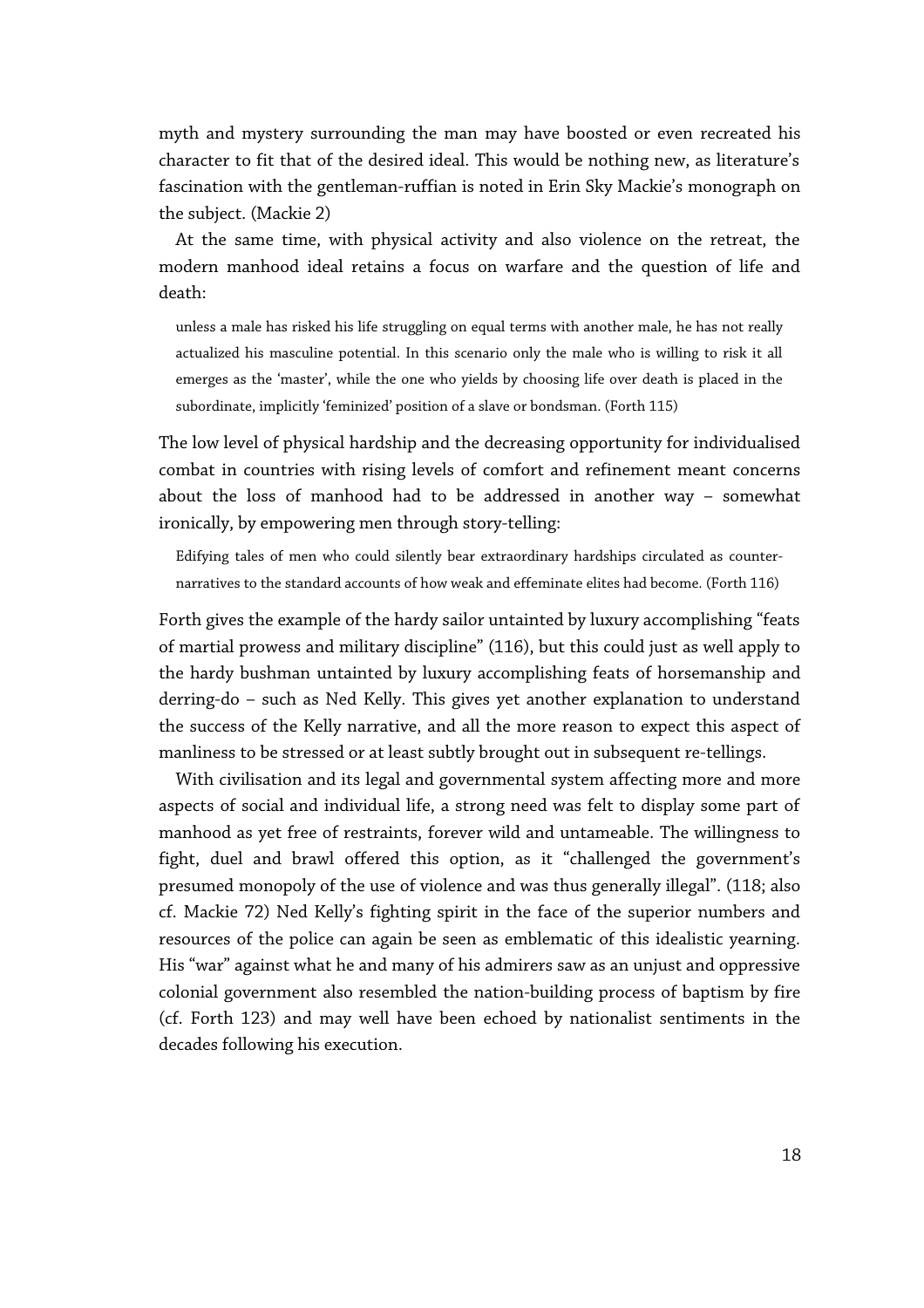myth and mystery surrounding the man may have boosted or even recreated his character to fit that of the desired ideal. This would be nothing new, as literature's fascination with the gentleman-ruffian is noted in Erin Sky Mackie's monograph on the subject. (Mackie 2)

At the same time, with physical activity and also violence on the retreat, the modern manhood ideal retains a focus on warfare and the question of life and death:

> unless a male has risked his life struggling on equal terms with another male, he has not really actualized his masculine potential. In this scenario only the male who is willing to risk it all emerges as the 'master', while the one who yields by choosing life over death is placed in the subordinate, implicitly 'feminized' position of a slave or bondsman. (Forth 115)

The low level of physical hardship and the decreasing opportunity for individualised combat in countries with rising levels of comfort and refinement meant concerns about the loss of manhood had to be addressed in another way – somewhat ironically, by empowering men through story-telling:

> Edifying tales of men who could silently bear extraordinary hardships circulated as counter-narratives to the standard accounts of how weak and effeminate elites had become. (Forth 116)

Forth gives the example of the hardy sailor untainted by luxury accomplishing "feats of martial prowess and military discipline" (116), but this could just as well apply to the hardy bushman untainted by luxury accomplishing feats of horsemanship and derring-do – such as Ned Kelly. This gives yet another explanation to understand the success of the Kelly narrative, and all the more reason to expect this aspect of manliness to be stressed or at least subtly brought out in subsequent re-tellings.

With civilisation and its legal and governmental system affecting more and more aspects of social and individual life, a strong need was felt to display some part of manhood as yet free of restraints, forever wild and untameable. The willingness to fight, duel and brawl offered this option, as it "challenged the government's presumed monopoly of the use of violence and was thus generally illegal". (118; also cf. Mackie 72) Ned Kelly's fighting spirit in the face of the superior numbers and resources of the police can again be seen as emblematic of this idealistic yearning. His "war" against what he and many of his admirers saw as an unjust and oppressive colonial government also resembled the nation-building process of baptism by fire (cf. Forth 123) and may well have been echoed by nationalist sentiments in the decades following his execution.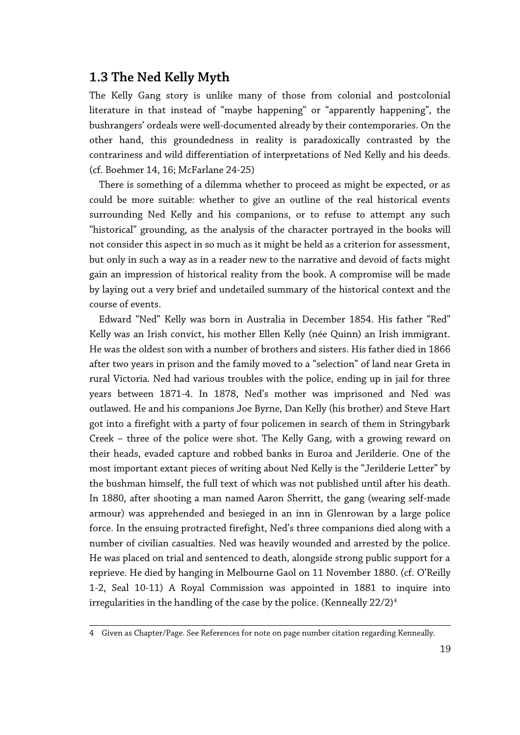## 1.3 The Ned Kelly Myth

The Kelly Gang story is unlike many of those from colonial and postcolonial literature in that instead of "maybe happening" or "apparently happening", the bushrangers' ordeals were well-documented already by their contemporaries. On the other hand, this groundedness in reality is paradoxically contrasted by the contrariness and wild differentiation of interpretations of Ned Kelly and his deeds. (cf. Boehmer 14, 16; McFarlane 24-25)

There is something of a dilemma whether to proceed as might be expected, or as could be more suitable: whether to give an outline of the real historical events surrounding Ned Kelly and his companions, or to refuse to attempt any such "historical" grounding, as the analysis of the character portrayed in the books will not consider this aspect in so much as it might be held as a criterion for assessment, but only in such a way as in a reader new to the narrative and devoid of facts might gain an impression of historical reality from the book. A compromise will be made by laying out a very brief and undetailed summary of the historical context and the course of events.

Edward "Ned" Kelly was born in Australia in December 1854. His father "Red" Kelly was an Irish convict, his mother Ellen Kelly (née Quinn) an Irish immigrant. He was the oldest son with a number of brothers and sisters. His father died in 1866 after two years in prison and the family moved to a "selection" of land near Greta in rural Victoria. Ned had various troubles with the police, ending up in jail for three years between 1871-4. In 1878, Ned's mother was imprisoned and Ned was outlawed. He and his companions Joe Byrne, Dan Kelly (his brother) and Steve Hart got into a firefight with a party of four policemen in search of them in Stringybark Creek – three of the police were shot. The Kelly Gang, with a growing reward on their heads, evaded capture and robbed banks in Euroa and Jerilderie. One of the most important extant pieces of writing about Ned Kelly is the "Jerilderie Letter" by the bushman himself, the full text of which was not published until after his death. In 1880, after shooting a man named Aaron Sherritt, the gang (wearing self-made armour) was apprehended and besieged in an inn in Glenrowan by a large police force. In the ensuing protracted firefight, Ned's three companions died along with a number of civilian casualties. Ned was heavily wounded and arrested by the police. He was placed on trial and sentenced to death, alongside strong public support for a reprieve. He died by hanging in Melbourne Gaol on 11 November 1880. (cf. O'Reilly 1-2, Seal 10-11) A Royal Commission was appointed in 1881 to inquire into irregularities in the handling of the case by the police. (Kenneally 22/2)[4]

---

4 Given as Chapter/Page. See References for note on page number citation regarding Kenneally.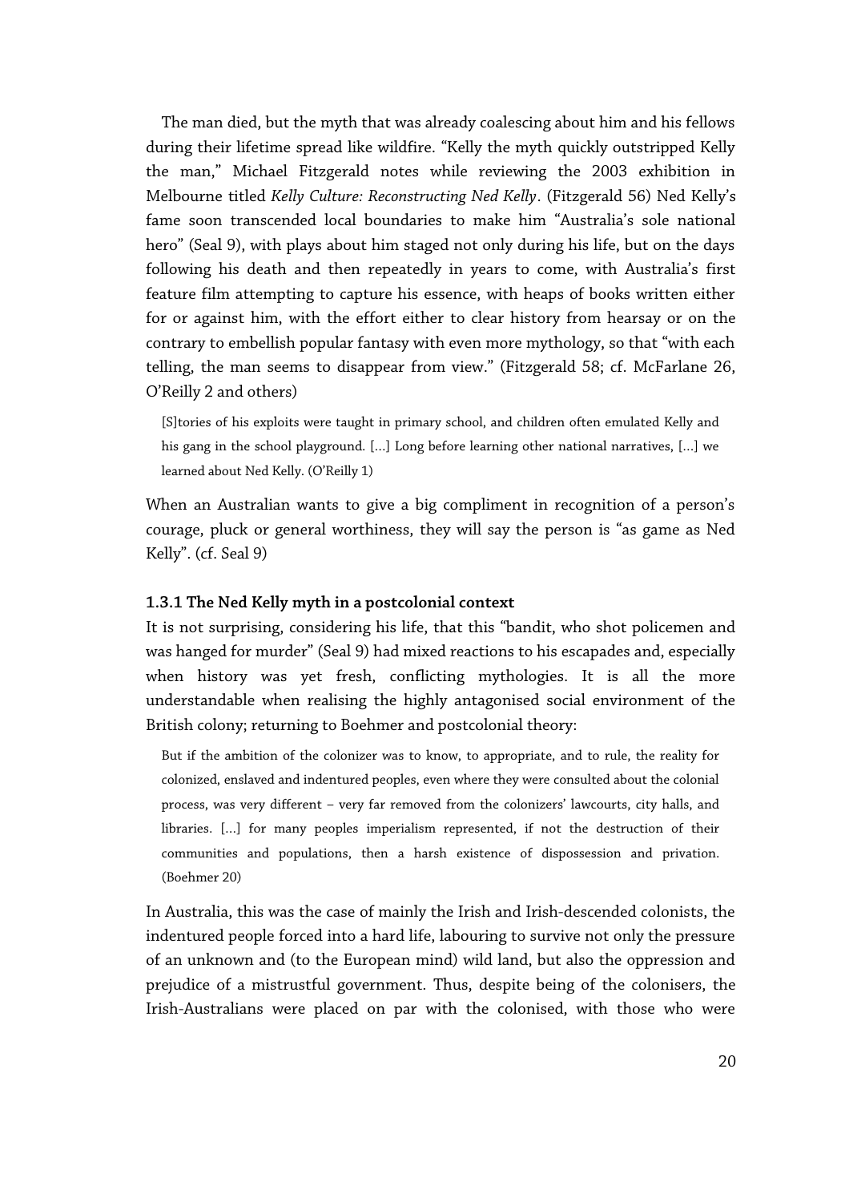The man died, but the myth that was already coalescing about him and his fellows during their lifetime spread like wildfire. "Kelly the myth quickly outstripped Kelly the man," Michael Fitzgerald notes while reviewing the 2003 exhibition in Melbourne titled *Kelly Culture: Reconstructing Ned Kelly*. (Fitzgerald 56) Ned Kelly's fame soon transcended local boundaries to make him "Australia's sole national hero" (Seal 9), with plays about him staged not only during his life, but on the days following his death and then repeatedly in years to come, with Australia's first feature film attempting to capture his essence, with heaps of books written either for or against him, with the effort either to clear history from hearsay or on the contrary to embellish popular fantasy with even more mythology, so that "with each telling, the man seems to disappear from view." (Fitzgerald 58; cf. McFarlane 26, O'Reilly 2 and others)

> [S]tories of his exploits were taught in primary school, and children often emulated Kelly and his gang in the school playground. [...] Long before learning other national narratives, [...] we learned about Ned Kelly. (O'Reilly 1)

When an Australian wants to give a big compliment in recognition of a person's courage, pluck or general worthiness, they will say the person is "as game as Ned Kelly". (cf. Seal 9)

### 1.3.1 The Ned Kelly myth in a postcolonial context

It is not surprising, considering his life, that this "bandit, who shot policemen and was hanged for murder" (Seal 9) had mixed reactions to his escapades and, especially when history was yet fresh, conflicting mythologies. It is all the more understandable when realising the highly antagonised social environment of the British colony; returning to Boehmer and postcolonial theory:

> But if the ambition of the colonizer was to know, to appropriate, and to rule, the reality for colonized, enslaved and indentured peoples, even where they were consulted about the colonial process, was very different – very far removed from the colonizers' lawcourts, city halls, and libraries. [...] for many peoples imperialism represented, if not the destruction of their communities and populations, then a harsh existence of dispossession and privation. (Boehmer 20)

In Australia, this was the case of mainly the Irish and Irish-descended colonists, the indentured people forced into a hard life, labouring to survive not only the pressure of an unknown and (to the European mind) wild land, but also the oppression and prejudice of a mistrustful government. Thus, despite being of the colonisers, the Irish-Australians were placed on par with the colonised, with those who were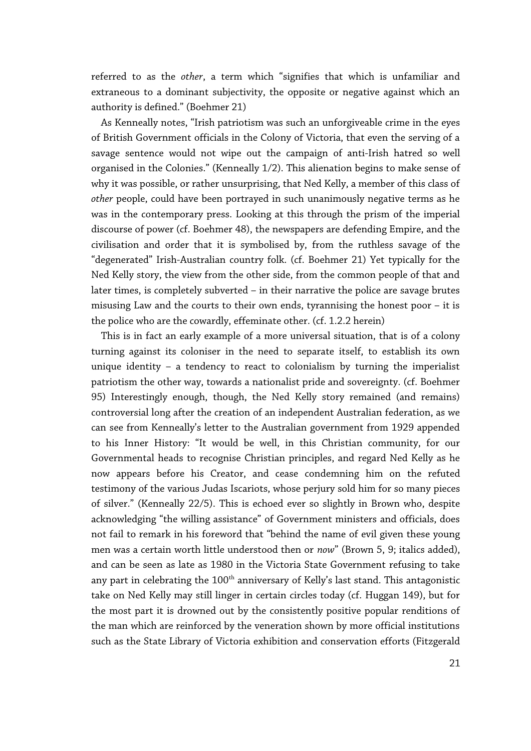referred to as the *other*, a term which "signifies that which is unfamiliar and extraneous to a dominant subjectivity, the opposite or negative against which an authority is defined." (Boehmer 21)

As Kenneally notes, "Irish patriotism was such an unforgiveable crime in the eyes of British Government officials in the Colony of Victoria, that even the serving of a savage sentence would not wipe out the campaign of anti-Irish hatred so well organised in the Colonies." (Kenneally 1/2). This alienation begins to make sense of why it was possible, or rather unsurprising, that Ned Kelly, a member of this class of *other* people, could have been portrayed in such unanimously negative terms as he was in the contemporary press. Looking at this through the prism of the imperial discourse of power (cf. Boehmer 48), the newspapers are defending Empire, and the civilisation and order that it is symbolised by, from the ruthless savage of the "degenerated" Irish-Australian country folk. (cf. Boehmer 21) Yet typically for the Ned Kelly story, the view from the other side, from the common people of that and later times, is completely subverted – in their narrative the police are savage brutes misusing Law and the courts to their own ends, tyrannising the honest poor – it is the police who are the cowardly, effeminate other. (cf. 1.2.2 herein)

This is in fact an early example of a more universal situation, that is of a colony turning against its coloniser in the need to separate itself, to establish its own unique identity – a tendency to react to colonialism by turning the imperialist patriotism the other way, towards a nationalist pride and sovereignty. (cf. Boehmer 95) Interestingly enough, though, the Ned Kelly story remained (and remains) controversial long after the creation of an independent Australian federation, as we can see from Kenneally's letter to the Australian government from 1929 appended to his Inner History: "It would be well, in this Christian community, for our Governmental heads to recognise Christian principles, and regard Ned Kelly as he now appears before his Creator, and cease condemning him on the refuted testimony of the various Judas Iscariots, whose perjury sold him for so many pieces of silver." (Kenneally 22/5). This is echoed ever so slightly in Brown who, despite acknowledging "the willing assistance" of Government ministers and officials, does not fail to remark in his foreword that "behind the name of evil given these young men was a certain worth little understood then or *now*" (Brown 5, 9; italics added), and can be seen as late as 1980 in the Victoria State Government refusing to take any part in celebrating the 100th anniversary of Kelly's last stand. This antagonistic take on Ned Kelly may still linger in certain circles today (cf. Huggan 149), but for the most part it is drowned out by the consistently positive popular renditions of the man which are reinforced by the veneration shown by more official institutions such as the State Library of Victoria exhibition and conservation efforts (Fitzgerald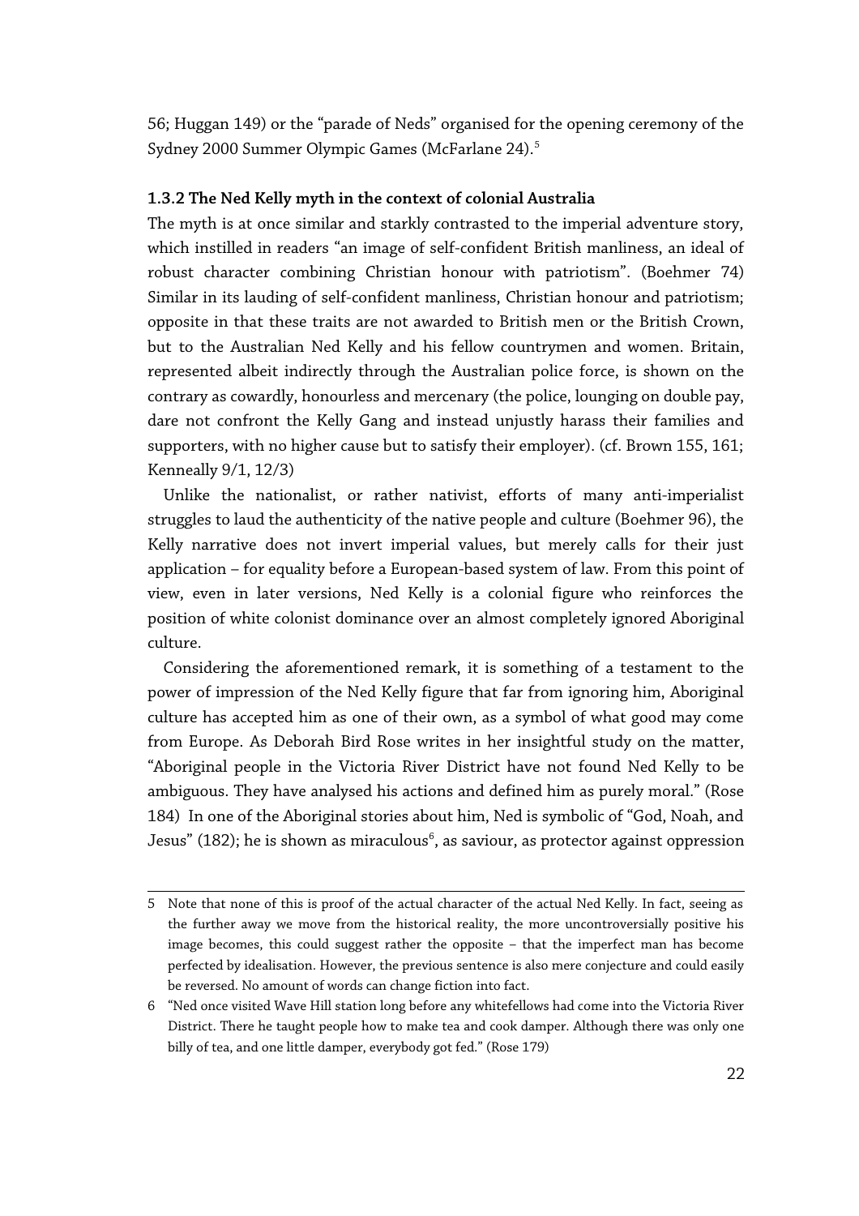56; Huggan 149) or the "parade of Neds" organised for the opening ceremony of the Sydney 2000 Summer Olympic Games (McFarlane 24).[5]

### 1.3.2 The Ned Kelly myth in the context of colonial Australia

The myth is at once similar and starkly contrasted to the imperial adventure story, which instilled in readers "an image of self-confident British manliness, an ideal of robust character combining Christian honour with patriotism". (Boehmer 74) Similar in its lauding of self-confident manliness, Christian honour and patriotism; opposite in that these traits are not awarded to British men or the British Crown, but to the Australian Ned Kelly and his fellow countrymen and women. Britain, represented albeit indirectly through the Australian police force, is shown on the contrary as cowardly, honourless and mercenary (the police, lounging on double pay, dare not confront the Kelly Gang and instead unjustly harass their families and supporters, with no higher cause but to satisfy their employer). (cf. Brown 155, 161; Kenneally 9/1, 12/3)

Unlike the nationalist, or rather nativist, efforts of many anti-imperialist struggles to laud the authenticity of the native people and culture (Boehmer 96), the Kelly narrative does not invert imperial values, but merely calls for their just application – for equality before a European-based system of law. From this point of view, even in later versions, Ned Kelly is a colonial figure who reinforces the position of white colonist dominance over an almost completely ignored Aboriginal culture.

Considering the aforementioned remark, it is something of a testament to the power of impression of the Ned Kelly figure that far from ignoring him, Aboriginal culture has accepted him as one of their own, as a symbol of what good may come from Europe. As Deborah Bird Rose writes in her insightful study on the matter, "Aboriginal people in the Victoria River District have not found Ned Kelly to be ambiguous. They have analysed his actions and defined him as purely moral." (Rose 184) In one of the Aboriginal stories about him, Ned is symbolic of "God, Noah, and Jesus" (182); he is shown as miraculous[6], as saviour, as protector against oppression

---

5 Note that none of this is proof of the actual character of the actual Ned Kelly. In fact, seeing as the further away we move from the historical reality, the more uncontroversially positive his image becomes, this could suggest rather the opposite – that the imperfect man has become perfected by idealisation. However, the previous sentence is also mere conjecture and could easily be reversed. No amount of words can change fiction into fact.

6 "Ned once visited Wave Hill station long before any whitefellows had come into the Victoria River District. There he taught people how to make tea and cook damper. Although there was only one billy of tea, and one little damper, everybody got fed." (Rose 179)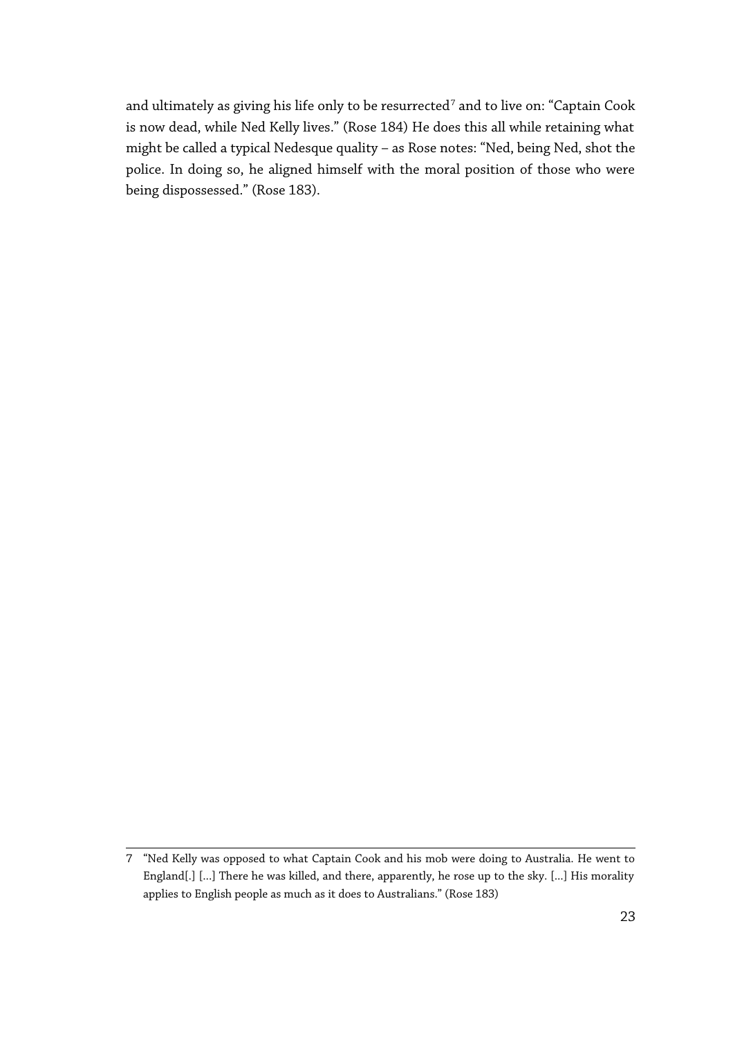and ultimately as giving his life only to be resurrected[7] and to live on: "Captain Cook is now dead, while Ned Kelly lives." (Rose 184) He does this all while retaining what might be called a typical Nedesque quality – as Rose notes: "Ned, being Ned, shot the police. In doing so, he aligned himself with the moral position of those who were being dispossessed." (Rose 183).

---

7 "Ned Kelly was opposed to what Captain Cook and his mob were doing to Australia. He went to England[.] [...] There he was killed, and there, apparently, he rose up to the sky. [...] His morality applies to English people as much as it does to Australians." (Rose 183)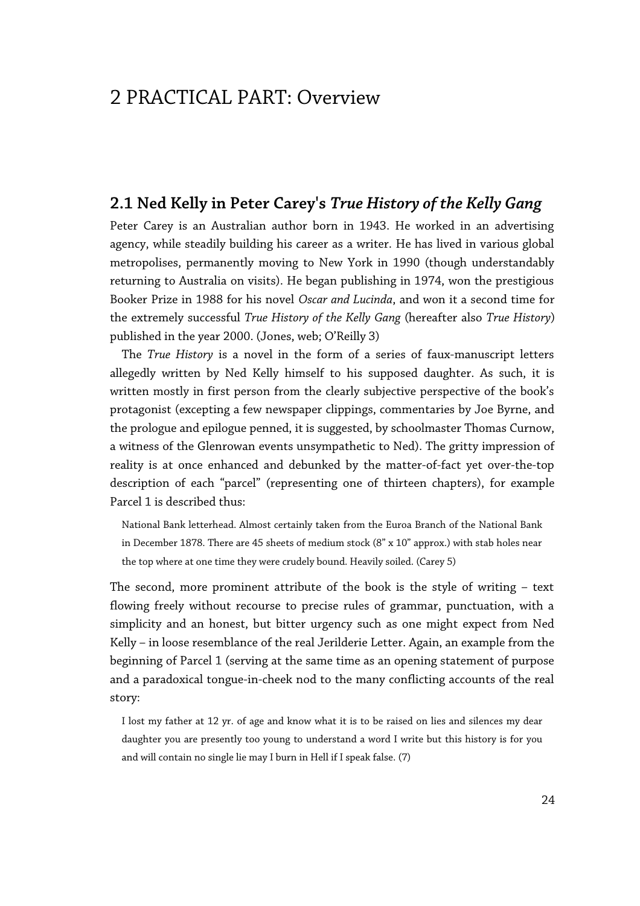# 2 PRACTICAL PART: Overview

## 2.1 Ned Kelly in Peter Carey's *True History of the Kelly Gang*

Peter Carey is an Australian author born in 1943. He worked in an advertising agency, while steadily building his career as a writer. He has lived in various global metropolises, permanently moving to New York in 1990 (though understandably returning to Australia on visits). He began publishing in 1974, won the prestigious Booker Prize in 1988 for his novel *Oscar and Lucinda*, and won it a second time for the extremely successful *True History of the Kelly Gang* (hereafter also *True History*) published in the year 2000. (Jones, web; O'Reilly 3)

The *True History* is a novel in the form of a series of faux-manuscript letters allegedly written by Ned Kelly himself to his supposed daughter. As such, it is written mostly in first person from the clearly subjective perspective of the book's protagonist (excepting a few newspaper clippings, commentaries by Joe Byrne, and the prologue and epilogue penned, it is suggested, by schoolmaster Thomas Curnow, a witness of the Glenrowan events unsympathetic to Ned). The gritty impression of reality is at once enhanced and debunked by the matter-of-fact yet over-the-top description of each "parcel" (representing one of thirteen chapters), for example Parcel 1 is described thus:

> National Bank letterhead. Almost certainly taken from the Euroa Branch of the National Bank in December 1878. There are 45 sheets of medium stock (8" x 10" approx.) with stab holes near the top where at one time they were crudely bound. Heavily soiled. (Carey 5)

The second, more prominent attribute of the book is the style of writing – text flowing freely without recourse to precise rules of grammar, punctuation, with a simplicity and an honest, but bitter urgency such as one might expect from Ned Kelly – in loose resemblance of the real Jerilderie Letter. Again, an example from the beginning of Parcel 1 (serving at the same time as an opening statement of purpose and a paradoxical tongue-in-cheek nod to the many conflicting accounts of the real story:

> I lost my father at 12 yr. of age and know what it is to be raised on lies and silences my dear daughter you are presently too young to understand a word I write but this history is for you and will contain no single lie may I burn in Hell if I speak false. (7)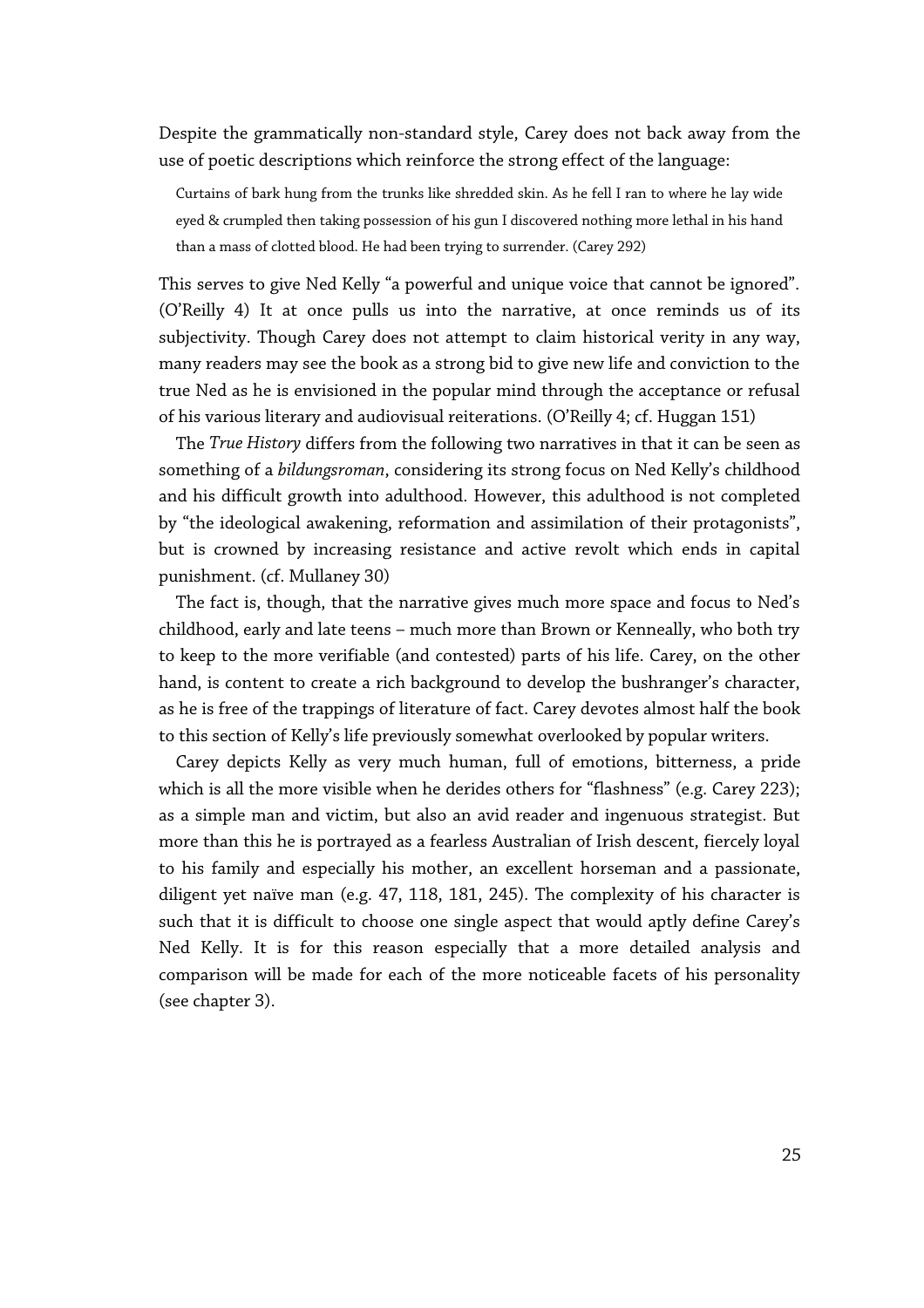Despite the grammatically non-standard style, Carey does not back away from the use of poetic descriptions which reinforce the strong effect of the language:

> Curtains of bark hung from the trunks like shredded skin. As he fell I ran to where he lay wide eyed & crumpled then taking possession of his gun I discovered nothing more lethal in his hand than a mass of clotted blood. He had been trying to surrender. (Carey 292)

This serves to give Ned Kelly "a powerful and unique voice that cannot be ignored". (O'Reilly 4) It at once pulls us into the narrative, at once reminds us of its subjectivity. Though Carey does not attempt to claim historical verity in any way, many readers may see the book as a strong bid to give new life and conviction to the true Ned as he is envisioned in the popular mind through the acceptance or refusal of his various literary and audiovisual reiterations. (O'Reilly 4; cf. Huggan 151)

The *True History* differs from the following two narratives in that it can be seen as something of a *bildungsroman*, considering its strong focus on Ned Kelly's childhood and his difficult growth into adulthood. However, this adulthood is not completed by "the ideological awakening, reformation and assimilation of their protagonists", but is crowned by increasing resistance and active revolt which ends in capital punishment. (cf. Mullaney 30)

The fact is, though, that the narrative gives much more space and focus to Ned's childhood, early and late teens – much more than Brown or Kenneally, who both try to keep to the more verifiable (and contested) parts of his life. Carey, on the other hand, is content to create a rich background to develop the bushranger's character, as he is free of the trappings of literature of fact. Carey devotes almost half the book to this section of Kelly's life previously somewhat overlooked by popular writers.

Carey depicts Kelly as very much human, full of emotions, bitterness, a pride which is all the more visible when he derides others for "flashness" (e.g. Carey 223); as a simple man and victim, but also an avid reader and ingenuous strategist. But more than this he is portrayed as a fearless Australian of Irish descent, fiercely loyal to his family and especially his mother, an excellent horseman and a passionate, diligent yet naïve man (e.g. 47, 118, 181, 245). The complexity of his character is such that it is difficult to choose one single aspect that would aptly define Carey's Ned Kelly. It is for this reason especially that a more detailed analysis and comparison will be made for each of the more noticeable facets of his personality (see chapter 3).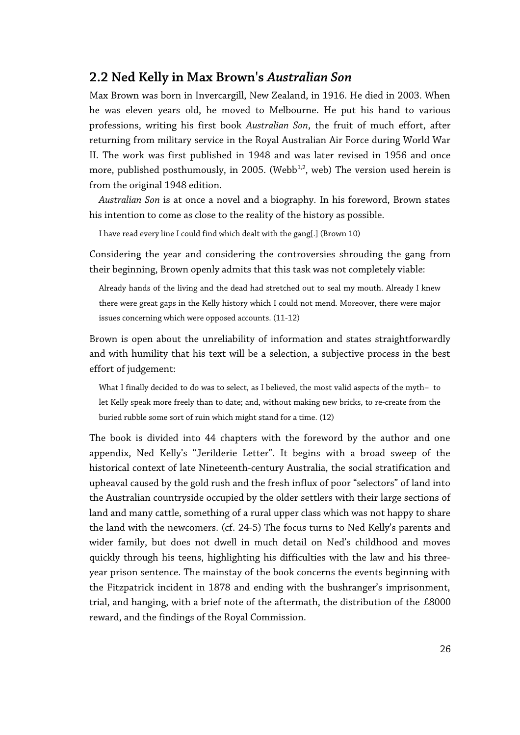## 2.2 Ned Kelly in Max Brown's *Australian Son*

Max Brown was born in Invercargill, New Zealand, in 1916. He died in 2003. When he was eleven years old, he moved to Melbourne. He put his hand to various professions, writing his first book *Australian Son*, the fruit of much effort, after returning from military service in the Royal Australian Air Force during World War II. The work was first published in 1948 and was later revised in 1956 and once more, published posthumously, in 2005. (Webb[1,2], web) The version used herein is from the original 1948 edition.

*Australian Son* is at once a novel and a biography. In his foreword, Brown states his intention to come as close to the reality of the history as possible.

> I have read every line I could find which dealt with the gang[.] (Brown 10)

Considering the year and considering the controversies shrouding the gang from their beginning, Brown openly admits that this task was not completely viable:

> Already hands of the living and the dead had stretched out to seal my mouth. Already I knew there were great gaps in the Kelly history which I could not mend. Moreover, there were major issues concerning which were opposed accounts. (11-12)

Brown is open about the unreliability of information and states straightforwardly and with humility that his text will be a selection, a subjective process in the best effort of judgement:

> What I finally decided to do was to select, as I believed, the most valid aspects of the myth– to let Kelly speak more freely than to date; and, without making new bricks, to re-create from the buried rubble some sort of ruin which might stand for a time. (12)

The book is divided into 44 chapters with the foreword by the author and one appendix, Ned Kelly's "Jerilderie Letter". It begins with a broad sweep of the historical context of late Nineteenth-century Australia, the social stratification and upheaval caused by the gold rush and the fresh influx of poor "selectors" of land into the Australian countryside occupied by the older settlers with their large sections of land and many cattle, something of a rural upper class which was not happy to share the land with the newcomers. (cf. 24-5) The focus turns to Ned Kelly's parents and wider family, but does not dwell in much detail on Ned's childhood and moves quickly through his teens, highlighting his difficulties with the law and his three-year prison sentence. The mainstay of the book concerns the events beginning with the Fitzpatrick incident in 1878 and ending with the bushranger's imprisonment, trial, and hanging, with a brief note of the aftermath, the distribution of the £8000 reward, and the findings of the Royal Commission.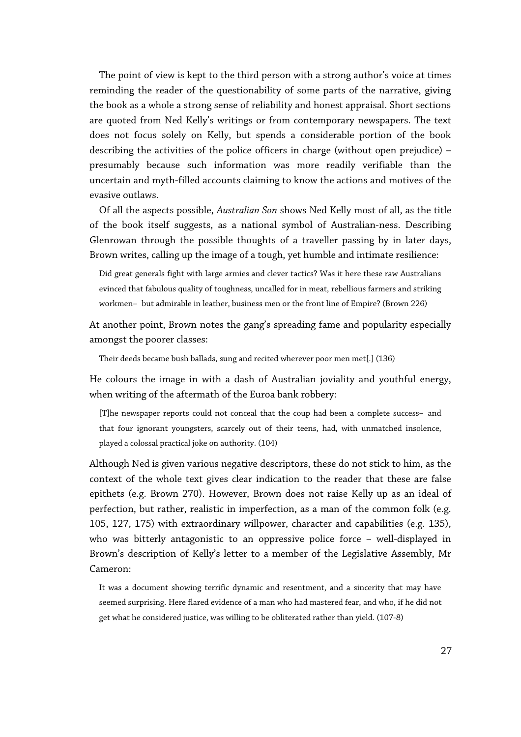The point of view is kept to the third person with a strong author's voice at times reminding the reader of the questionability of some parts of the narrative, giving the book as a whole a strong sense of reliability and honest appraisal. Short sections are quoted from Ned Kelly's writings or from contemporary newspapers. The text does not focus solely on Kelly, but spends a considerable portion of the book describing the activities of the police officers in charge (without open prejudice) – presumably because such information was more readily verifiable than the uncertain and myth-filled accounts claiming to know the actions and motives of the evasive outlaws.

Of all the aspects possible, *Australian Son* shows Ned Kelly most of all, as the title of the book itself suggests, as a national symbol of Australian-ness. Describing Glenrowan through the possible thoughts of a traveller passing by in later days, Brown writes, calling up the image of a tough, yet humble and intimate resilience:

> Did great generals fight with large armies and clever tactics? Was it here these raw Australians evinced that fabulous quality of toughness, uncalled for in meat, rebellious farmers and striking workmen– but admirable in leather, business men or the front line of Empire? (Brown 226)

At another point, Brown notes the gang's spreading fame and popularity especially amongst the poorer classes:

> Their deeds became bush ballads, sung and recited wherever poor men met[.] (136)

He colours the image in with a dash of Australian joviality and youthful energy, when writing of the aftermath of the Euroa bank robbery:

> [T]he newspaper reports could not conceal that the coup had been a complete success– and that four ignorant youngsters, scarcely out of their teens, had, with unmatched insolence, played a colossal practical joke on authority. (104)

Although Ned is given various negative descriptors, these do not stick to him, as the context of the whole text gives clear indication to the reader that these are false epithets (e.g. Brown 270). However, Brown does not raise Kelly up as an ideal of perfection, but rather, realistic in imperfection, as a man of the common folk (e.g. 105, 127, 175) with extraordinary willpower, character and capabilities (e.g. 135), who was bitterly antagonistic to an oppressive police force – well-displayed in Brown's description of Kelly's letter to a member of the Legislative Assembly, Mr Cameron:

> It was a document showing terrific dynamic and resentment, and a sincerity that may have seemed surprising. Here flared evidence of a man who had mastered fear, and who, if he did not get what he considered justice, was willing to be obliterated rather than yield. (107-8)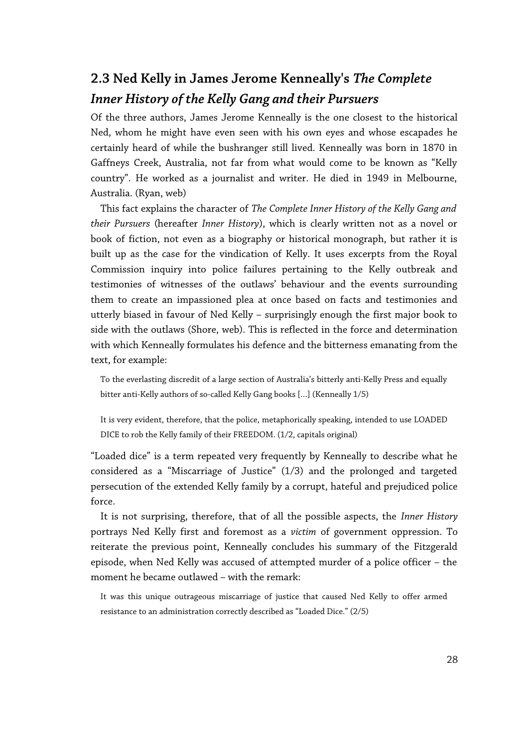## 2.3 Ned Kelly in James Jerome Kenneally's *The Complete Inner History of the Kelly Gang and their Pursuers*

Of the three authors, James Jerome Kenneally is the one closest to the historical Ned, whom he might have even seen with his own eyes and whose escapades he certainly heard of while the bushranger still lived. Kenneally was born in 1870 in Gaffneys Creek, Australia, not far from what would come to be known as "Kelly country". He worked as a journalist and writer. He died in 1949 in Melbourne, Australia. (Ryan, web)

This fact explains the character of *The Complete Inner History of the Kelly Gang and their Pursuers* (hereafter *Inner History*), which is clearly written not as a novel or book of fiction, not even as a biography or historical monograph, but rather it is built up as the case for the vindication of Kelly. It uses excerpts from the Royal Commission inquiry into police failures pertaining to the Kelly outbreak and testimonies of witnesses of the outlaws' behaviour and the events surrounding them to create an impassioned plea at once based on facts and testimonies and utterly biased in favour of Ned Kelly – surprisingly enough the first major book to side with the outlaws (Shore, web). This is reflected in the force and determination with which Kenneally formulates his defence and the bitterness emanating from the text, for example:

> To the everlasting discredit of a large section of Australia's bitterly anti-Kelly Press and equally bitter anti-Kelly authors of so-called Kelly Gang books [...] (Kenneally 1/5)

> It is very evident, therefore, that the police, metaphorically speaking, intended to use LOADED DICE to rob the Kelly family of their FREEDOM. (1/2, capitals original)

"Loaded dice" is a term repeated very frequently by Kenneally to describe what he considered as a "Miscarriage of Justice" (1/3) and the prolonged and targeted persecution of the extended Kelly family by a corrupt, hateful and prejudiced police force.

It is not surprising, therefore, that of all the possible aspects, the *Inner History* portrays Ned Kelly first and foremost as a *victim* of government oppression. To reiterate the previous point, Kenneally concludes his summary of the Fitzgerald episode, when Ned Kelly was accused of attempted murder of a police officer – the moment he became outlawed – with the remark:

> It was this unique outrageous miscarriage of justice that caused Ned Kelly to offer armed resistance to an administration correctly described as "Loaded Dice." (2/5)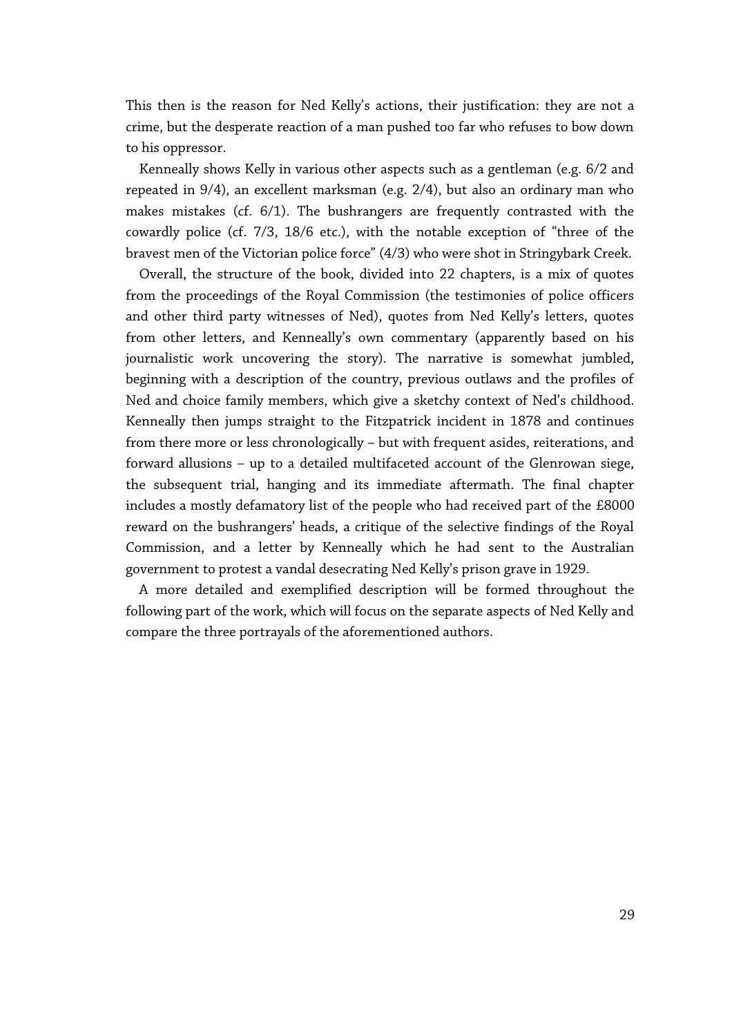This then is the reason for Ned Kelly's actions, their justification: they are not a crime, but the desperate reaction of a man pushed too far who refuses to bow down to his oppressor.

Kenneally shows Kelly in various other aspects such as a gentleman (e.g. 6/2 and repeated in 9/4), an excellent marksman (e.g. 2/4), but also an ordinary man who makes mistakes (cf. 6/1). The bushrangers are frequently contrasted with the cowardly police (cf. 7/3, 18/6 etc.), with the notable exception of "three of the bravest men of the Victorian police force" (4/3) who were shot in Stringybark Creek.

Overall, the structure of the book, divided into 22 chapters, is a mix of quotes from the proceedings of the Royal Commission (the testimonies of police officers and other third party witnesses of Ned), quotes from Ned Kelly's letters, quotes from other letters, and Kenneally's own commentary (apparently based on his journalistic work uncovering the story). The narrative is somewhat jumbled, beginning with a description of the country, previous outlaws and the profiles of Ned and choice family members, which give a sketchy context of Ned's childhood. Kenneally then jumps straight to the Fitzpatrick incident in 1878 and continues from there more or less chronologically – but with frequent asides, reiterations, and forward allusions – up to a detailed multifaceted account of the Glenrowan siege, the subsequent trial, hanging and its immediate aftermath. The final chapter includes a mostly defamatory list of the people who had received part of the £8000 reward on the bushrangers' heads, a critique of the selective findings of the Royal Commission, and a letter by Kenneally which he had sent to the Australian government to protest a vandal desecrating Ned Kelly's prison grave in 1929.

A more detailed and exemplified description will be formed throughout the following part of the work, which will focus on the separate aspects of Ned Kelly and compare the three portrayals of the aforementioned authors.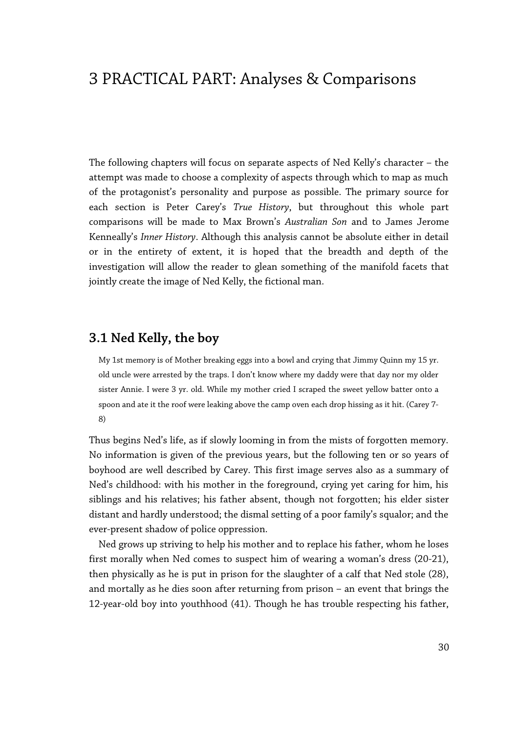# 3 PRACTICAL PART: Analyses & Comparisons

The following chapters will focus on separate aspects of Ned Kelly's character – the attempt was made to choose a complexity of aspects through which to map as much of the protagonist's personality and purpose as possible. The primary source for each section is Peter Carey's *True History*, but throughout this whole part comparisons will be made to Max Brown's *Australian Son* and to James Jerome Kenneally's *Inner History*. Although this analysis cannot be absolute either in detail or in the entirety of extent, it is hoped that the breadth and depth of the investigation will allow the reader to glean something of the manifold facets that jointly create the image of Ned Kelly, the fictional man.

## 3.1 Ned Kelly, the boy

> My 1st memory is of Mother breaking eggs into a bowl and crying that Jimmy Quinn my 15 yr. old uncle were arrested by the traps. I don't know where my daddy were that day nor my older sister Annie. I were 3 yr. old. While my mother cried I scraped the sweet yellow batter onto a spoon and ate it the roof were leaking above the camp oven each drop hissing as it hit. (Carey 7-8)

Thus begins Ned's life, as if slowly looming in from the mists of forgotten memory. No information is given of the previous years, but the following ten or so years of boyhood are well described by Carey. This first image serves also as a summary of Ned's childhood: with his mother in the foreground, crying yet caring for him, his siblings and his relatives; his father absent, though not forgotten; his elder sister distant and hardly understood; the dismal setting of a poor family's squalor; and the ever-present shadow of police oppression.

Ned grows up striving to help his mother and to replace his father, whom he loses first morally when Ned comes to suspect him of wearing a woman's dress (20-21), then physically as he is put in prison for the slaughter of a calf that Ned stole (28), and mortally as he dies soon after returning from prison – an event that brings the 12-year-old boy into youthhood (41). Though he has trouble respecting his father,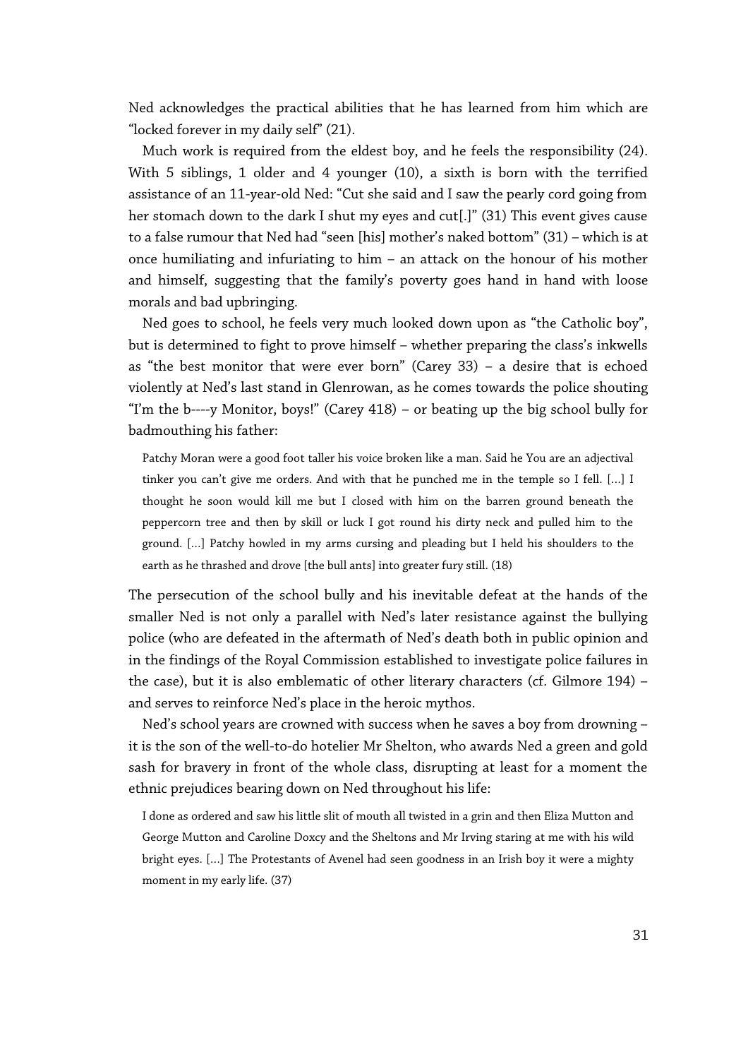Ned acknowledges the practical abilities that he has learned from him which are "locked forever in my daily self" (21).

Much work is required from the eldest boy, and he feels the responsibility (24). With 5 siblings, 1 older and 4 younger (10), a sixth is born with the terrified assistance of an 11-year-old Ned: "Cut she said and I saw the pearly cord going from her stomach down to the dark I shut my eyes and cut[.]" (31) This event gives cause to a false rumour that Ned had "seen [his] mother's naked bottom" (31) – which is at once humiliating and infuriating to him – an attack on the honour of his mother and himself, suggesting that the family's poverty goes hand in hand with loose morals and bad upbringing.

Ned goes to school, he feels very much looked down upon as "the Catholic boy", but is determined to fight to prove himself – whether preparing the class's inkwells as "the best monitor that were ever born" (Carey 33) – a desire that is echoed violently at Ned's last stand in Glenrowan, as he comes towards the police shouting "I'm the b----y Monitor, boys!" (Carey 418) – or beating up the big school bully for badmouthing his father:

> Patchy Moran were a good foot taller his voice broken like a man. Said he You are an adjectival tinker you can't give me orders. And with that he punched me in the temple so I fell. [...] I thought he soon would kill me but I closed with him on the barren ground beneath the peppercorn tree and then by skill or luck I got round his dirty neck and pulled him to the ground. [...] Patchy howled in my arms cursing and pleading but I held his shoulders to the earth as he thrashed and drove [the bull ants] into greater fury still. (18)

The persecution of the school bully and his inevitable defeat at the hands of the smaller Ned is not only a parallel with Ned's later resistance against the bullying police (who are defeated in the aftermath of Ned's death both in public opinion and in the findings of the Royal Commission established to investigate police failures in the case), but it is also emblematic of other literary characters (cf. Gilmore 194) – and serves to reinforce Ned's place in the heroic mythos.

Ned's school years are crowned with success when he saves a boy from drowning – it is the son of the well-to-do hotelier Mr Shelton, who awards Ned a green and gold sash for bravery in front of the whole class, disrupting at least for a moment the ethnic prejudices bearing down on Ned throughout his life:

> I done as ordered and saw his little slit of mouth all twisted in a grin and then Eliza Mutton and George Mutton and Caroline Doxcy and the Sheltons and Mr Irving staring at me with his wild bright eyes. [...] The Protestants of Avenel had seen goodness in an Irish boy it were a mighty moment in my early life. (37)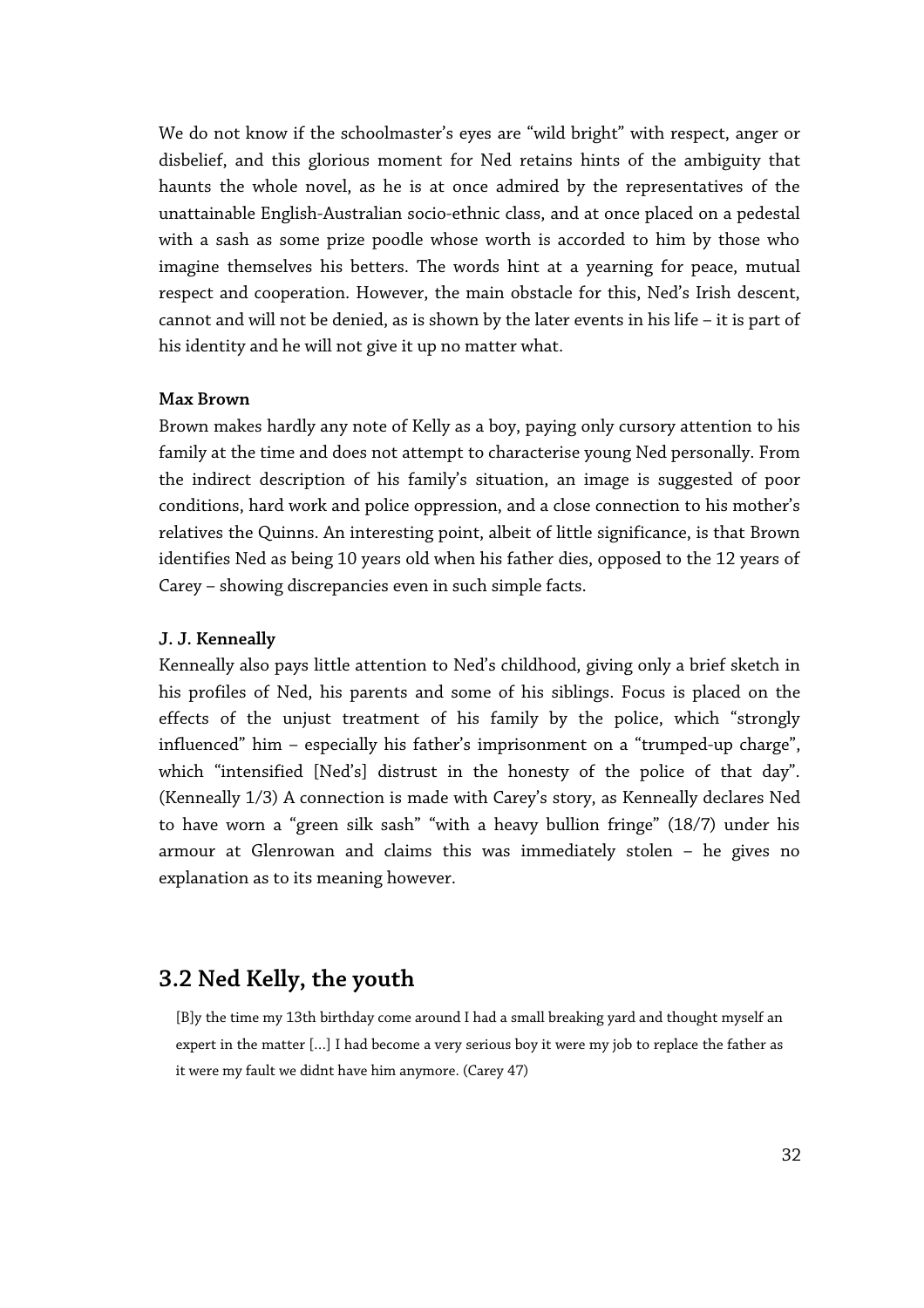We do not know if the schoolmaster's eyes are "wild bright" with respect, anger or disbelief, and this glorious moment for Ned retains hints of the ambiguity that haunts the whole novel, as he is at once admired by the representatives of the unattainable English-Australian socio-ethnic class, and at once placed on a pedestal with a sash as some prize poodle whose worth is accorded to him by those who imagine themselves his betters. The words hint at a yearning for peace, mutual respect and cooperation. However, the main obstacle for this, Ned's Irish descent, cannot and will not be denied, as is shown by the later events in his life – it is part of his identity and he will not give it up no matter what.

**Max Brown**

Brown makes hardly any note of Kelly as a boy, paying only cursory attention to his family at the time and does not attempt to characterise young Ned personally. From the indirect description of his family's situation, an image is suggested of poor conditions, hard work and police oppression, and a close connection to his mother's relatives the Quinns. An interesting point, albeit of little significance, is that Brown identifies Ned as being 10 years old when his father dies, opposed to the 12 years of Carey – showing discrepancies even in such simple facts.

**J. J. Kenneally**

Kenneally also pays little attention to Ned's childhood, giving only a brief sketch in his profiles of Ned, his parents and some of his siblings. Focus is placed on the effects of the unjust treatment of his family by the police, which "strongly influenced" him – especially his father's imprisonment on a "trumped-up charge", which "intensified [Ned's] distrust in the honesty of the police of that day". (Kenneally 1/3) A connection is made with Carey's story, as Kenneally declares Ned to have worn a "green silk sash" "with a heavy bullion fringe" (18/7) under his armour at Glenrowan and claims this was immediately stolen – he gives no explanation as to its meaning however.

## 3.2 Ned Kelly, the youth

> [B]y the time my 13th birthday come around I had a small breaking yard and thought myself an expert in the matter [...] I had become a very serious boy it were my job to replace the father as it were my fault we didnt have him anymore. (Carey 47)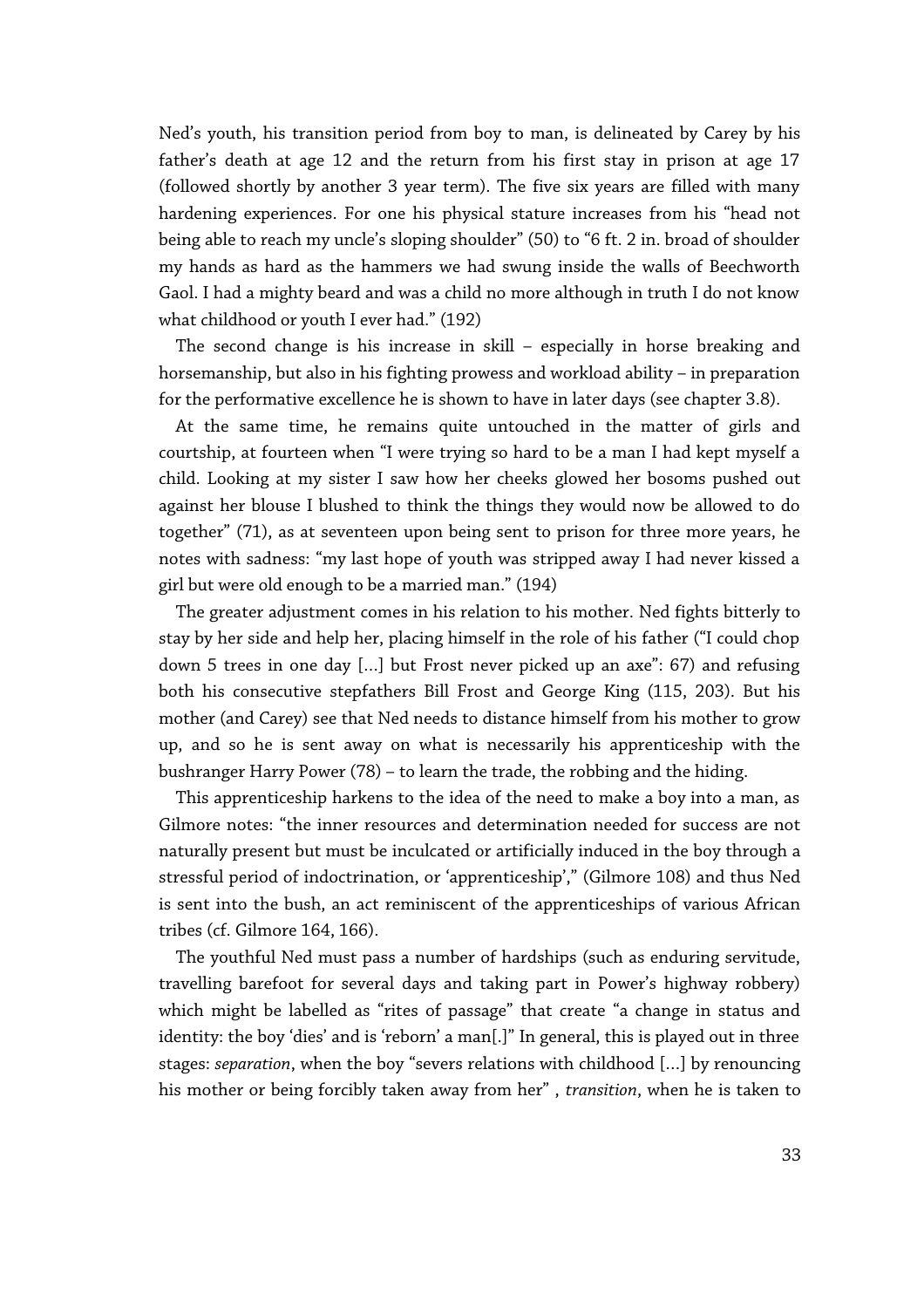Ned's youth, his transition period from boy to man, is delineated by Carey by his father's death at age 12 and the return from his first stay in prison at age 17 (followed shortly by another 3 year term). The five six years are filled with many hardening experiences. For one his physical stature increases from his "head not being able to reach my uncle's sloping shoulder" (50) to "6 ft. 2 in. broad of shoulder my hands as hard as the hammers we had swung inside the walls of Beechworth Gaol. I had a mighty beard and was a child no more although in truth I do not know what childhood or youth I ever had." (192)

The second change is his increase in skill – especially in horse breaking and horsemanship, but also in his fighting prowess and workload ability – in preparation for the performative excellence he is shown to have in later days (see chapter 3.8).

At the same time, he remains quite untouched in the matter of girls and courtship, at fourteen when "I were trying so hard to be a man I had kept myself a child. Looking at my sister I saw how her cheeks glowed her bosoms pushed out against her blouse I blushed to think the things they would now be allowed to do together" (71), as at seventeen upon being sent to prison for three more years, he notes with sadness: "my last hope of youth was stripped away I had never kissed a girl but were old enough to be a married man." (194)

The greater adjustment comes in his relation to his mother. Ned fights bitterly to stay by her side and help her, placing himself in the role of his father ("I could chop down 5 trees in one day [...] but Frost never picked up an axe": 67) and refusing both his consecutive stepfathers Bill Frost and George King (115, 203). But his mother (and Carey) see that Ned needs to distance himself from his mother to grow up, and so he is sent away on what is necessarily his apprenticeship with the bushranger Harry Power (78) – to learn the trade, the robbing and the hiding.

This apprenticeship harkens to the idea of the need to make a boy into a man, as Gilmore notes: "the inner resources and determination needed for success are not naturally present but must be inculcated or artificially induced in the boy through a stressful period of indoctrination, or 'apprenticeship'," (Gilmore 108) and thus Ned is sent into the bush, an act reminiscent of the apprenticeships of various African tribes (cf. Gilmore 164, 166).

The youthful Ned must pass a number of hardships (such as enduring servitude, travelling barefoot for several days and taking part in Power's highway robbery) which might be labelled as "rites of passage" that create "a change in status and identity: the boy 'dies' and is 'reborn' a man[.]" In general, this is played out in three stages: *separation*, when the boy "severs relations with childhood [...] by renouncing his mother or being forcibly taken away from her" , *transition*, when he is taken to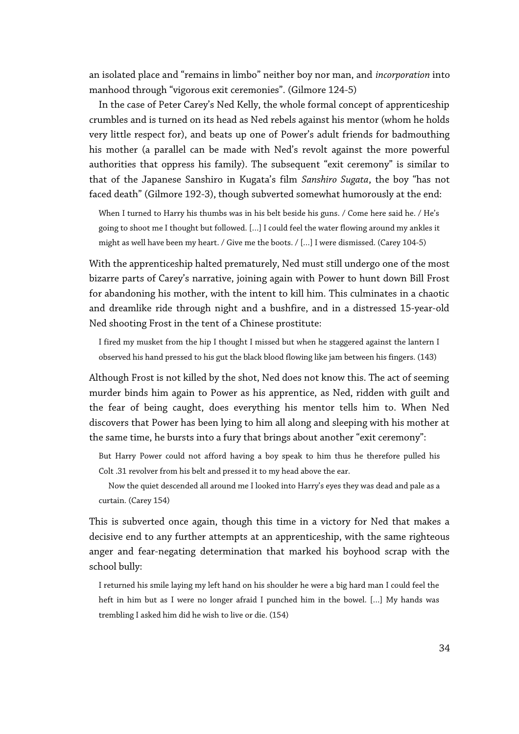an isolated place and "remains in limbo" neither boy nor man, and *incorporation* into manhood through "vigorous exit ceremonies". (Gilmore 124-5)

In the case of Peter Carey's Ned Kelly, the whole formal concept of apprenticeship crumbles and is turned on its head as Ned rebels against his mentor (whom he holds very little respect for), and beats up one of Power's adult friends for badmouthing his mother (a parallel can be made with Ned's revolt against the more powerful authorities that oppress his family). The subsequent "exit ceremony" is similar to that of the Japanese Sanshiro in Kugata's film *Sanshiro Sugata*, the boy "has not faced death" (Gilmore 192-3), though subverted somewhat humorously at the end:

> When I turned to Harry his thumbs was in his belt beside his guns. / Come here said he. / He's going to shoot me I thought but followed. […] I could feel the water flowing around my ankles it might as well have been my heart. / Give me the boots. / […] I were dismissed. (Carey 104-5)

With the apprenticeship halted prematurely, Ned must still undergo one of the most bizarre parts of Carey's narrative, joining again with Power to hunt down Bill Frost for abandoning his mother, with the intent to kill him. This culminates in a chaotic and dreamlike ride through night and a bushfire, and in a distressed 15-year-old Ned shooting Frost in the tent of a Chinese prostitute:

> I fired my musket from the hip I thought I missed but when he staggered against the lantern I observed his hand pressed to his gut the black blood flowing like jam between his fingers. (143)

Although Frost is not killed by the shot, Ned does not know this. The act of seeming murder binds him again to Power as his apprentice, as Ned, ridden with guilt and the fear of being caught, does everything his mentor tells him to. When Ned discovers that Power has been lying to him all along and sleeping with his mother at the same time, he bursts into a fury that brings about another "exit ceremony":

> But Harry Power could not afford having a boy speak to him thus he therefore pulled his Colt .31 revolver from his belt and pressed it to my head above the ear.
>
> Now the quiet descended all around me I looked into Harry's eyes they was dead and pale as a curtain. (Carey 154)

This is subverted once again, though this time in a victory for Ned that makes a decisive end to any further attempts at an apprenticeship, with the same righteous anger and fear-negating determination that marked his boyhood scrap with the school bully:

> I returned his smile laying my left hand on his shoulder he were a big hard man I could feel the heft in him but as I were no longer afraid I punched him in the bowel. […] My hands was trembling I asked him did he wish to live or die. (154)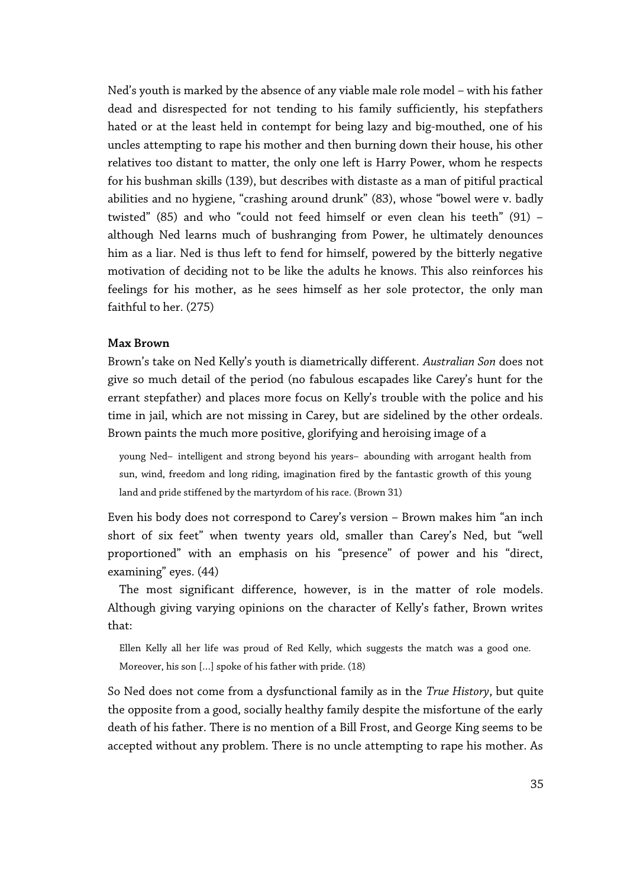Ned's youth is marked by the absence of any viable male role model – with his father dead and disrespected for not tending to his family sufficiently, his stepfathers hated or at the least held in contempt for being lazy and big-mouthed, one of his uncles attempting to rape his mother and then burning down their house, his other relatives too distant to matter, the only one left is Harry Power, whom he respects for his bushman skills (139), but describes with distaste as a man of pitiful practical abilities and no hygiene, "crashing around drunk" (83), whose "bowel were v. badly twisted" (85) and who "could not feed himself or even clean his teeth" (91) – although Ned learns much of bushranging from Power, he ultimately denounces him as a liar. Ned is thus left to fend for himself, powered by the bitterly negative motivation of deciding not to be like the adults he knows. This also reinforces his feelings for his mother, as he sees himself as her sole protector, the only man faithful to her. (275)

**Max Brown**

Brown's take on Ned Kelly's youth is diametrically different. *Australian Son* does not give so much detail of the period (no fabulous escapades like Carey's hunt for the errant stepfather) and places more focus on Kelly's trouble with the police and his time in jail, which are not missing in Carey, but are sidelined by the other ordeals. Brown paints the much more positive, glorifying and heroising image of a

> young Ned– intelligent and strong beyond his years– abounding with arrogant health from sun, wind, freedom and long riding, imagination fired by the fantastic growth of this young land and pride stiffened by the martyrdom of his race. (Brown 31)

Even his body does not correspond to Carey's version – Brown makes him "an inch short of six feet" when twenty years old, smaller than Carey's Ned, but "well proportioned" with an emphasis on his "presence" of power and his "direct, examining" eyes. (44)

The most significant difference, however, is in the matter of role models. Although giving varying opinions on the character of Kelly's father, Brown writes that:

> Ellen Kelly all her life was proud of Red Kelly, which suggests the match was a good one. Moreover, his son [...] spoke of his father with pride. (18)

So Ned does not come from a dysfunctional family as in the *True History*, but quite the opposite from a good, socially healthy family despite the misfortune of the early death of his father. There is no mention of a Bill Frost, and George King seems to be accepted without any problem. There is no uncle attempting to rape his mother. As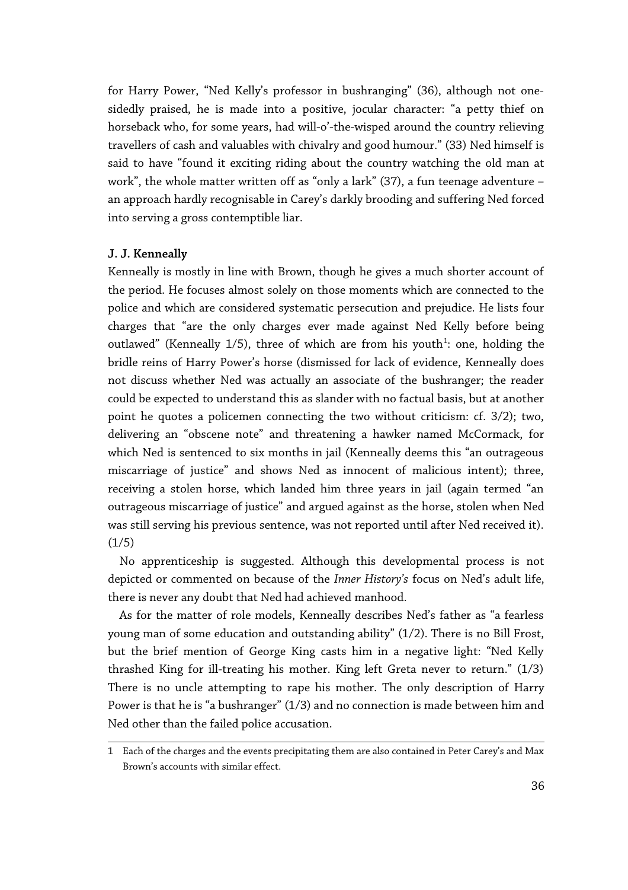for Harry Power, "Ned Kelly's professor in bushranging" (36), although not one-sidedly praised, he is made into a positive, jocular character: "a petty thief on horseback who, for some years, had will-o'-the-wisped around the country relieving travellers of cash and valuables with chivalry and good humour." (33) Ned himself is said to have "found it exciting riding about the country watching the old man at work", the whole matter written off as "only a lark" (37), a fun teenage adventure – an approach hardly recognisable in Carey's darkly brooding and suffering Ned forced into serving a gross contemptible liar.

**J. J. Kenneally**

Kenneally is mostly in line with Brown, though he gives a much shorter account of the period. He focuses almost solely on those moments which are connected to the police and which are considered systematic persecution and prejudice. He lists four charges that "are the only charges ever made against Ned Kelly before being outlawed" (Kenneally 1/5), three of which are from his youth[1]: one, holding the bridle reins of Harry Power's horse (dismissed for lack of evidence, Kenneally does not discuss whether Ned was actually an associate of the bushranger; the reader could be expected to understand this as slander with no factual basis, but at another point he quotes a policemen connecting the two without criticism: cf. 3/2); two, delivering an "obscene note" and threatening a hawker named McCormack, for which Ned is sentenced to six months in jail (Kenneally deems this "an outrageous miscarriage of justice" and shows Ned as innocent of malicious intent); three, receiving a stolen horse, which landed him three years in jail (again termed "an outrageous miscarriage of justice" and argued against as the horse, stolen when Ned was still serving his previous sentence, was not reported until after Ned received it). (1/5)

No apprenticeship is suggested. Although this developmental process is not depicted or commented on because of the *Inner History's* focus on Ned's adult life, there is never any doubt that Ned had achieved manhood.

As for the matter of role models, Kenneally describes Ned's father as "a fearless young man of some education and outstanding ability" (1/2). There is no Bill Frost, but the brief mention of George King casts him in a negative light: "Ned Kelly thrashed King for ill-treating his mother. King left Greta never to return." (1/3) There is no uncle attempting to rape his mother. The only description of Harry Power is that he is "a bushranger" (1/3) and no connection is made between him and Ned other than the failed police accusation.

---

1 Each of the charges and the events precipitating them are also contained in Peter Carey's and Max Brown's accounts with similar effect.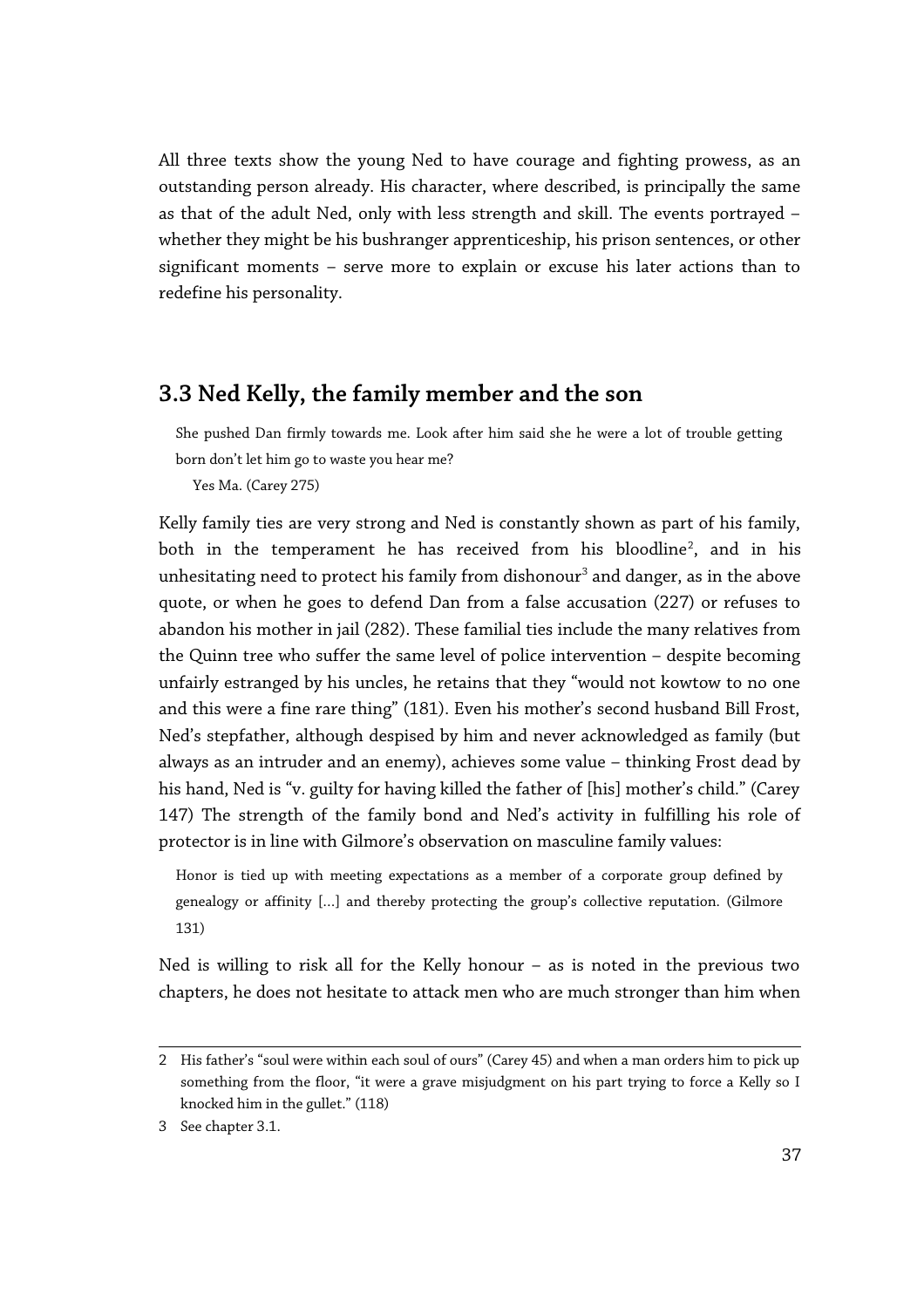All three texts show the young Ned to have courage and fighting prowess, as an outstanding person already. His character, where described, is principally the same as that of the adult Ned, only with less strength and skill. The events portrayed – whether they might be his bushranger apprenticeship, his prison sentences, or other significant moments – serve more to explain or excuse his later actions than to redefine his personality.

## 3.3 Ned Kelly, the family member and the son

> She pushed Dan firmly towards me. Look after him said she he were a lot of trouble getting born don't let him go to waste you hear me?
>
> Yes Ma. (Carey 275)

Kelly family ties are very strong and Ned is constantly shown as part of his family, both in the temperament he has received from his bloodline[2], and in his unhesitating need to protect his family from dishonour[3] and danger, as in the above quote, or when he goes to defend Dan from a false accusation (227) or refuses to abandon his mother in jail (282). These familial ties include the many relatives from the Quinn tree who suffer the same level of police intervention – despite becoming unfairly estranged by his uncles, he retains that they "would not kowtow to no one and this were a fine rare thing" (181). Even his mother's second husband Bill Frost, Ned's stepfather, although despised by him and never acknowledged as family (but always as an intruder and an enemy), achieves some value – thinking Frost dead by his hand, Ned is "v. guilty for having killed the father of [his] mother's child." (Carey 147) The strength of the family bond and Ned's activity in fulfilling his role of protector is in line with Gilmore's observation on masculine family values:

> Honor is tied up with meeting expectations as a member of a corporate group defined by genealogy or affinity […] and thereby protecting the group's collective reputation. (Gilmore 131)

Ned is willing to risk all for the Kelly honour – as is noted in the previous two chapters, he does not hesitate to attack men who are much stronger than him when

---

2 His father's "soul were within each soul of ours" (Carey 45) and when a man orders him to pick up something from the floor, "it were a grave misjudgment on his part trying to force a Kelly so I knocked him in the gullet." (118)

3 See chapter 3.1.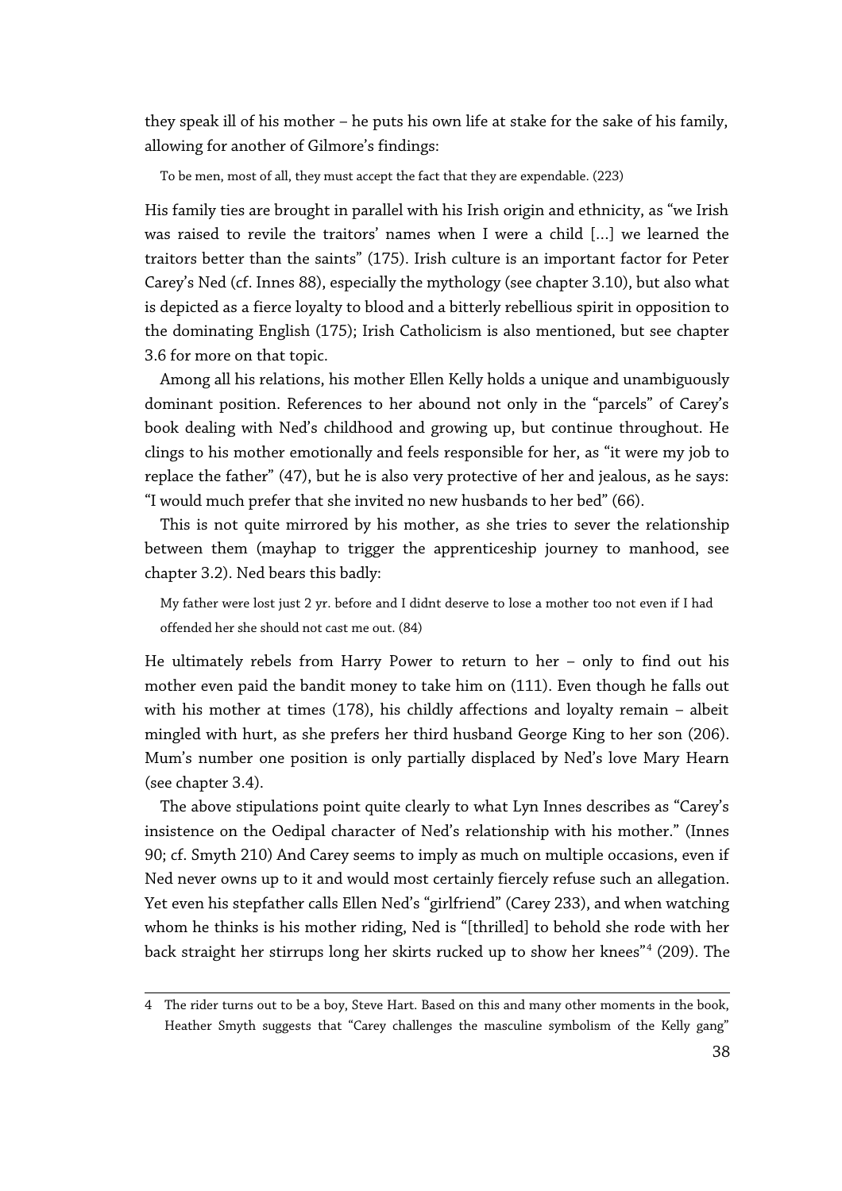they speak ill of his mother – he puts his own life at stake for the sake of his family, allowing for another of Gilmore's findings:

> To be men, most of all, they must accept the fact that they are expendable. (223)

His family ties are brought in parallel with his Irish origin and ethnicity, as "we Irish was raised to revile the traitors' names when I were a child [...] we learned the traitors better than the saints" (175). Irish culture is an important factor for Peter Carey's Ned (cf. Innes 88), especially the mythology (see chapter 3.10), but also what is depicted as a fierce loyalty to blood and a bitterly rebellious spirit in opposition to the dominating English (175); Irish Catholicism is also mentioned, but see chapter 3.6 for more on that topic.

Among all his relations, his mother Ellen Kelly holds a unique and unambiguously dominant position. References to her abound not only in the "parcels" of Carey's book dealing with Ned's childhood and growing up, but continue throughout. He clings to his mother emotionally and feels responsible for her, as "it were my job to replace the father" (47), but he is also very protective of her and jealous, as he says: "I would much prefer that she invited no new husbands to her bed" (66).

This is not quite mirrored by his mother, as she tries to sever the relationship between them (mayhap to trigger the apprenticeship journey to manhood, see chapter 3.2). Ned bears this badly:

> My father were lost just 2 yr. before and I didnt deserve to lose a mother too not even if I had offended her she should not cast me out. (84)

He ultimately rebels from Harry Power to return to her – only to find out his mother even paid the bandit money to take him on (111). Even though he falls out with his mother at times (178), his childly affections and loyalty remain – albeit mingled with hurt, as she prefers her third husband George King to her son (206). Mum's number one position is only partially displaced by Ned's love Mary Hearn (see chapter 3.4).

The above stipulations point quite clearly to what Lyn Innes describes as "Carey's insistence on the Oedipal character of Ned's relationship with his mother." (Innes 90; cf. Smyth 210) And Carey seems to imply as much on multiple occasions, even if Ned never owns up to it and would most certainly fiercely refuse such an allegation. Yet even his stepfather calls Ellen Ned's "girlfriend" (Carey 233), and when watching whom he thinks is his mother riding, Ned is "[thrilled] to behold she rode with her back straight her stirrups long her skirts rucked up to show her knees"[4] (209). The

---

4 The rider turns out to be a boy, Steve Hart. Based on this and many other moments in the book, Heather Smyth suggests that "Carey challenges the masculine symbolism of the Kelly gang"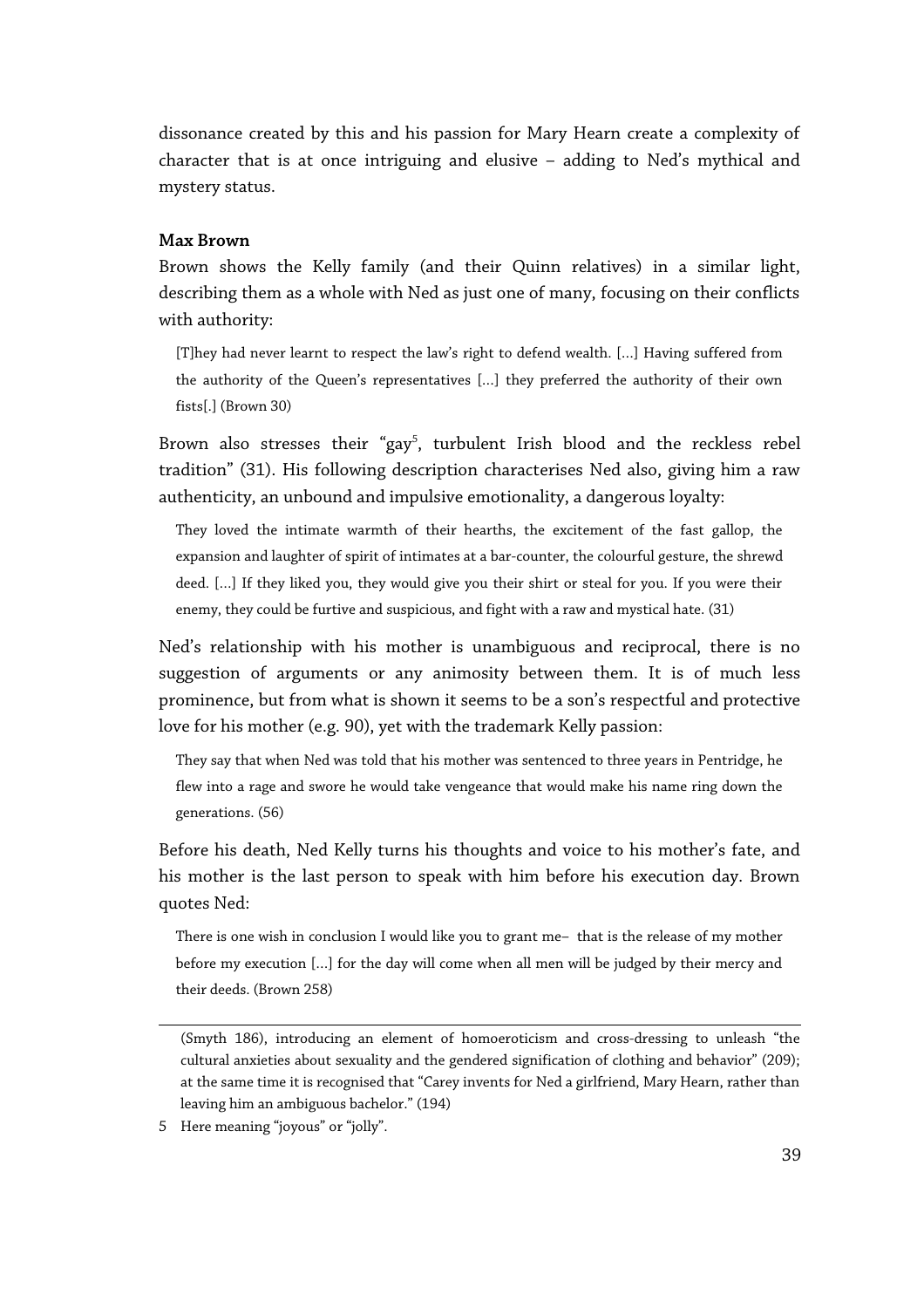dissonance created by this and his passion for Mary Hearn create a complexity of character that is at once intriguing and elusive – adding to Ned's mythical and mystery status.

**Max Brown**

Brown shows the Kelly family (and their Quinn relatives) in a similar light, describing them as a whole with Ned as just one of many, focusing on their conflicts with authority:

> [T]hey had never learnt to respect the law's right to defend wealth. [...] Having suffered from the authority of the Queen's representatives [...] they preferred the authority of their own fists[.] (Brown 30)

Brown also stresses their "gay[5], turbulent Irish blood and the reckless rebel tradition" (31). His following description characterises Ned also, giving him a raw authenticity, an unbound and impulsive emotionality, a dangerous loyalty:

> They loved the intimate warmth of their hearths, the excitement of the fast gallop, the expansion and laughter of spirit of intimates at a bar-counter, the colourful gesture, the shrewd deed. [...] If they liked you, they would give you their shirt or steal for you. If you were their enemy, they could be furtive and suspicious, and fight with a raw and mystical hate. (31)

Ned's relationship with his mother is unambiguous and reciprocal, there is no suggestion of arguments or any animosity between them. It is of much less prominence, but from what is shown it seems to be a son's respectful and protective love for his mother (e.g. 90), yet with the trademark Kelly passion:

> They say that when Ned was told that his mother was sentenced to three years in Pentridge, he flew into a rage and swore he would take vengeance that would make his name ring down the generations. (56)

Before his death, Ned Kelly turns his thoughts and voice to his mother's fate, and his mother is the last person to speak with him before his execution day. Brown quotes Ned:

> There is one wish in conclusion I would like you to grant me– that is the release of my mother before my execution [...] for the day will come when all men will be judged by their mercy and their deeds. (Brown 258)

---

(Smyth 186), introducing an element of homoeroticism and cross-dressing to unleash "the cultural anxieties about sexuality and the gendered signification of clothing and behavior" (209); at the same time it is recognised that "Carey invents for Ned a girlfriend, Mary Hearn, rather than leaving him an ambiguous bachelor." (194)

5 Here meaning "joyous" or "jolly".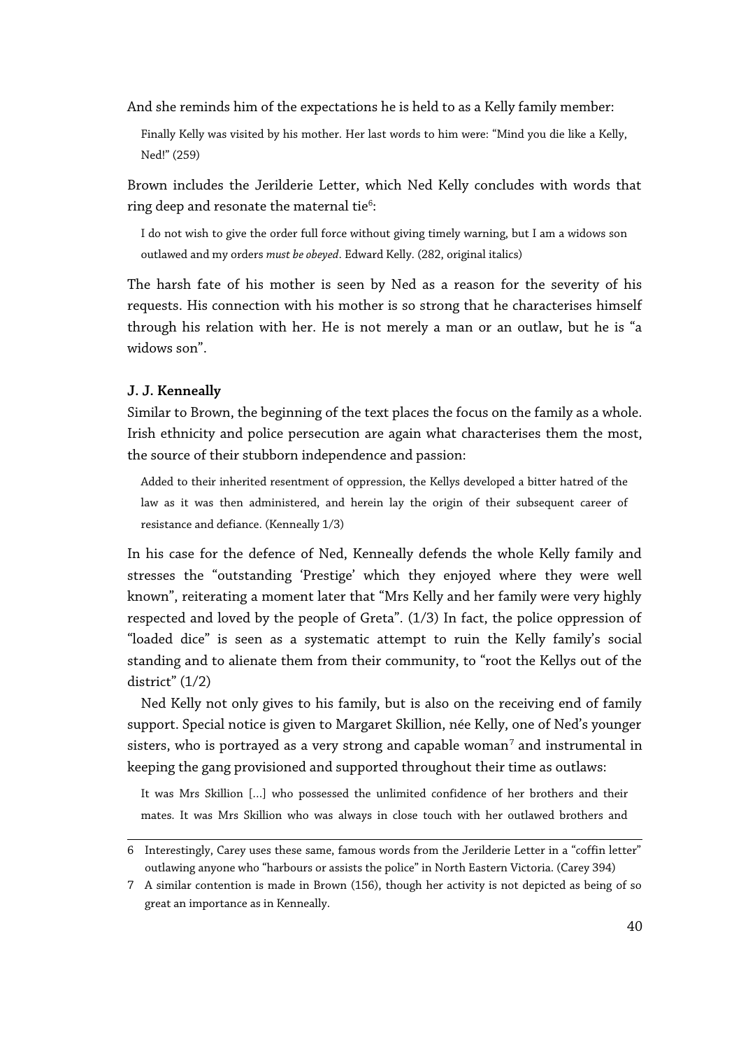And she reminds him of the expectations he is held to as a Kelly family member:

> Finally Kelly was visited by his mother. Her last words to him were: "Mind you die like a Kelly, Ned!" (259)

Brown includes the Jerilderie Letter, which Ned Kelly concludes with words that ring deep and resonate the maternal tie[6]:

> I do not wish to give the order full force without giving timely warning, but I am a widows son outlawed and my orders *must be obeyed*. Edward Kelly. (282, original italics)

The harsh fate of his mother is seen by Ned as a reason for the severity of his requests. His connection with his mother is so strong that he characterises himself through his relation with her. He is not merely a man or an outlaw, but he is "a widows son".

**J. J. Kenneally**

Similar to Brown, the beginning of the text places the focus on the family as a whole. Irish ethnicity and police persecution are again what characterises them the most, the source of their stubborn independence and passion:

> Added to their inherited resentment of oppression, the Kellys developed a bitter hatred of the law as it was then administered, and herein lay the origin of their subsequent career of resistance and defiance. (Kenneally 1/3)

In his case for the defence of Ned, Kenneally defends the whole Kelly family and stresses the "outstanding 'Prestige' which they enjoyed where they were well known", reiterating a moment later that "Mrs Kelly and her family were very highly respected and loved by the people of Greta". (1/3) In fact, the police oppression of "loaded dice" is seen as a systematic attempt to ruin the Kelly family's social standing and to alienate them from their community, to "root the Kellys out of the district" (1/2)

Ned Kelly not only gives to his family, but is also on the receiving end of family support. Special notice is given to Margaret Skillion, née Kelly, one of Ned's younger sisters, who is portrayed as a very strong and capable woman[7] and instrumental in keeping the gang provisioned and supported throughout their time as outlaws:

> It was Mrs Skillion [...] who possessed the unlimited confidence of her brothers and their mates. It was Mrs Skillion who was always in close touch with her outlawed brothers and

---

6 Interestingly, Carey uses these same, famous words from the Jerilderie Letter in a "coffin letter" outlawing anyone who "harbours or assists the police" in North Eastern Victoria. (Carey 394)

7 A similar contention is made in Brown (156), though her activity is not depicted as being of so great an importance as in Kenneally.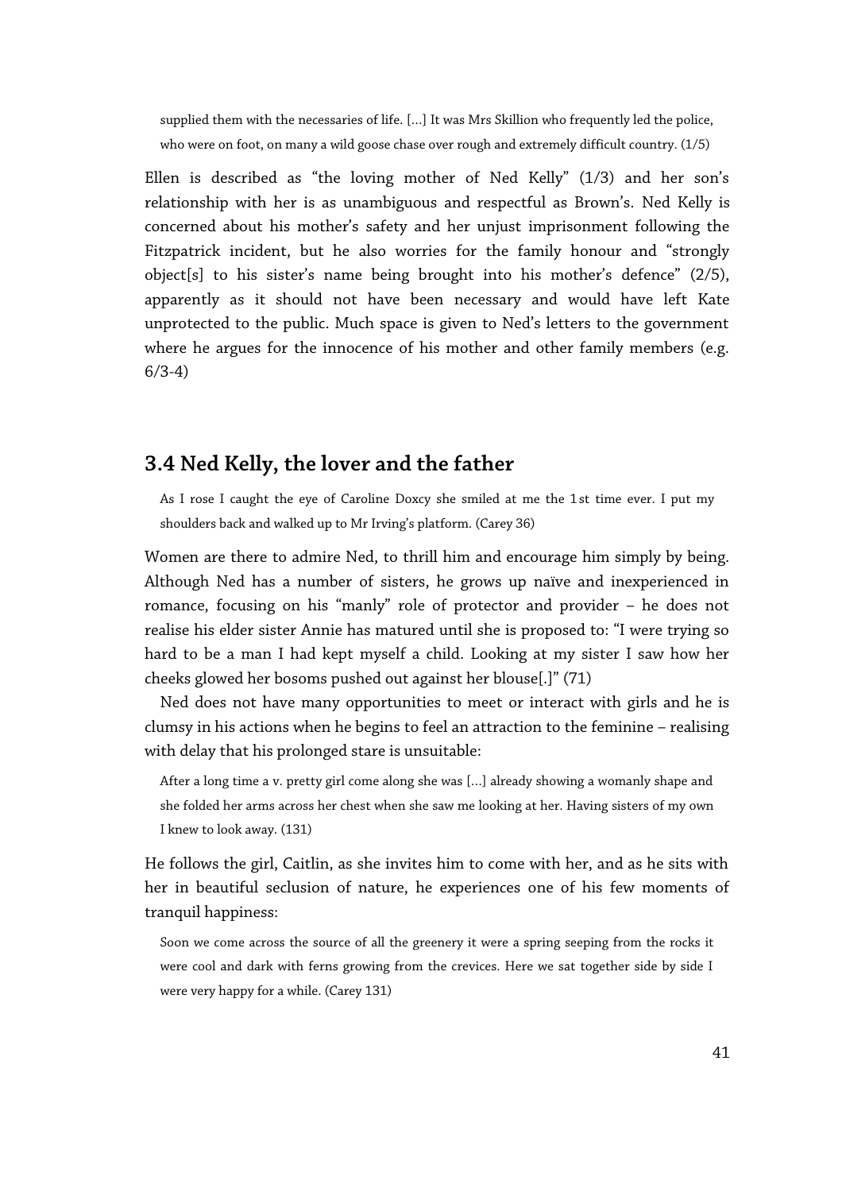> supplied them with the necessaries of life. [...] It was Mrs Skillion who frequently led the police, who were on foot, on many a wild goose chase over rough and extremely difficult country. (1/5)

Ellen is described as "the loving mother of Ned Kelly" (1/3) and her son's relationship with her is as unambiguous and respectful as Brown's. Ned Kelly is concerned about his mother's safety and her unjust imprisonment following the Fitzpatrick incident, but he also worries for the family honour and "strongly object[s] to his sister's name being brought into his mother's defence" (2/5), apparently as it should not have been necessary and would have left Kate unprotected to the public. Much space is given to Ned's letters to the government where he argues for the innocence of his mother and other family members (e.g. 6/3-4)

## 3.4 Ned Kelly, the lover and the father

> As I rose I caught the eye of Caroline Doxcy she smiled at me the 1st time ever. I put my shoulders back and walked up to Mr Irving's platform. (Carey 36)

Women are there to admire Ned, to thrill him and encourage him simply by being. Although Ned has a number of sisters, he grows up naïve and inexperienced in romance, focusing on his "manly" role of protector and provider – he does not realise his elder sister Annie has matured until she is proposed to: "I were trying so hard to be a man I had kept myself a child. Looking at my sister I saw how her cheeks glowed her bosoms pushed out against her blouse[.]" (71)

Ned does not have many opportunities to meet or interact with girls and he is clumsy in his actions when he begins to feel an attraction to the feminine – realising with delay that his prolonged stare is unsuitable:

> After a long time a v. pretty girl come along she was [...] already showing a womanly shape and she folded her arms across her chest when she saw me looking at her. Having sisters of my own I knew to look away. (131)

He follows the girl, Caitlin, as she invites him to come with her, and as he sits with her in beautiful seclusion of nature, he experiences one of his few moments of tranquil happiness:

> Soon we come across the source of all the greenery it were a spring seeping from the rocks it were cool and dark with ferns growing from the crevices. Here we sat together side by side I were very happy for a while. (Carey 131)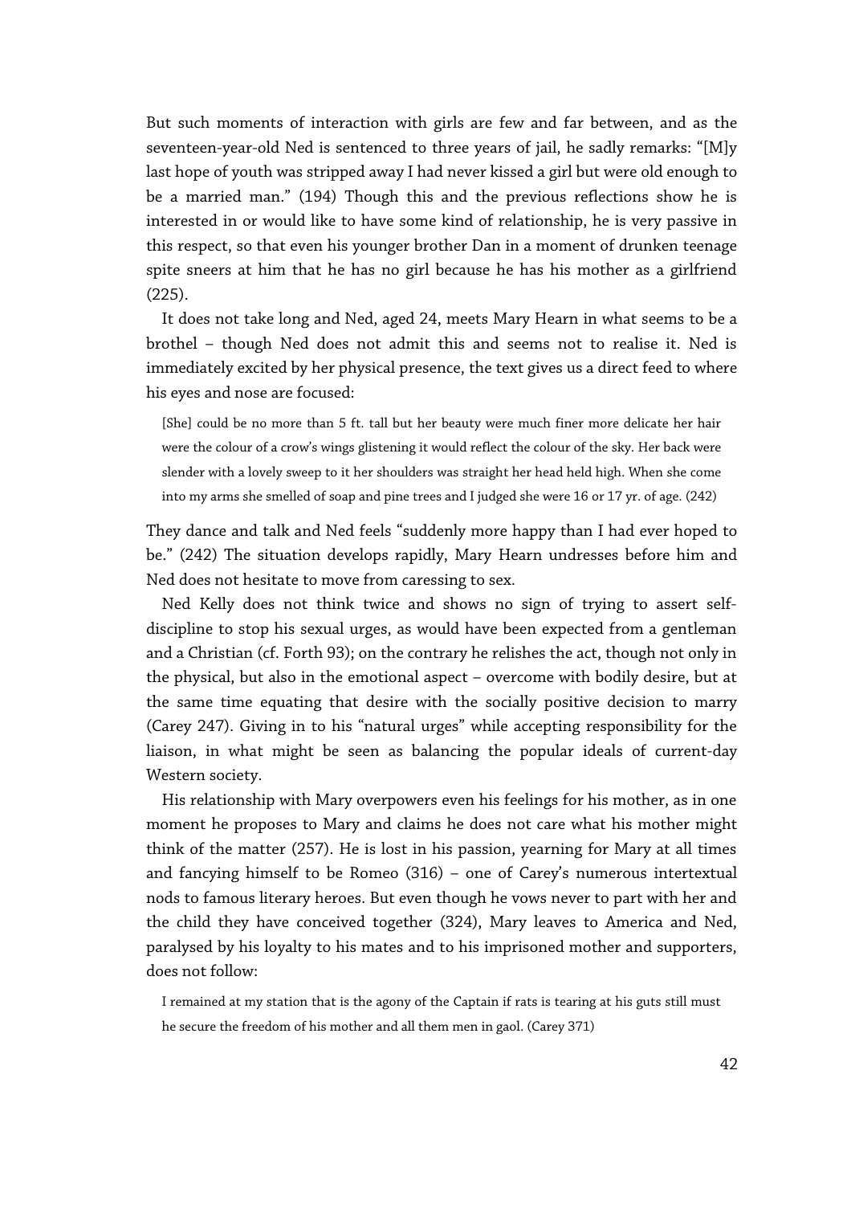But such moments of interaction with girls are few and far between, and as the seventeen-year-old Ned is sentenced to three years of jail, he sadly remarks: "[M]y last hope of youth was stripped away I had never kissed a girl but were old enough to be a married man." (194) Though this and the previous reflections show he is interested in or would like to have some kind of relationship, he is very passive in this respect, so that even his younger brother Dan in a moment of drunken teenage spite sneers at him that he has no girl because he has his mother as a girlfriend (225).

It does not take long and Ned, aged 24, meets Mary Hearn in what seems to be a brothel – though Ned does not admit this and seems not to realise it. Ned is immediately excited by her physical presence, the text gives us a direct feed to where his eyes and nose are focused:

> [She] could be no more than 5 ft. tall but her beauty were much finer more delicate her hair were the colour of a crow's wings glistening it would reflect the colour of the sky. Her back were slender with a lovely sweep to it her shoulders was straight her head held high. When she come into my arms she smelled of soap and pine trees and I judged she were 16 or 17 yr. of age. (242)

They dance and talk and Ned feels "suddenly more happy than I had ever hoped to be." (242) The situation develops rapidly, Mary Hearn undresses before him and Ned does not hesitate to move from caressing to sex.

Ned Kelly does not think twice and shows no sign of trying to assert self-discipline to stop his sexual urges, as would have been expected from a gentleman and a Christian (cf. Forth 93); on the contrary he relishes the act, though not only in the physical, but also in the emotional aspect – overcome with bodily desire, but at the same time equating that desire with the socially positive decision to marry (Carey 247). Giving in to his "natural urges" while accepting responsibility for the liaison, in what might be seen as balancing the popular ideals of current-day Western society.

His relationship with Mary overpowers even his feelings for his mother, as in one moment he proposes to Mary and claims he does not care what his mother might think of the matter (257). He is lost in his passion, yearning for Mary at all times and fancying himself to be Romeo (316) – one of Carey's numerous intertextual nods to famous literary heroes. But even though he vows never to part with her and the child they have conceived together (324), Mary leaves to America and Ned, paralysed by his loyalty to his mates and to his imprisoned mother and supporters, does not follow:

> I remained at my station that is the agony of the Captain if rats is tearing at his guts still must he secure the freedom of his mother and all them men in gaol. (Carey 371)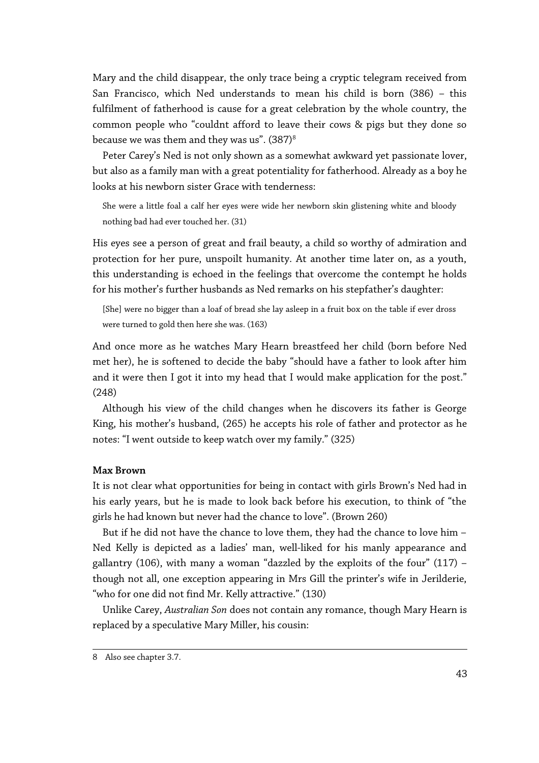Mary and the child disappear, the only trace being a cryptic telegram received from San Francisco, which Ned understands to mean his child is born (386) – this fulfilment of fatherhood is cause for a great celebration by the whole country, the common people who "couldnt afford to leave their cows & pigs but they done so because we was them and they was us". (387)[8]

Peter Carey's Ned is not only shown as a somewhat awkward yet passionate lover, but also as a family man with a great potentiality for fatherhood. Already as a boy he looks at his newborn sister Grace with tenderness:

> She were a little foal a calf her eyes were wide her newborn skin glistening white and bloody nothing bad had ever touched her. (31)

His eyes see a person of great and frail beauty, a child so worthy of admiration and protection for her pure, unspoilt humanity. At another time later on, as a youth, this understanding is echoed in the feelings that overcome the contempt he holds for his mother's further husbands as Ned remarks on his stepfather's daughter:

> [She] were no bigger than a loaf of bread she lay asleep in a fruit box on the table if ever dross were turned to gold then here she was. (163)

And once more as he watches Mary Hearn breastfeed her child (born before Ned met her), he is softened to decide the baby "should have a father to look after him and it were then I got it into my head that I would make application for the post." (248)

Although his view of the child changes when he discovers its father is George King, his mother's husband, (265) he accepts his role of father and protector as he notes: "I went outside to keep watch over my family." (325)

**Max Brown**

It is not clear what opportunities for being in contact with girls Brown's Ned had in his early years, but he is made to look back before his execution, to think of "the girls he had known but never had the chance to love". (Brown 260)

But if he did not have the chance to love them, they had the chance to love him – Ned Kelly is depicted as a ladies' man, well-liked for his manly appearance and gallantry (106), with many a woman "dazzled by the exploits of the four" (117) – though not all, one exception appearing in Mrs Gill the printer's wife in Jerilderie, "who for one did not find Mr. Kelly attractive." (130)

Unlike Carey, *Australian Son* does not contain any romance, though Mary Hearn is replaced by a speculative Mary Miller, his cousin:

---

8 Also see chapter 3.7.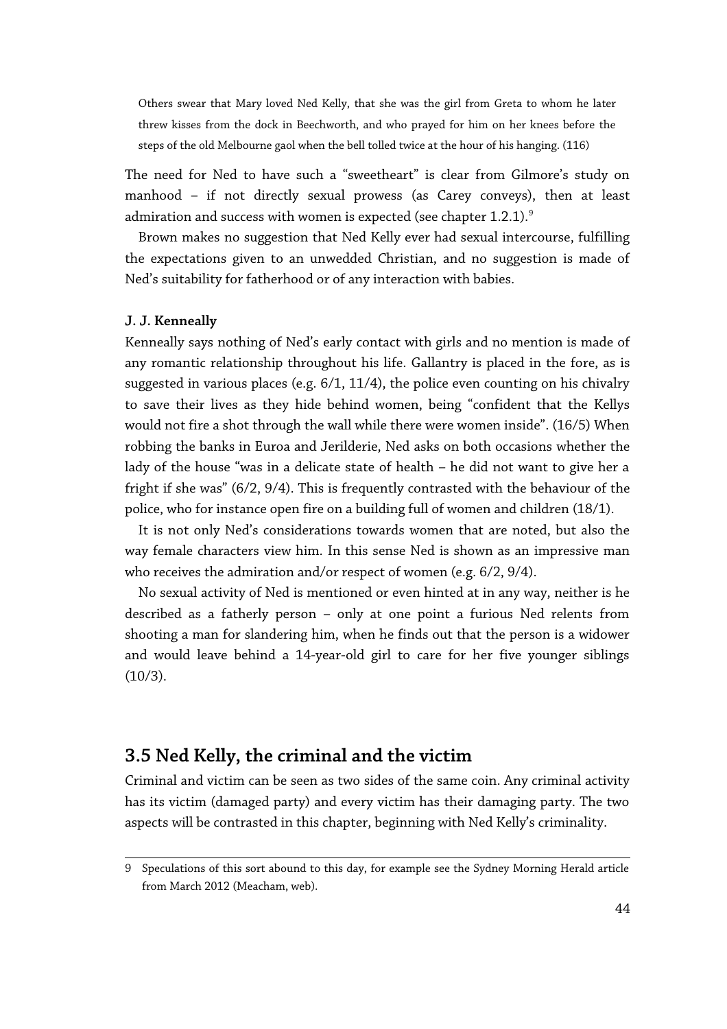> Others swear that Mary loved Ned Kelly, that she was the girl from Greta to whom he later threw kisses from the dock in Beechworth, and who prayed for him on her knees before the steps of the old Melbourne gaol when the bell tolled twice at the hour of his hanging. (116)

The need for Ned to have such a "sweetheart" is clear from Gilmore's study on manhood – if not directly sexual prowess (as Carey conveys), then at least admiration and success with women is expected (see chapter 1.2.1).[9]

Brown makes no suggestion that Ned Kelly ever had sexual intercourse, fulfilling the expectations given to an unwedded Christian, and no suggestion is made of Ned's suitability for fatherhood or of any interaction with babies.

**J. J. Kenneally**

Kenneally says nothing of Ned's early contact with girls and no mention is made of any romantic relationship throughout his life. Gallantry is placed in the fore, as is suggested in various places (e.g. 6/1, 11/4), the police even counting on his chivalry to save their lives as they hide behind women, being "confident that the Kellys would not fire a shot through the wall while there were women inside". (16/5) When robbing the banks in Euroa and Jerilderie, Ned asks on both occasions whether the lady of the house "was in a delicate state of health – he did not want to give her a fright if she was" (6/2, 9/4). This is frequently contrasted with the behaviour of the police, who for instance open fire on a building full of women and children (18/1).

It is not only Ned's considerations towards women that are noted, but also the way female characters view him. In this sense Ned is shown as an impressive man who receives the admiration and/or respect of women (e.g. 6/2, 9/4).

No sexual activity of Ned is mentioned or even hinted at in any way, neither is he described as a fatherly person – only at one point a furious Ned relents from shooting a man for slandering him, when he finds out that the person is a widower and would leave behind a 14-year-old girl to care for her five younger siblings (10/3).

## 3.5 Ned Kelly, the criminal and the victim

Criminal and victim can be seen as two sides of the same coin. Any criminal activity has its victim (damaged party) and every victim has their damaging party. The two aspects will be contrasted in this chapter, beginning with Ned Kelly's criminality.

---

9 Speculations of this sort abound to this day, for example see the Sydney Morning Herald article from March 2012 (Meacham, web).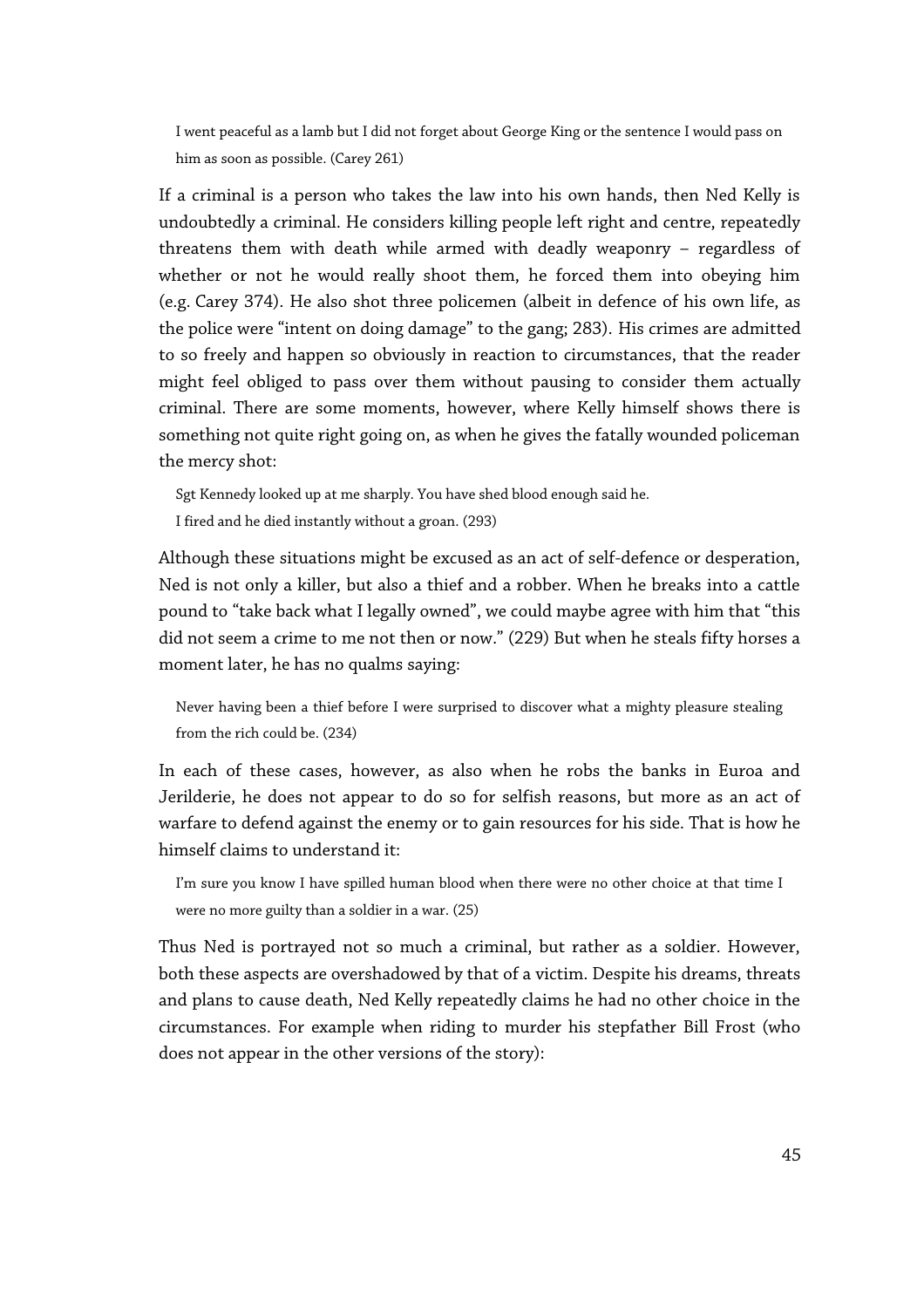> I went peaceful as a lamb but I did not forget about George King or the sentence I would pass on him as soon as possible. (Carey 261)

If a criminal is a person who takes the law into his own hands, then Ned Kelly is undoubtedly a criminal. He considers killing people left right and centre, repeatedly threatens them with death while armed with deadly weaponry – regardless of whether or not he would really shoot them, he forced them into obeying him (e.g. Carey 374). He also shot three policemen (albeit in defence of his own life, as the police were "intent on doing damage" to the gang; 283). His crimes are admitted to so freely and happen so obviously in reaction to circumstances, that the reader might feel obliged to pass over them without pausing to consider them actually criminal. There are some moments, however, where Kelly himself shows there is something not quite right going on, as when he gives the fatally wounded policeman the mercy shot:

> Sgt Kennedy looked up at me sharply. You have shed blood enough said he.
> I fired and he died instantly without a groan. (293)

Although these situations might be excused as an act of self-defence or desperation, Ned is not only a killer, but also a thief and a robber. When he breaks into a cattle pound to "take back what I legally owned", we could maybe agree with him that "this did not seem a crime to me not then or now." (229) But when he steals fifty horses a moment later, he has no qualms saying:

> Never having been a thief before I were surprised to discover what a mighty pleasure stealing from the rich could be. (234)

In each of these cases, however, as also when he robs the banks in Euroa and Jerilderie, he does not appear to do so for selfish reasons, but more as an act of warfare to defend against the enemy or to gain resources for his side. That is how he himself claims to understand it:

> I'm sure you know I have spilled human blood when there were no other choice at that time I were no more guilty than a soldier in a war. (25)

Thus Ned is portrayed not so much a criminal, but rather as a soldier. However, both these aspects are overshadowed by that of a victim. Despite his dreams, threats and plans to cause death, Ned Kelly repeatedly claims he had no other choice in the circumstances. For example when riding to murder his stepfather Bill Frost (who does not appear in the other versions of the story):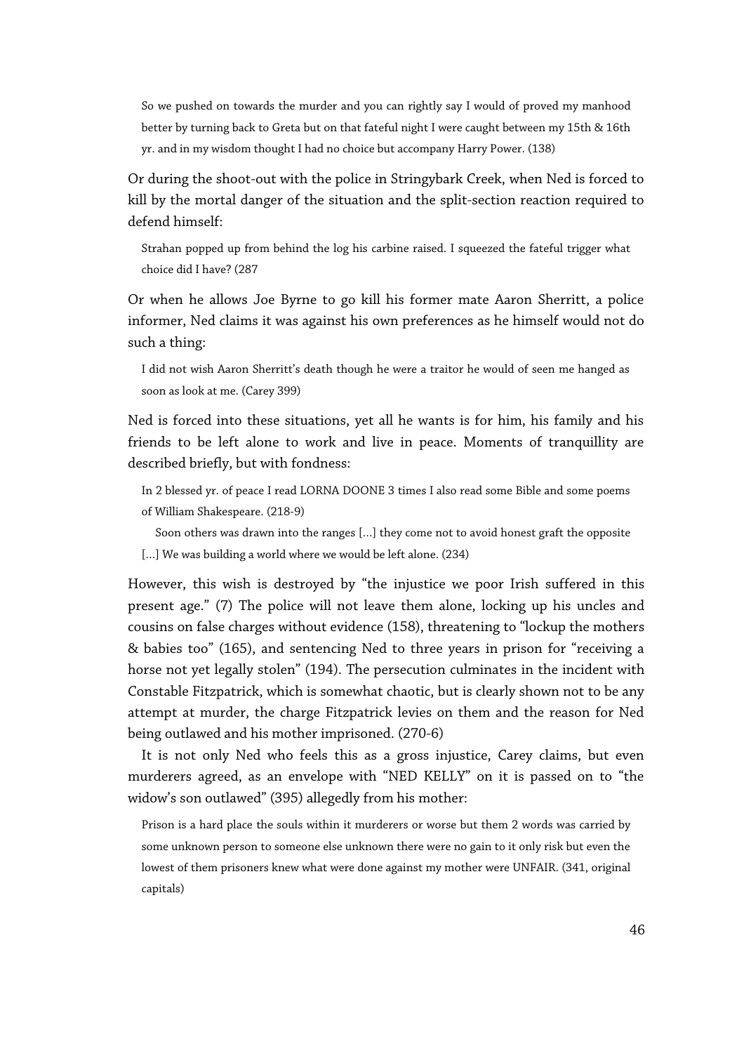> So we pushed on towards the murder and you can rightly say I would of proved my manhood better by turning back to Greta but on that fateful night I were caught between my 15th & 16th yr. and in my wisdom thought I had no choice but accompany Harry Power. (138)

Or during the shoot-out with the police in Stringybark Creek, when Ned is forced to kill by the mortal danger of the situation and the split-section reaction required to defend himself:

> Strahan popped up from behind the log his carbine raised. I squeezed the fateful trigger what choice did I have? (287

Or when he allows Joe Byrne to go kill his former mate Aaron Sherritt, a police informer, Ned claims it was against his own preferences as he himself would not do such a thing:

> I did not wish Aaron Sherritt's death though he were a traitor he would of seen me hanged as soon as look at me. (Carey 399)

Ned is forced into these situations, yet all he wants is for him, his family and his friends to be left alone to work and live in peace. Moments of tranquillity are described briefly, but with fondness:

> In 2 blessed yr. of peace I read LORNA DOONE 3 times I also read some Bible and some poems of William Shakespeare. (218-9)
>
> Soon others was drawn into the ranges [...] they come not to avoid honest graft the opposite [...] We was building a world where we would be left alone. (234)

However, this wish is destroyed by "the injustice we poor Irish suffered in this present age." (7) The police will not leave them alone, locking up his uncles and cousins on false charges without evidence (158), threatening to "lockup the mothers & babies too" (165), and sentencing Ned to three years in prison for "receiving a horse not yet legally stolen" (194). The persecution culminates in the incident with Constable Fitzpatrick, which is somewhat chaotic, but is clearly shown not to be any attempt at murder, the charge Fitzpatrick levies on them and the reason for Ned being outlawed and his mother imprisoned. (270-6)

It is not only Ned who feels this as a gross injustice, Carey claims, but even murderers agreed, as an envelope with "NED KELLY" on it is passed on to "the widow's son outlawed" (395) allegedly from his mother:

> Prison is a hard place the souls within it murderers or worse but them 2 words was carried by some unknown person to someone else unknown there were no gain to it only risk but even the lowest of them prisoners knew what were done against my mother were UNFAIR. (341, original capitals)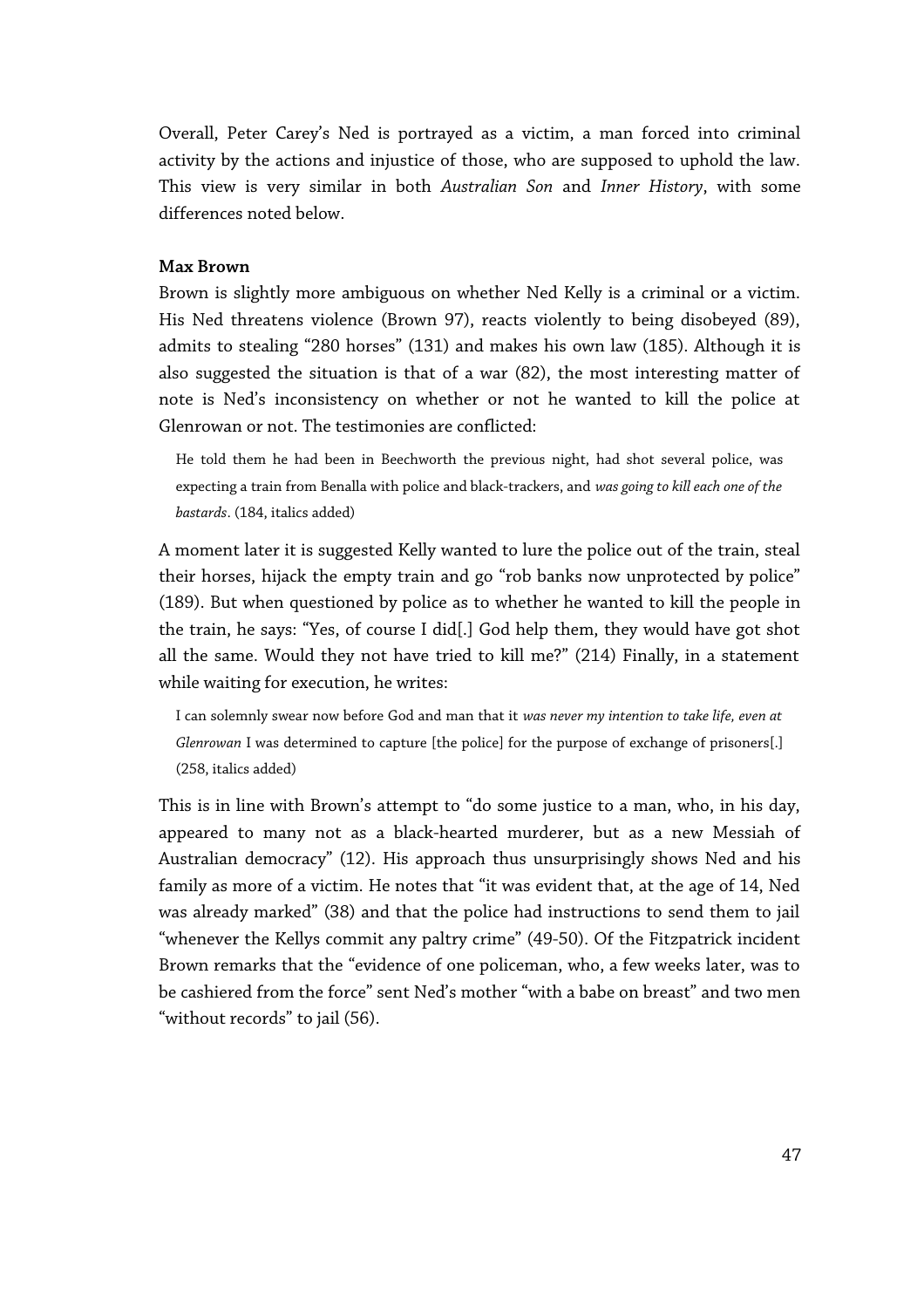Overall, Peter Carey's Ned is portrayed as a victim, a man forced into criminal activity by the actions and injustice of those, who are supposed to uphold the law. This view is very similar in both *Australian Son* and *Inner History*, with some differences noted below.

**Max Brown**

Brown is slightly more ambiguous on whether Ned Kelly is a criminal or a victim. His Ned threatens violence (Brown 97), reacts violently to being disobeyed (89), admits to stealing "280 horses" (131) and makes his own law (185). Although it is also suggested the situation is that of a war (82), the most interesting matter of note is Ned's inconsistency on whether or not he wanted to kill the police at Glenrowan or not. The testimonies are conflicted:

> He told them he had been in Beechworth the previous night, had shot several police, was expecting a train from Benalla with police and black-trackers, and *was going to kill each one of the bastards*. (184, italics added)

A moment later it is suggested Kelly wanted to lure the police out of the train, steal their horses, hijack the empty train and go "rob banks now unprotected by police" (189). But when questioned by police as to whether he wanted to kill the people in the train, he says: "Yes, of course I did[.] God help them, they would have got shot all the same. Would they not have tried to kill me?" (214) Finally, in a statement while waiting for execution, he writes:

> I can solemnly swear now before God and man that it *was never my intention to take life, even at Glenrowan* I was determined to capture [the police] for the purpose of exchange of prisoners[.] (258, italics added)

This is in line with Brown's attempt to "do some justice to a man, who, in his day, appeared to many not as a black-hearted murderer, but as a new Messiah of Australian democracy" (12). His approach thus unsurprisingly shows Ned and his family as more of a victim. He notes that "it was evident that, at the age of 14, Ned was already marked" (38) and that the police had instructions to send them to jail "whenever the Kellys commit any paltry crime" (49-50). Of the Fitzpatrick incident Brown remarks that the "evidence of one policeman, who, a few weeks later, was to be cashiered from the force" sent Ned's mother "with a babe on breast" and two men "without records" to jail (56).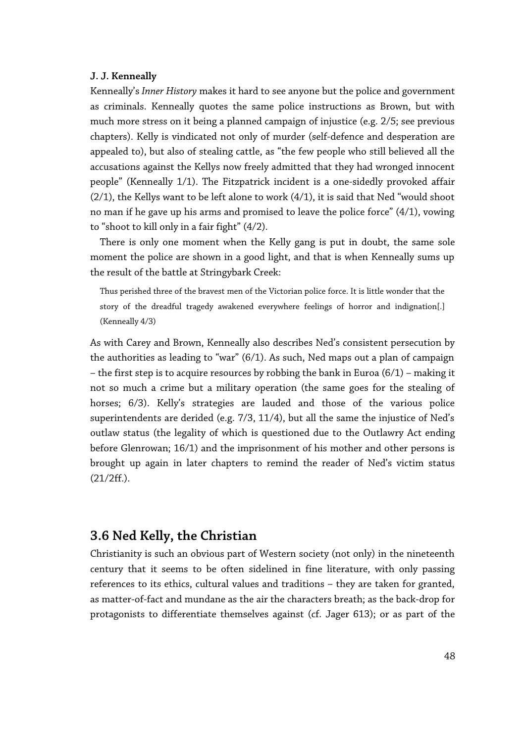**J. J. Kenneally**

Kenneally's *Inner History* makes it hard to see anyone but the police and government as criminals. Kenneally quotes the same police instructions as Brown, but with much more stress on it being a planned campaign of injustice (e.g. 2/5; see previous chapters). Kelly is vindicated not only of murder (self-defence and desperation are appealed to), but also of stealing cattle, as "the few people who still believed all the accusations against the Kellys now freely admitted that they had wronged innocent people" (Kenneally 1/1). The Fitzpatrick incident is a one-sidedly provoked affair (2/1), the Kellys want to be left alone to work (4/1), it is said that Ned "would shoot no man if he gave up his arms and promised to leave the police force" (4/1), vowing to "shoot to kill only in a fair fight" (4/2).

There is only one moment when the Kelly gang is put in doubt, the same sole moment the police are shown in a good light, and that is when Kenneally sums up the result of the battle at Stringybark Creek:

> Thus perished three of the bravest men of the Victorian police force. It is little wonder that the story of the dreadful tragedy awakened everywhere feelings of horror and indignation[.] (Kenneally 4/3)

As with Carey and Brown, Kenneally also describes Ned's consistent persecution by the authorities as leading to "war" (6/1). As such, Ned maps out a plan of campaign – the first step is to acquire resources by robbing the bank in Euroa (6/1) – making it not so much a crime but a military operation (the same goes for the stealing of horses; 6/3). Kelly's strategies are lauded and those of the various police superintendents are derided (e.g. 7/3, 11/4), but all the same the injustice of Ned's outlaw status (the legality of which is questioned due to the Outlawry Act ending before Glenrowan; 16/1) and the imprisonment of his mother and other persons is brought up again in later chapters to remind the reader of Ned's victim status (21/2ff.).

## 3.6 Ned Kelly, the Christian

Christianity is such an obvious part of Western society (not only) in the nineteenth century that it seems to be often sidelined in fine literature, with only passing references to its ethics, cultural values and traditions – they are taken for granted, as matter-of-fact and mundane as the air the characters breath; as the back-drop for protagonists to differentiate themselves against (cf. Jager 613); or as part of the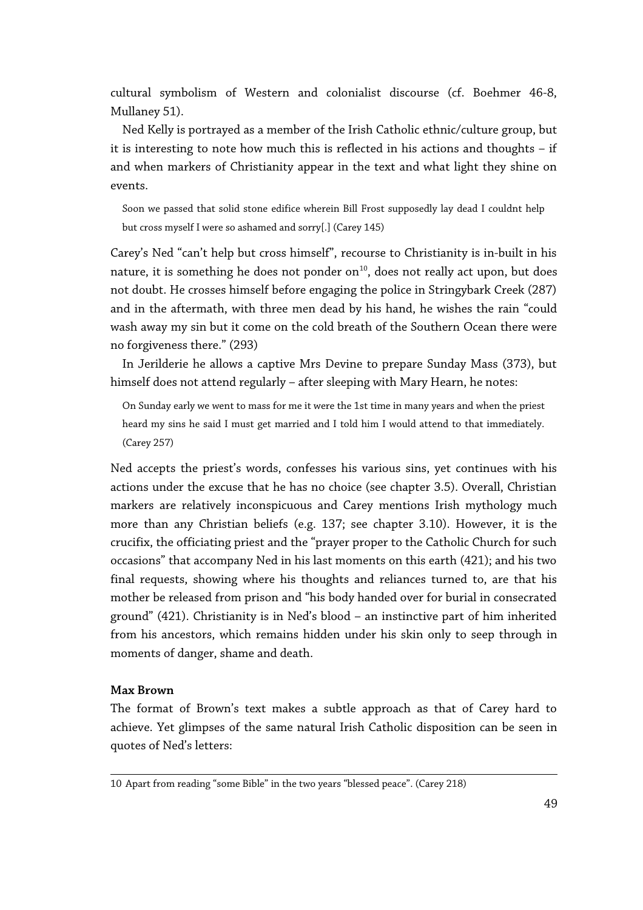cultural symbolism of Western and colonialist discourse (cf. Boehmer 46-8, Mullaney 51).

Ned Kelly is portrayed as a member of the Irish Catholic ethnic/culture group, but it is interesting to note how much this is reflected in his actions and thoughts – if and when markers of Christianity appear in the text and what light they shine on events.

> Soon we passed that solid stone edifice wherein Bill Frost supposedly lay dead I couldnt help but cross myself I were so ashamed and sorry[.] (Carey 145)

Carey's Ned "can't help but cross himself", recourse to Christianity is in-built in his nature, it is something he does not ponder on[10], does not really act upon, but does not doubt. He crosses himself before engaging the police in Stringybark Creek (287) and in the aftermath, with three men dead by his hand, he wishes the rain "could wash away my sin but it come on the cold breath of the Southern Ocean there were no forgiveness there." (293)

In Jerilderie he allows a captive Mrs Devine to prepare Sunday Mass (373), but himself does not attend regularly – after sleeping with Mary Hearn, he notes:

> On Sunday early we went to mass for me it were the 1st time in many years and when the priest heard my sins he said I must get married and I told him I would attend to that immediately. (Carey 257)

Ned accepts the priest's words, confesses his various sins, yet continues with his actions under the excuse that he has no choice (see chapter 3.5). Overall, Christian markers are relatively inconspicuous and Carey mentions Irish mythology much more than any Christian beliefs (e.g. 137; see chapter 3.10). However, it is the crucifix, the officiating priest and the "prayer proper to the Catholic Church for such occasions" that accompany Ned in his last moments on this earth (421); and his two final requests, showing where his thoughts and reliances turned to, are that his mother be released from prison and "his body handed over for burial in consecrated ground" (421). Christianity is in Ned's blood – an instinctive part of him inherited from his ancestors, which remains hidden under his skin only to seep through in moments of danger, shame and death.

**Max Brown**

The format of Brown's text makes a subtle approach as that of Carey hard to achieve. Yet glimpses of the same natural Irish Catholic disposition can be seen in quotes of Ned's letters:

---

10 Apart from reading "some Bible" in the two years "blessed peace". (Carey 218)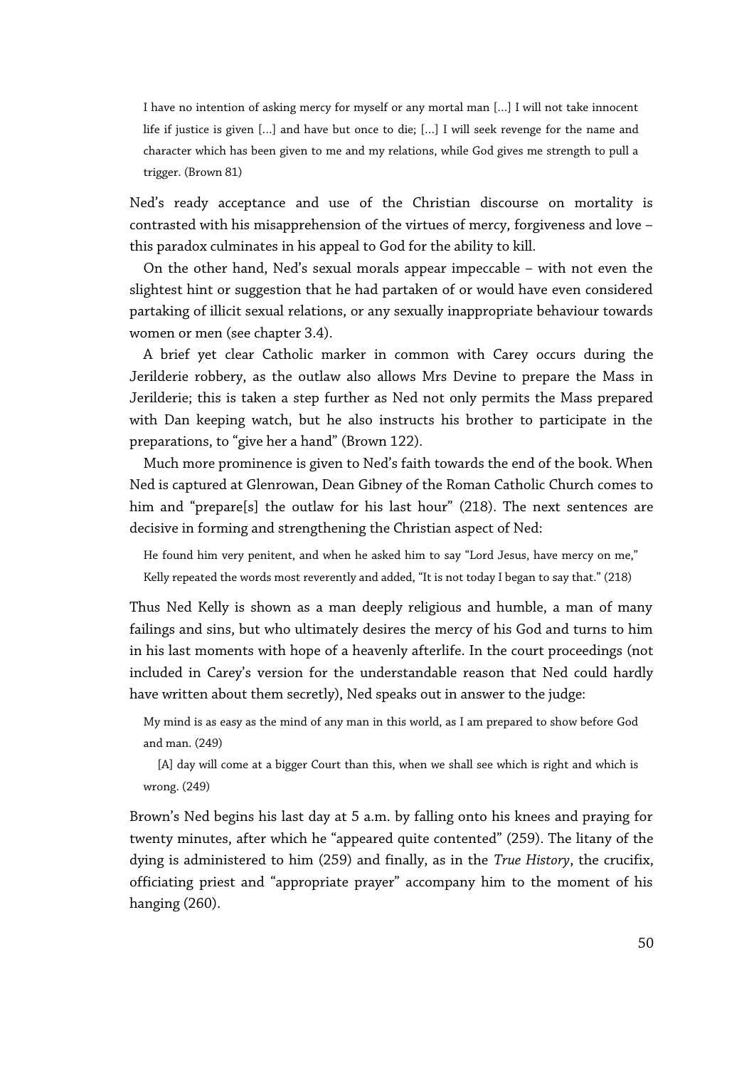> I have no intention of asking mercy for myself or any mortal man […] I will not take innocent life if justice is given […] and have but once to die; […] I will seek revenge for the name and character which has been given to me and my relations, while God gives me strength to pull a trigger. (Brown 81)

Ned's ready acceptance and use of the Christian discourse on mortality is contrasted with his misapprehension of the virtues of mercy, forgiveness and love – this paradox culminates in his appeal to God for the ability to kill.

On the other hand, Ned's sexual morals appear impeccable – with not even the slightest hint or suggestion that he had partaken of or would have even considered partaking of illicit sexual relations, or any sexually inappropriate behaviour towards women or men (see chapter 3.4).

A brief yet clear Catholic marker in common with Carey occurs during the Jerilderie robbery, as the outlaw also allows Mrs Devine to prepare the Mass in Jerilderie; this is taken a step further as Ned not only permits the Mass prepared with Dan keeping watch, but he also instructs his brother to participate in the preparations, to "give her a hand" (Brown 122).

Much more prominence is given to Ned's faith towards the end of the book. When Ned is captured at Glenrowan, Dean Gibney of the Roman Catholic Church comes to him and "prepare[s] the outlaw for his last hour" (218). The next sentences are decisive in forming and strengthening the Christian aspect of Ned:

> He found him very penitent, and when he asked him to say "Lord Jesus, have mercy on me," Kelly repeated the words most reverently and added, "It is not today I began to say that." (218)

Thus Ned Kelly is shown as a man deeply religious and humble, a man of many failings and sins, but who ultimately desires the mercy of his God and turns to him in his last moments with hope of a heavenly afterlife. In the court proceedings (not included in Carey's version for the understandable reason that Ned could hardly have written about them secretly), Ned speaks out in answer to the judge:

> My mind is as easy as the mind of any man in this world, as I am prepared to show before God and man. (249)
>
> [A] day will come at a bigger Court than this, when we shall see which is right and which is wrong. (249)

Brown's Ned begins his last day at 5 a.m. by falling onto his knees and praying for twenty minutes, after which he "appeared quite contented" (259). The litany of the dying is administered to him (259) and finally, as in the *True History*, the crucifix, officiating priest and "appropriate prayer" accompany him to the moment of his hanging (260).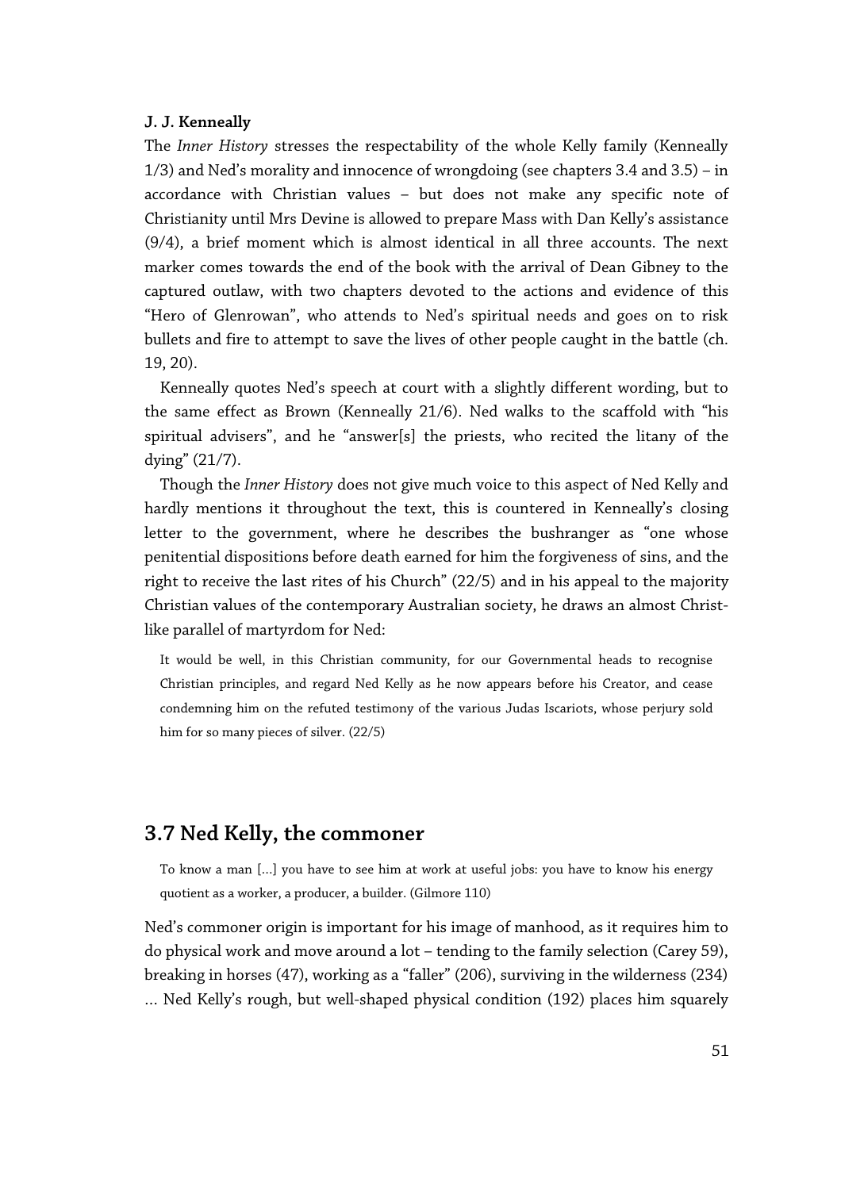**J. J. Kenneally**

The *Inner History* stresses the respectability of the whole Kelly family (Kenneally 1/3) and Ned's morality and innocence of wrongdoing (see chapters 3.4 and 3.5) – in accordance with Christian values – but does not make any specific note of Christianity until Mrs Devine is allowed to prepare Mass with Dan Kelly's assistance (9/4), a brief moment which is almost identical in all three accounts. The next marker comes towards the end of the book with the arrival of Dean Gibney to the captured outlaw, with two chapters devoted to the actions and evidence of this "Hero of Glenrowan", who attends to Ned's spiritual needs and goes on to risk bullets and fire to attempt to save the lives of other people caught in the battle (ch. 19, 20).

Kenneally quotes Ned's speech at court with a slightly different wording, but to the same effect as Brown (Kenneally 21/6). Ned walks to the scaffold with "his spiritual advisers", and he "answer[s] the priests, who recited the litany of the dying" (21/7).

Though the *Inner History* does not give much voice to this aspect of Ned Kelly and hardly mentions it throughout the text, this is countered in Kenneally's closing letter to the government, where he describes the bushranger as "one whose penitential dispositions before death earned for him the forgiveness of sins, and the right to receive the last rites of his Church" (22/5) and in his appeal to the majority Christian values of the contemporary Australian society, he draws an almost Christ-like parallel of martyrdom for Ned:

> It would be well, in this Christian community, for our Governmental heads to recognise Christian principles, and regard Ned Kelly as he now appears before his Creator, and cease condemning him on the refuted testimony of the various Judas Iscariots, whose perjury sold him for so many pieces of silver. (22/5)

## 3.7 Ned Kelly, the commoner

> To know a man [...] you have to see him at work at useful jobs: you have to know his energy quotient as a worker, a producer, a builder. (Gilmore 110)

Ned's commoner origin is important for his image of manhood, as it requires him to do physical work and move around a lot – tending to the family selection (Carey 59), breaking in horses (47), working as a "faller" (206), surviving in the wilderness (234) … Ned Kelly's rough, but well-shaped physical condition (192) places him squarely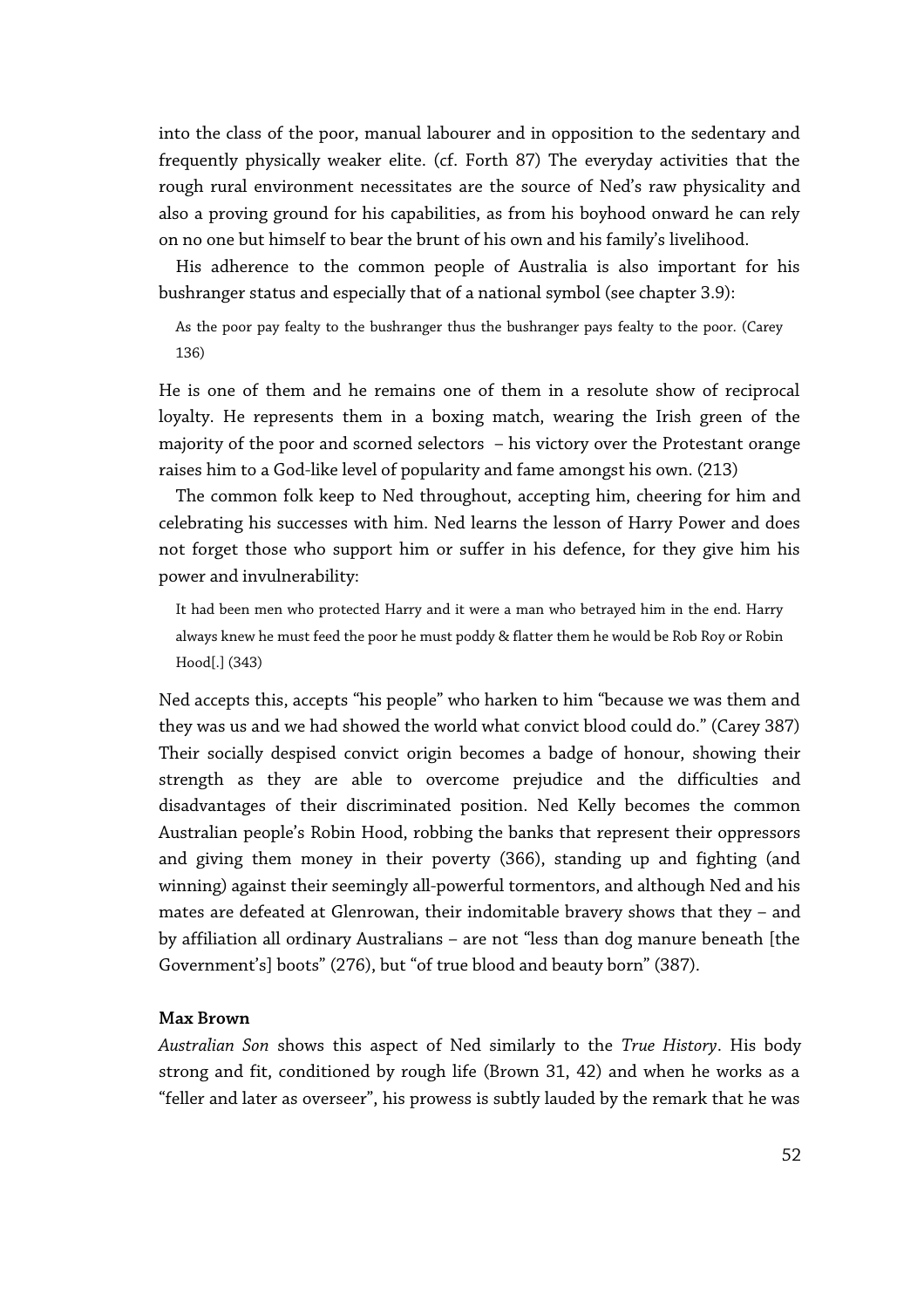into the class of the poor, manual labourer and in opposition to the sedentary and frequently physically weaker elite. (cf. Forth 87) The everyday activities that the rough rural environment necessitates are the source of Ned's raw physicality and also a proving ground for his capabilities, as from his boyhood onward he can rely on no one but himself to bear the brunt of his own and his family's livelihood.

His adherence to the common people of Australia is also important for his bushranger status and especially that of a national symbol (see chapter 3.9):

> As the poor pay fealty to the bushranger thus the bushranger pays fealty to the poor. (Carey 136)

He is one of them and he remains one of them in a resolute show of reciprocal loyalty. He represents them in a boxing match, wearing the Irish green of the majority of the poor and scorned selectors – his victory over the Protestant orange raises him to a God-like level of popularity and fame amongst his own. (213)

The common folk keep to Ned throughout, accepting him, cheering for him and celebrating his successes with him. Ned learns the lesson of Harry Power and does not forget those who support him or suffer in his defence, for they give him his power and invulnerability:

> It had been men who protected Harry and it were a man who betrayed him in the end. Harry always knew he must feed the poor he must poddy & flatter them he would be Rob Roy or Robin Hood[.] (343)

Ned accepts this, accepts "his people" who harken to him "because we was them and they was us and we had showed the world what convict blood could do." (Carey 387) Their socially despised convict origin becomes a badge of honour, showing their strength as they are able to overcome prejudice and the difficulties and disadvantages of their discriminated position. Ned Kelly becomes the common Australian people's Robin Hood, robbing the banks that represent their oppressors and giving them money in their poverty (366), standing up and fighting (and winning) against their seemingly all-powerful tormentors, and although Ned and his mates are defeated at Glenrowan, their indomitable bravery shows that they – and by affiliation all ordinary Australians – are not "less than dog manure beneath [the Government's] boots" (276), but "of true blood and beauty born" (387).

**Max Brown**

*Australian Son* shows this aspect of Ned similarly to the *True History*. His body strong and fit, conditioned by rough life (Brown 31, 42) and when he works as a "feller and later as overseer", his prowess is subtly lauded by the remark that he was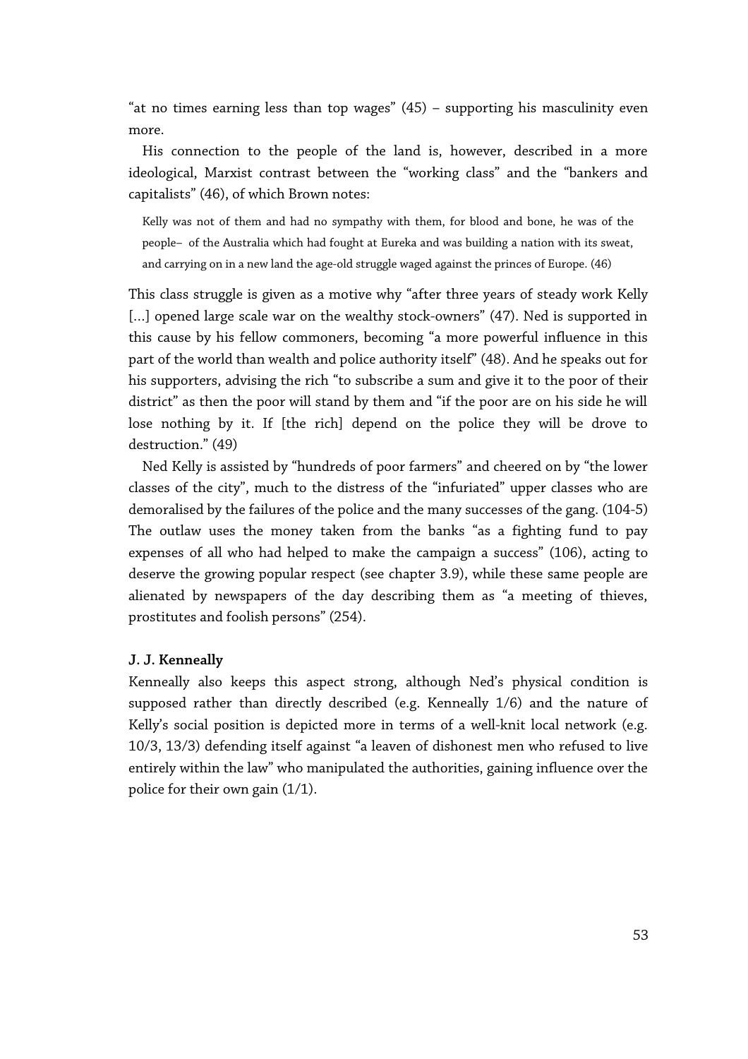"at no times earning less than top wages" (45) – supporting his masculinity even more.

His connection to the people of the land is, however, described in a more ideological, Marxist contrast between the "working class" and the "bankers and capitalists" (46), of which Brown notes:

> Kelly was not of them and had no sympathy with them, for blood and bone, he was of the people– of the Australia which had fought at Eureka and was building a nation with its sweat, and carrying on in a new land the age-old struggle waged against the princes of Europe. (46)

This class struggle is given as a motive why "after three years of steady work Kelly [...] opened large scale war on the wealthy stock-owners" (47). Ned is supported in this cause by his fellow commoners, becoming "a more powerful influence in this part of the world than wealth and police authority itself" (48). And he speaks out for his supporters, advising the rich "to subscribe a sum and give it to the poor of their district" as then the poor will stand by them and "if the poor are on his side he will lose nothing by it. If [the rich] depend on the police they will be drove to destruction." (49)

Ned Kelly is assisted by "hundreds of poor farmers" and cheered on by "the lower classes of the city", much to the distress of the "infuriated" upper classes who are demoralised by the failures of the police and the many successes of the gang. (104-5) The outlaw uses the money taken from the banks "as a fighting fund to pay expenses of all who had helped to make the campaign a success" (106), acting to deserve the growing popular respect (see chapter 3.9), while these same people are alienated by newspapers of the day describing them as "a meeting of thieves, prostitutes and foolish persons" (254).

**J. J. Kenneally**

Kenneally also keeps this aspect strong, although Ned's physical condition is supposed rather than directly described (e.g. Kenneally 1/6) and the nature of Kelly's social position is depicted more in terms of a well-knit local network (e.g. 10/3, 13/3) defending itself against "a leaven of dishonest men who refused to live entirely within the law" who manipulated the authorities, gaining influence over the police for their own gain (1/1).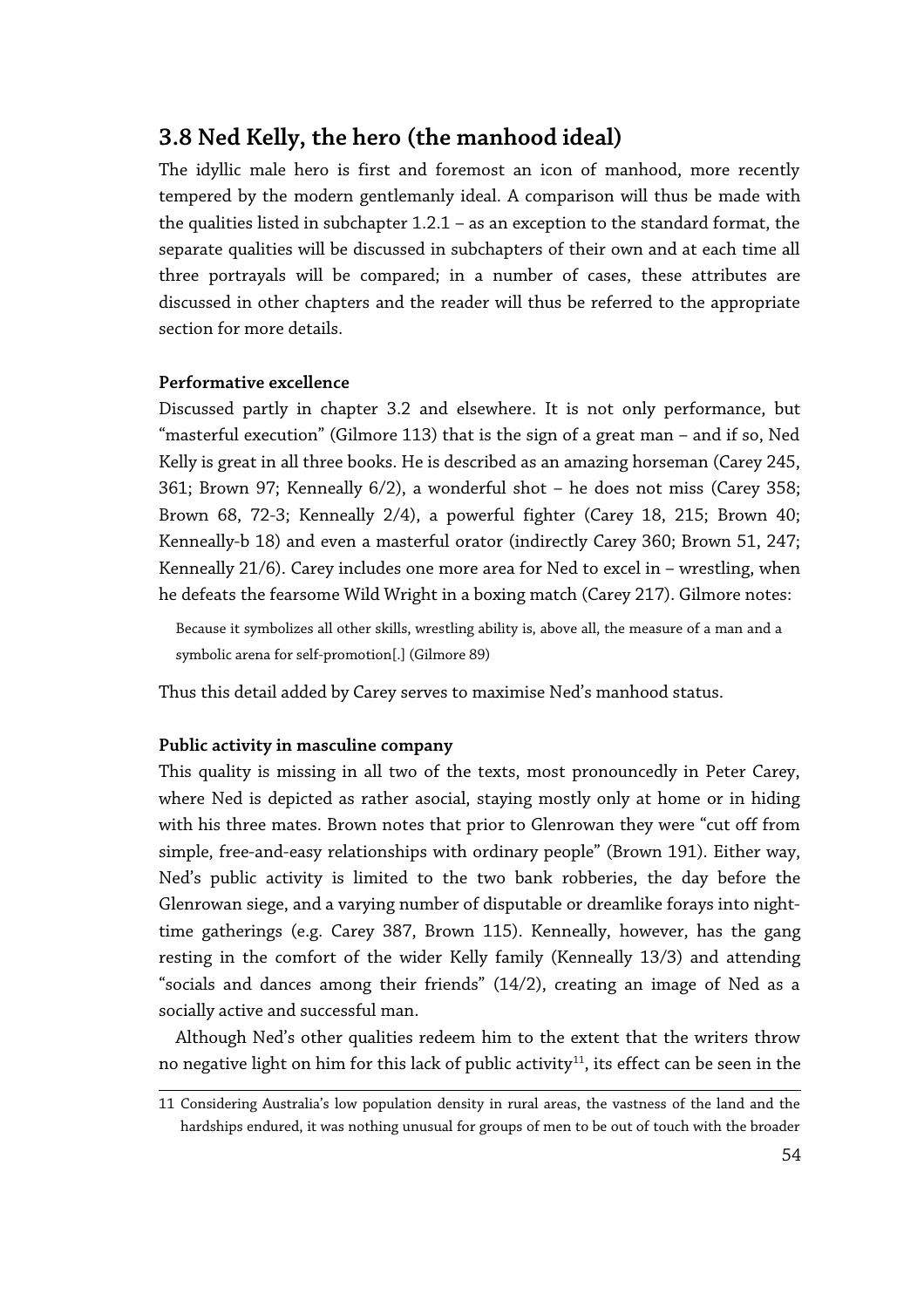## 3.8 Ned Kelly, the hero (the manhood ideal)

The idyllic male hero is first and foremost an icon of manhood, more recently tempered by the modern gentlemanly ideal. A comparison will thus be made with the qualities listed in subchapter 1.2.1 – as an exception to the standard format, the separate qualities will be discussed in subchapters of their own and at each time all three portrayals will be compared; in a number of cases, these attributes are discussed in other chapters and the reader will thus be referred to the appropriate section for more details.

**Performative excellence**

Discussed partly in chapter 3.2 and elsewhere. It is not only performance, but "masterful execution" (Gilmore 113) that is the sign of a great man – and if so, Ned Kelly is great in all three books. He is described as an amazing horseman (Carey 245, 361; Brown 97; Kenneally 6/2), a wonderful shot – he does not miss (Carey 358; Brown 68, 72-3; Kenneally 2/4), a powerful fighter (Carey 18, 215; Brown 40; Kenneally-b 18) and even a masterful orator (indirectly Carey 360; Brown 51, 247; Kenneally 21/6). Carey includes one more area for Ned to excel in – wrestling, when he defeats the fearsome Wild Wright in a boxing match (Carey 217). Gilmore notes:

> Because it symbolizes all other skills, wrestling ability is, above all, the measure of a man and a symbolic arena for self-promotion[.] (Gilmore 89)

Thus this detail added by Carey serves to maximise Ned's manhood status.

**Public activity in masculine company**

This quality is missing in all two of the texts, most pronouncedly in Peter Carey, where Ned is depicted as rather asocial, staying mostly only at home or in hiding with his three mates. Brown notes that prior to Glenrowan they were "cut off from simple, free-and-easy relationships with ordinary people" (Brown 191). Either way, Ned's public activity is limited to the two bank robberies, the day before the Glenrowan siege, and a varying number of disputable or dreamlike forays into night-time gatherings (e.g. Carey 387, Brown 115). Kenneally, however, has the gang resting in the comfort of the wider Kelly family (Kenneally 13/3) and attending "socials and dances among their friends" (14/2), creating an image of Ned as a socially active and successful man.

Although Ned's other qualities redeem him to the extent that the writers throw no negative light on him for this lack of public activity[11], its effect can be seen in the

11 Considering Australia's low population density in rural areas, the vastness of the land and the hardships endured, it was nothing unusual for groups of men to be out of touch with the broader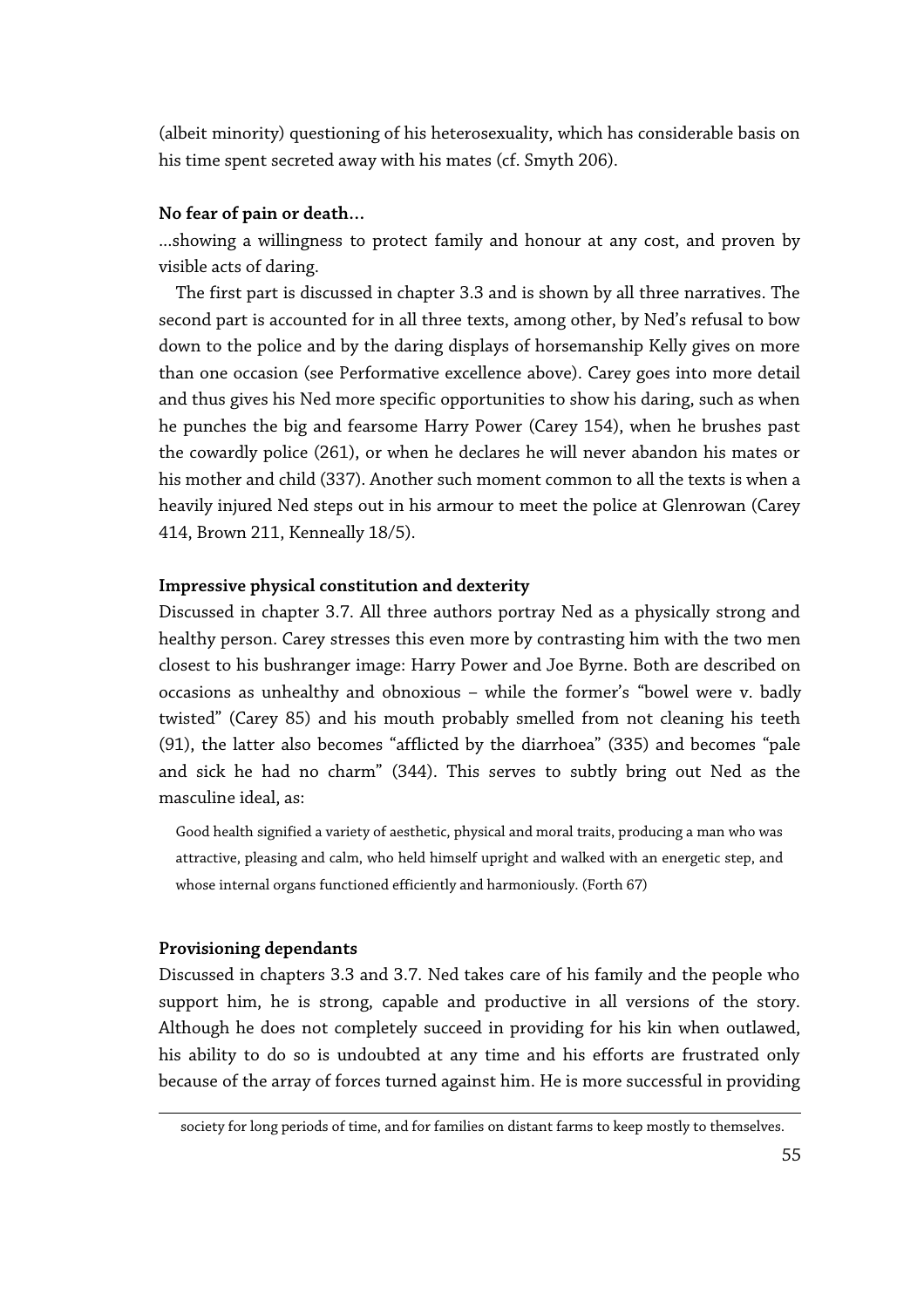(albeit minority) questioning of his heterosexuality, which has considerable basis on his time spent secreted away with his mates (cf. Smyth 206).

**No fear of pain or death…**

…showing a willingness to protect family and honour at any cost, and proven by visible acts of daring.

The first part is discussed in chapter 3.3 and is shown by all three narratives. The second part is accounted for in all three texts, among other, by Ned's refusal to bow down to the police and by the daring displays of horsemanship Kelly gives on more than one occasion (see Performative excellence above). Carey goes into more detail and thus gives his Ned more specific opportunities to show his daring, such as when he punches the big and fearsome Harry Power (Carey 154), when he brushes past the cowardly police (261), or when he declares he will never abandon his mates or his mother and child (337). Another such moment common to all the texts is when a heavily injured Ned steps out in his armour to meet the police at Glenrowan (Carey 414, Brown 211, Kenneally 18/5).

**Impressive physical constitution and dexterity**

Discussed in chapter 3.7. All three authors portray Ned as a physically strong and healthy person. Carey stresses this even more by contrasting him with the two men closest to his bushranger image: Harry Power and Joe Byrne. Both are described on occasions as unhealthy and obnoxious – while the former's "bowel were v. badly twisted" (Carey 85) and his mouth probably smelled from not cleaning his teeth (91), the latter also becomes "afflicted by the diarrhoea" (335) and becomes "pale and sick he had no charm" (344). This serves to subtly bring out Ned as the masculine ideal, as:

> Good health signified a variety of aesthetic, physical and moral traits, producing a man who was attractive, pleasing and calm, who held himself upright and walked with an energetic step, and whose internal organs functioned efficiently and harmoniously. (Forth 67)

**Provisioning dependants**

Discussed in chapters 3.3 and 3.7. Ned takes care of his family and the people who support him, he is strong, capable and productive in all versions of the story. Although he does not completely succeed in providing for his kin when outlawed, his ability to do so is undoubted at any time and his efforts are frustrated only because of the array of forces turned against him. He is more successful in providing

society for long periods of time, and for families on distant farms to keep mostly to themselves.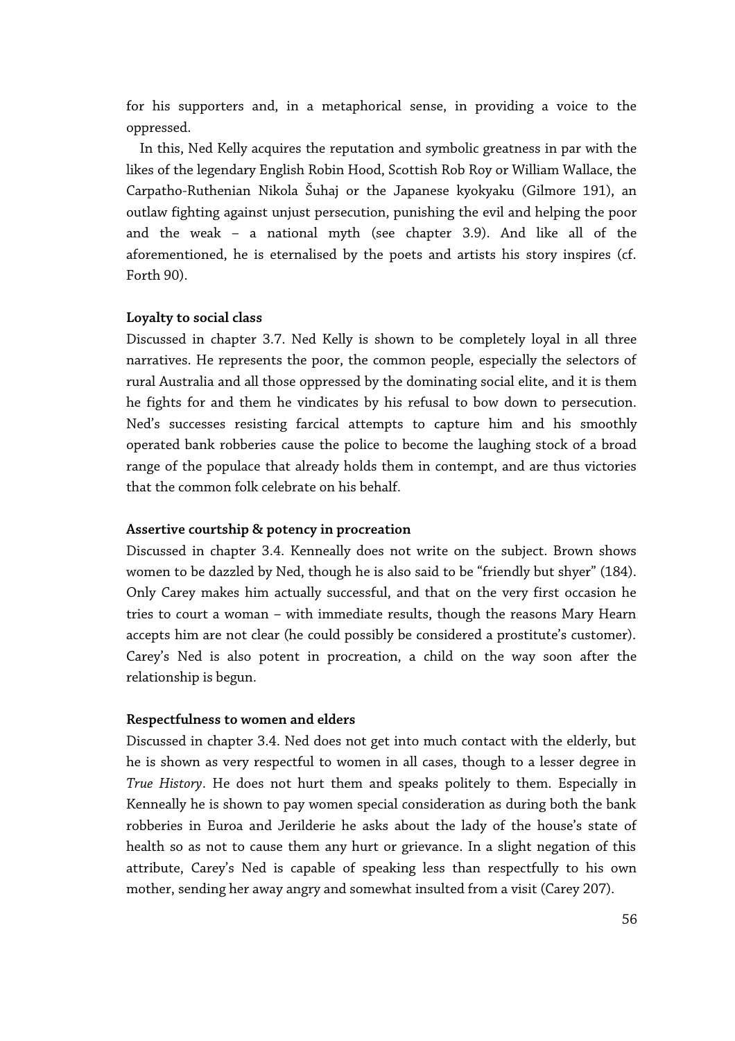for his supporters and, in a metaphorical sense, in providing a voice to the oppressed.

In this, Ned Kelly acquires the reputation and symbolic greatness in par with the likes of the legendary English Robin Hood, Scottish Rob Roy or William Wallace, the Carpatho-Ruthenian Nikola Šuhaj or the Japanese kyokyaku (Gilmore 191), an outlaw fighting against unjust persecution, punishing the evil and helping the poor and the weak – a national myth (see chapter 3.9). And like all of the aforementioned, he is eternalised by the poets and artists his story inspires (cf. Forth 90).

**Loyalty to social class**

Discussed in chapter 3.7. Ned Kelly is shown to be completely loyal in all three narratives. He represents the poor, the common people, especially the selectors of rural Australia and all those oppressed by the dominating social elite, and it is them he fights for and them he vindicates by his refusal to bow down to persecution. Ned's successes resisting farcical attempts to capture him and his smoothly operated bank robberies cause the police to become the laughing stock of a broad range of the populace that already holds them in contempt, and are thus victories that the common folk celebrate on his behalf.

**Assertive courtship & potency in procreation**

Discussed in chapter 3.4. Kenneally does not write on the subject. Brown shows women to be dazzled by Ned, though he is also said to be "friendly but shyer" (184). Only Carey makes him actually successful, and that on the very first occasion he tries to court a woman – with immediate results, though the reasons Mary Hearn accepts him are not clear (he could possibly be considered a prostitute's customer). Carey's Ned is also potent in procreation, a child on the way soon after the relationship is begun.

**Respectfulness to women and elders**

Discussed in chapter 3.4. Ned does not get into much contact with the elderly, but he is shown as very respectful to women in all cases, though to a lesser degree in *True History*. He does not hurt them and speaks politely to them. Especially in Kenneally he is shown to pay women special consideration as during both the bank robberies in Euroa and Jerilderie he asks about the lady of the house's state of health so as not to cause them any hurt or grievance. In a slight negation of this attribute, Carey's Ned is capable of speaking less than respectfully to his own mother, sending her away angry and somewhat insulted from a visit (Carey 207).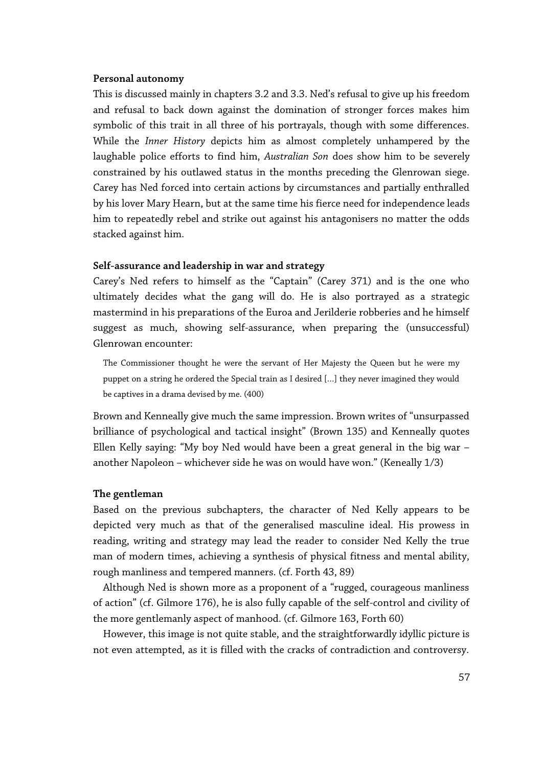**Personal autonomy**

This is discussed mainly in chapters 3.2 and 3.3. Ned's refusal to give up his freedom and refusal to back down against the domination of stronger forces makes him symbolic of this trait in all three of his portrayals, though with some differences. While the *Inner History* depicts him as almost completely unhampered by the laughable police efforts to find him, *Australian Son* does show him to be severely constrained by his outlawed status in the months preceding the Glenrowan siege. Carey has Ned forced into certain actions by circumstances and partially enthralled by his lover Mary Hearn, but at the same time his fierce need for independence leads him to repeatedly rebel and strike out against his antagonisers no matter the odds stacked against him.

**Self-assurance and leadership in war and strategy**

Carey's Ned refers to himself as the "Captain" (Carey 371) and is the one who ultimately decides what the gang will do. He is also portrayed as a strategic mastermind in his preparations of the Euroa and Jerilderie robberies and he himself suggest as much, showing self-assurance, when preparing the (unsuccessful) Glenrowan encounter:

> The Commissioner thought he were the servant of Her Majesty the Queen but he were my puppet on a string he ordered the Special train as I desired [...] they never imagined they would be captives in a drama devised by me. (400)

Brown and Kenneally give much the same impression. Brown writes of "unsurpassed brilliance of psychological and tactical insight" (Brown 135) and Kenneally quotes Ellen Kelly saying: "My boy Ned would have been a great general in the big war – another Napoleon – whichever side he was on would have won." (Keneally 1/3)

**The gentleman**

Based on the previous subchapters, the character of Ned Kelly appears to be depicted very much as that of the generalised masculine ideal. His prowess in reading, writing and strategy may lead the reader to consider Ned Kelly the true man of modern times, achieving a synthesis of physical fitness and mental ability, rough manliness and tempered manners. (cf. Forth 43, 89)

Although Ned is shown more as a proponent of a "rugged, courageous manliness of action" (cf. Gilmore 176), he is also fully capable of the self-control and civility of the more gentlemanly aspect of manhood. (cf. Gilmore 163, Forth 60)

However, this image is not quite stable, and the straightforwardly idyllic picture is not even attempted, as it is filled with the cracks of contradiction and controversy.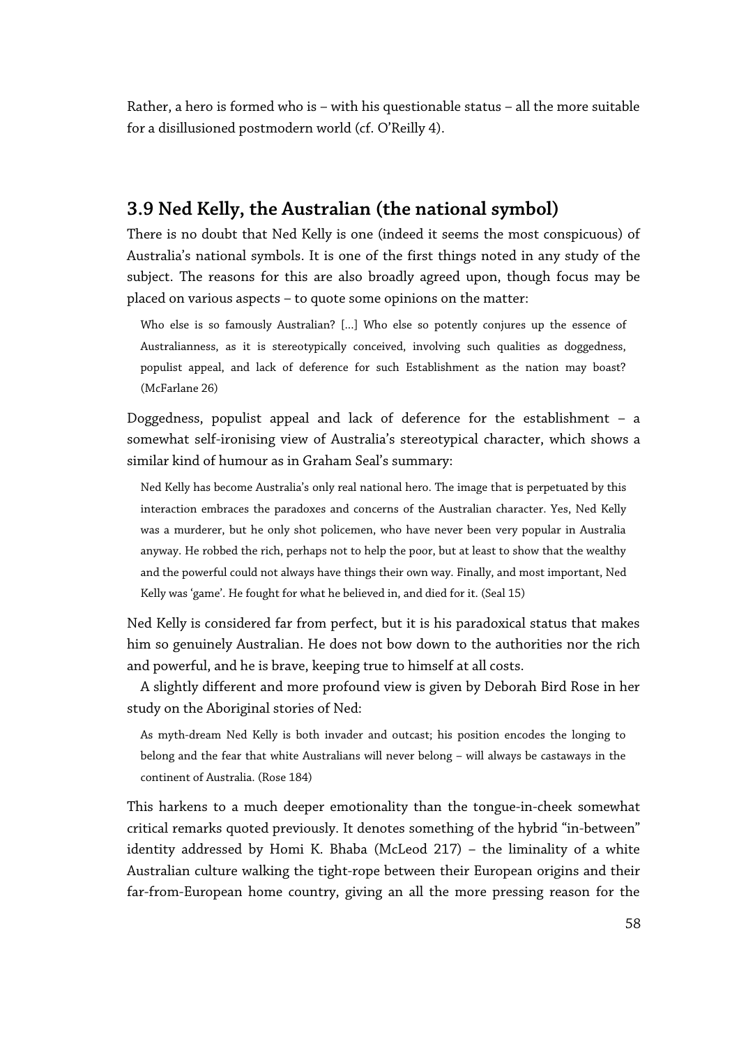Rather, a hero is formed who is – with his questionable status – all the more suitable for a disillusioned postmodern world (cf. O'Reilly 4).

## 3.9 Ned Kelly, the Australian (the national symbol)

There is no doubt that Ned Kelly is one (indeed it seems the most conspicuous) of Australia's national symbols. It is one of the first things noted in any study of the subject. The reasons for this are also broadly agreed upon, though focus may be placed on various aspects – to quote some opinions on the matter:

> Who else is so famously Australian? [...] Who else so potently conjures up the essence of Australianness, as it is stereotypically conceived, involving such qualities as doggedness, populist appeal, and lack of deference for such Establishment as the nation may boast? (McFarlane 26)

Doggedness, populist appeal and lack of deference for the establishment – a somewhat self-ironising view of Australia's stereotypical character, which shows a similar kind of humour as in Graham Seal's summary:

> Ned Kelly has become Australia's only real national hero. The image that is perpetuated by this interaction embraces the paradoxes and concerns of the Australian character. Yes, Ned Kelly was a murderer, but he only shot policemen, who have never been very popular in Australia anyway. He robbed the rich, perhaps not to help the poor, but at least to show that the wealthy and the powerful could not always have things their own way. Finally, and most important, Ned Kelly was 'game'. He fought for what he believed in, and died for it. (Seal 15)

Ned Kelly is considered far from perfect, but it is his paradoxical status that makes him so genuinely Australian. He does not bow down to the authorities nor the rich and powerful, and he is brave, keeping true to himself at all costs.

A slightly different and more profound view is given by Deborah Bird Rose in her study on the Aboriginal stories of Ned:

> As myth-dream Ned Kelly is both invader and outcast; his position encodes the longing to belong and the fear that white Australians will never belong – will always be castaways in the continent of Australia. (Rose 184)

This harkens to a much deeper emotionality than the tongue-in-cheek somewhat critical remarks quoted previously. It denotes something of the hybrid "in-between" identity addressed by Homi K. Bhaba (McLeod 217) – the liminality of a white Australian culture walking the tight-rope between their European origins and their far-from-European home country, giving an all the more pressing reason for the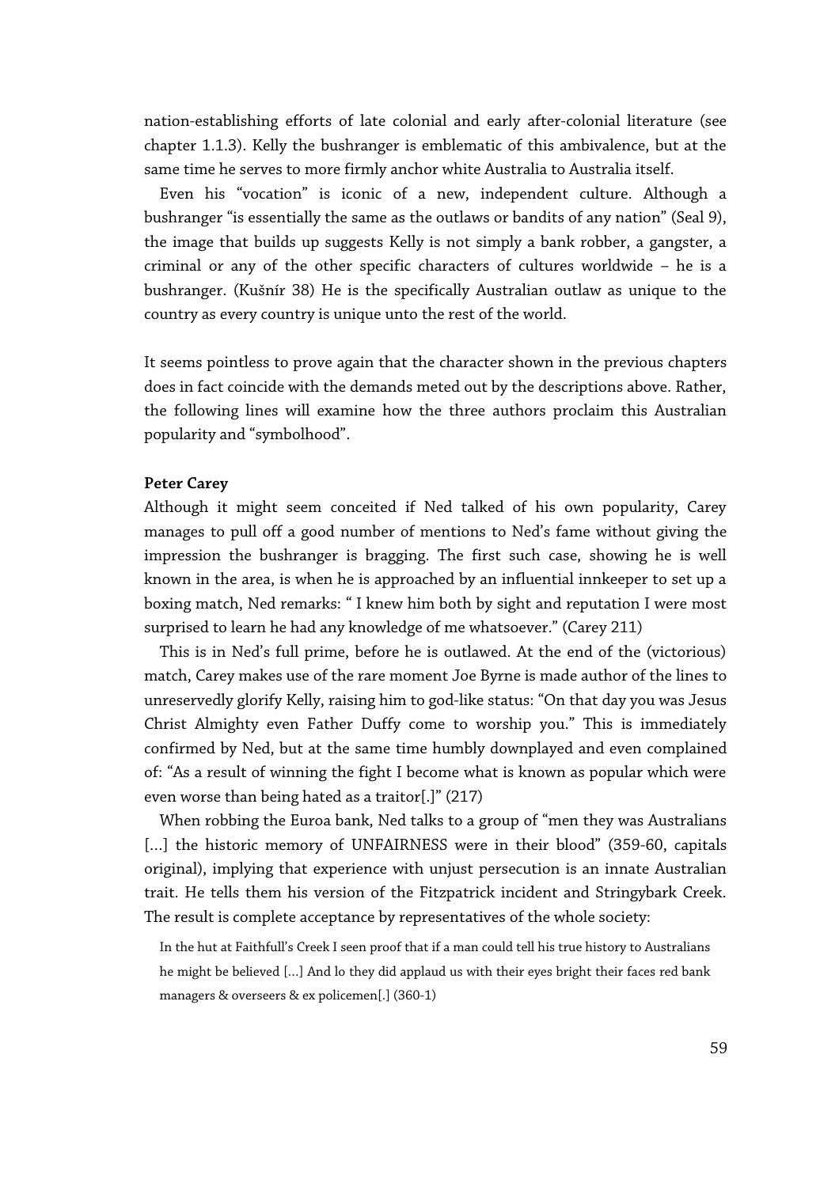nation-establishing efforts of late colonial and early after-colonial literature (see chapter 1.1.3). Kelly the bushranger is emblematic of this ambivalence, but at the same time he serves to more firmly anchor white Australia to Australia itself.

Even his "vocation" is iconic of a new, independent culture. Although a bushranger "is essentially the same as the outlaws or bandits of any nation" (Seal 9), the image that builds up suggests Kelly is not simply a bank robber, a gangster, a criminal or any of the other specific characters of cultures worldwide – he is a bushranger. (Kušnír 38) He is the specifically Australian outlaw as unique to the country as every country is unique unto the rest of the world.

It seems pointless to prove again that the character shown in the previous chapters does in fact coincide with the demands meted out by the descriptions above. Rather, the following lines will examine how the three authors proclaim this Australian popularity and "symbolhood".

**Peter Carey**

Although it might seem conceited if Ned talked of his own popularity, Carey manages to pull off a good number of mentions to Ned's fame without giving the impression the bushranger is bragging. The first such case, showing he is well known in the area, is when he is approached by an influential innkeeper to set up a boxing match, Ned remarks: " I knew him both by sight and reputation I were most surprised to learn he had any knowledge of me whatsoever." (Carey 211)

This is in Ned's full prime, before he is outlawed. At the end of the (victorious) match, Carey makes use of the rare moment Joe Byrne is made author of the lines to unreservedly glorify Kelly, raising him to god-like status: "On that day you was Jesus Christ Almighty even Father Duffy come to worship you." This is immediately confirmed by Ned, but at the same time humbly downplayed and even complained of: "As a result of winning the fight I become what is known as popular which were even worse than being hated as a traitor[.]" (217)

When robbing the Euroa bank, Ned talks to a group of "men they was Australians [...] the historic memory of UNFAIRNESS were in their blood" (359-60, capitals original), implying that experience with unjust persecution is an innate Australian trait. He tells them his version of the Fitzpatrick incident and Stringybark Creek. The result is complete acceptance by representatives of the whole society:

> In the hut at Faithfull's Creek I seen proof that if a man could tell his true history to Australians he might be believed [...] And lo they did applaud us with their eyes bright their faces red bank managers & overseers & ex policemen[.] (360-1)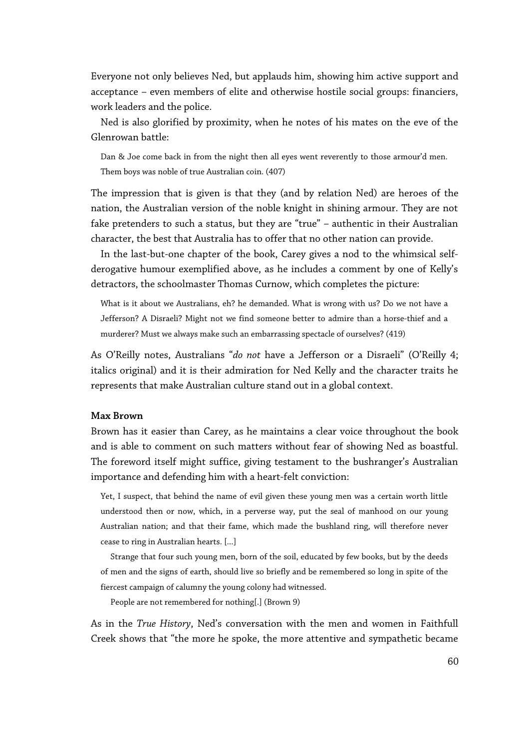Everyone not only believes Ned, but applauds him, showing him active support and acceptance – even members of elite and otherwise hostile social groups: financiers, work leaders and the police.

Ned is also glorified by proximity, when he notes of his mates on the eve of the Glenrowan battle:

> Dan & Joe come back in from the night then all eyes went reverently to those armour'd men. Them boys was noble of true Australian coin. (407)

The impression that is given is that they (and by relation Ned) are heroes of the nation, the Australian version of the noble knight in shining armour. They are not fake pretenders to such a status, but they are "true" – authentic in their Australian character, the best that Australia has to offer that no other nation can provide.

In the last-but-one chapter of the book, Carey gives a nod to the whimsical self-derogative humour exemplified above, as he includes a comment by one of Kelly's detractors, the schoolmaster Thomas Curnow, which completes the picture:

> What is it about we Australians, eh? he demanded. What is wrong with us? Do we not have a Jefferson? A Disraeli? Might not we find someone better to admire than a horse-thief and a murderer? Must we always make such an embarrassing spectacle of ourselves? (419)

As O'Reilly notes, Australians "*do not* have a Jefferson or a Disraeli" (O'Reilly 4; italics original) and it is their admiration for Ned Kelly and the character traits he represents that make Australian culture stand out in a global context.

**Max Brown**

Brown has it easier than Carey, as he maintains a clear voice throughout the book and is able to comment on such matters without fear of showing Ned as boastful. The foreword itself might suffice, giving testament to the bushranger's Australian importance and defending him with a heart-felt conviction:

> Yet, I suspect, that behind the name of evil given these young men was a certain worth little understood then or now, which, in a perverse way, put the seal of manhood on our young Australian nation; and that their fame, which made the bushland ring, will therefore never cease to ring in Australian hearts. [...]
>
> Strange that four such young men, born of the soil, educated by few books, but by the deeds of men and the signs of earth, should live so briefly and be remembered so long in spite of the fiercest campaign of calumny the young colony had witnessed.
>
> People are not remembered for nothing[.] (Brown 9)

As in the *True History*, Ned's conversation with the men and women in Faithfull Creek shows that "the more he spoke, the more attentive and sympathetic became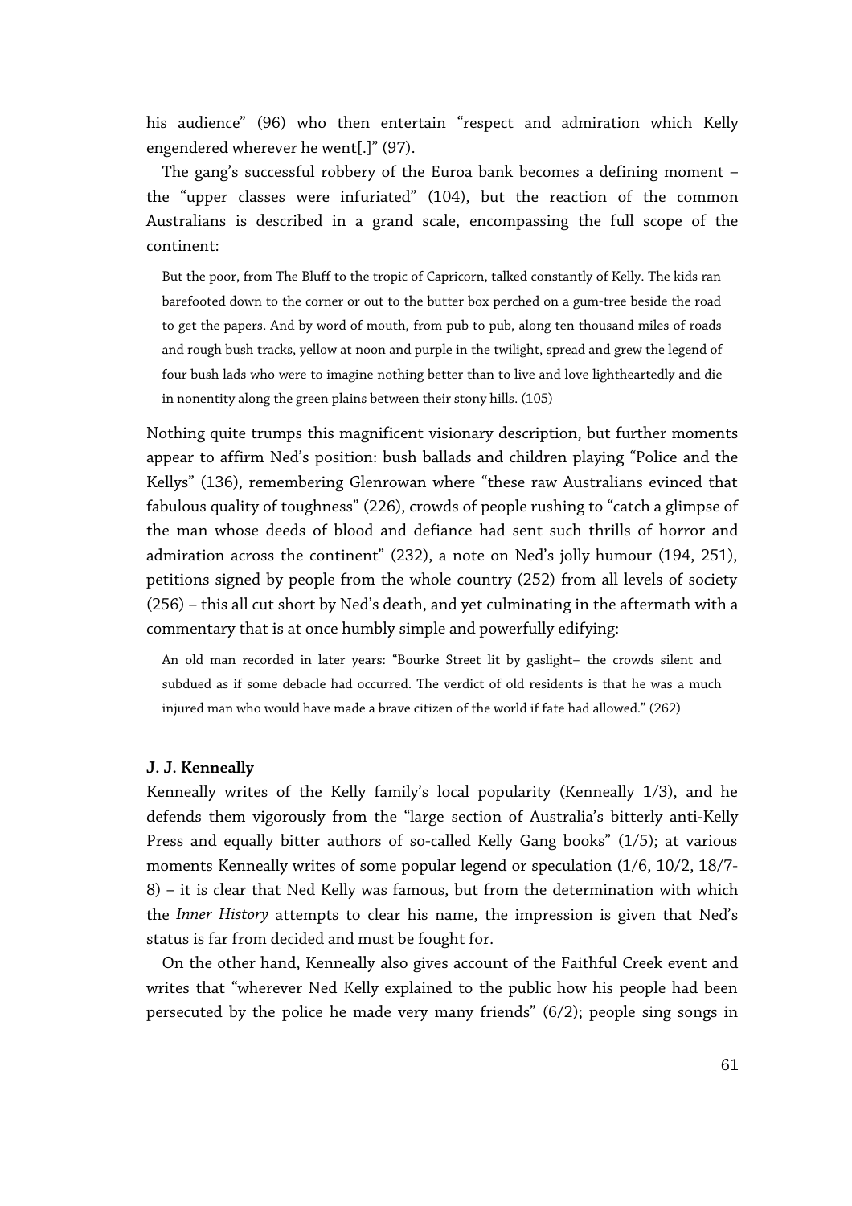his audience" (96) who then entertain "respect and admiration which Kelly engendered wherever he went[.]" (97).

The gang's successful robbery of the Euroa bank becomes a defining moment – the "upper classes were infuriated" (104), but the reaction of the common Australians is described in a grand scale, encompassing the full scope of the continent:

> But the poor, from The Bluff to the tropic of Capricorn, talked constantly of Kelly. The kids ran barefooted down to the corner or out to the butter box perched on a gum-tree beside the road to get the papers. And by word of mouth, from pub to pub, along ten thousand miles of roads and rough bush tracks, yellow at noon and purple in the twilight, spread and grew the legend of four bush lads who were to imagine nothing better than to live and love lightheartedly and die in nonentity along the green plains between their stony hills. (105)

Nothing quite trumps this magnificent visionary description, but further moments appear to affirm Ned's position: bush ballads and children playing "Police and the Kellys" (136), remembering Glenrowan where "these raw Australians evinced that fabulous quality of toughness" (226), crowds of people rushing to "catch a glimpse of the man whose deeds of blood and defiance had sent such thrills of horror and admiration across the continent" (232), a note on Ned's jolly humour (194, 251), petitions signed by people from the whole country (252) from all levels of society (256) – this all cut short by Ned's death, and yet culminating in the aftermath with a commentary that is at once humbly simple and powerfully edifying:

> An old man recorded in later years: "Bourke Street lit by gaslight– the crowds silent and subdued as if some debacle had occurred. The verdict of old residents is that he was a much injured man who would have made a brave citizen of the world if fate had allowed." (262)

#### J. J. Kenneally

Kenneally writes of the Kelly family's local popularity (Kenneally 1/3), and he defends them vigorously from the "large section of Australia's bitterly anti-Kelly Press and equally bitter authors of so-called Kelly Gang books" (1/5); at various moments Kenneally writes of some popular legend or speculation (1/6, 10/2, 18/7-8) – it is clear that Ned Kelly was famous, but from the determination with which the *Inner History* attempts to clear his name, the impression is given that Ned's status is far from decided and must be fought for.

On the other hand, Kenneally also gives account of the Faithful Creek event and writes that "wherever Ned Kelly explained to the public how his people had been persecuted by the police he made very many friends" (6/2); people sing songs in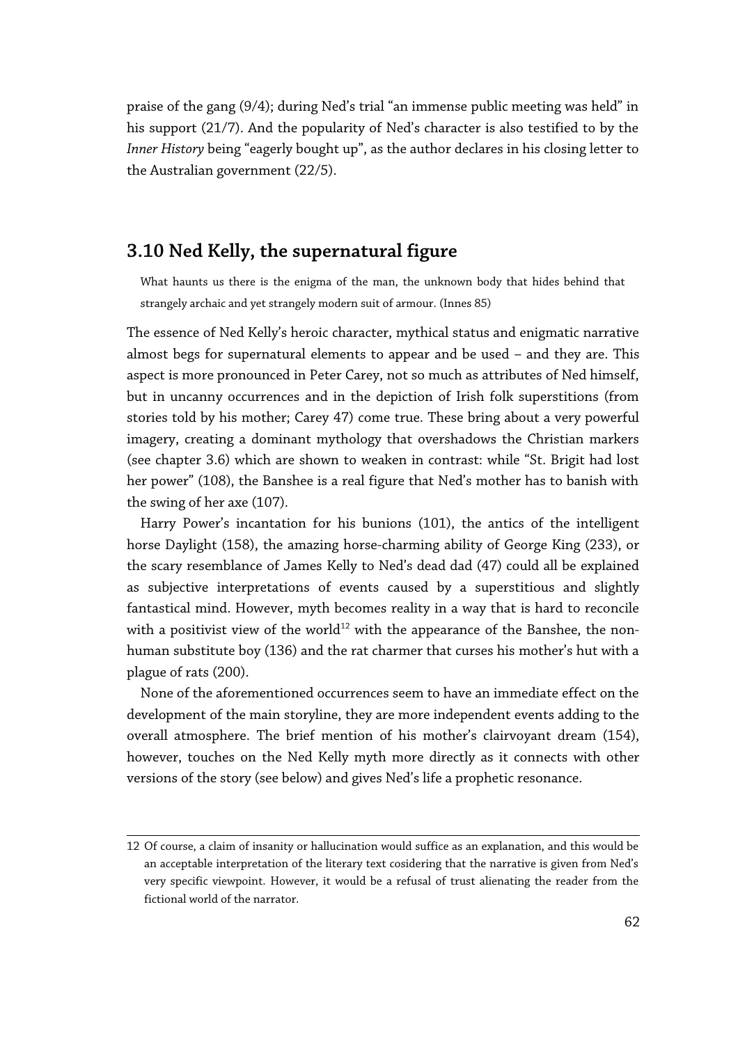praise of the gang (9/4); during Ned's trial "an immense public meeting was held" in his support (21/7). And the popularity of Ned's character is also testified to by the *Inner History* being "eagerly bought up", as the author declares in his closing letter to the Australian government (22/5).

## 3.10 Ned Kelly, the supernatural figure

> What haunts us there is the enigma of the man, the unknown body that hides behind that strangely archaic and yet strangely modern suit of armour. (Innes 85)

The essence of Ned Kelly's heroic character, mythical status and enigmatic narrative almost begs for supernatural elements to appear and be used – and they are. This aspect is more pronounced in Peter Carey, not so much as attributes of Ned himself, but in uncanny occurrences and in the depiction of Irish folk superstitions (from stories told by his mother; Carey 47) come true. These bring about a very powerful imagery, creating a dominant mythology that overshadows the Christian markers (see chapter 3.6) which are shown to weaken in contrast: while "St. Brigit had lost her power" (108), the Banshee is a real figure that Ned's mother has to banish with the swing of her axe (107).

Harry Power's incantation for his bunions (101), the antics of the intelligent horse Daylight (158), the amazing horse-charming ability of George King (233), or the scary resemblance of James Kelly to Ned's dead dad (47) could all be explained as subjective interpretations of events caused by a superstitious and slightly fantastical mind. However, myth becomes reality in a way that is hard to reconcile with a positivist view of the world[12] with the appearance of the Banshee, the non-human substitute boy (136) and the rat charmer that curses his mother's hut with a plague of rats (200).

None of the aforementioned occurrences seem to have an immediate effect on the development of the main storyline, they are more independent events adding to the overall atmosphere. The brief mention of his mother's clairvoyant dream (154), however, touches on the Ned Kelly myth more directly as it connects with other versions of the story (see below) and gives Ned's life a prophetic resonance.

---

12 Of course, a claim of insanity or hallucination would suffice as an explanation, and this would be an acceptable interpretation of the literary text cosidering that the narrative is given from Ned's very specific viewpoint. However, it would be a refusal of trust alienating the reader from the fictional world of the narrator.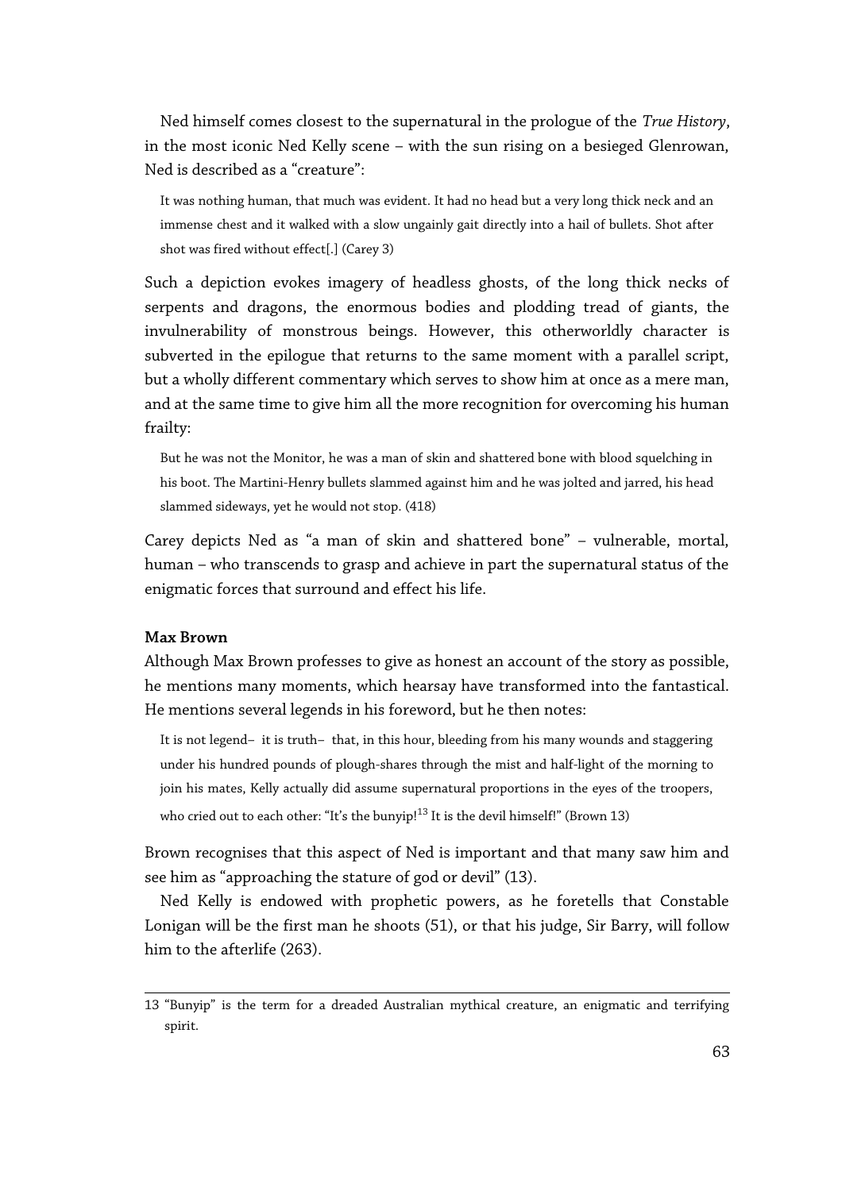Ned himself comes closest to the supernatural in the prologue of the *True History*, in the most iconic Ned Kelly scene – with the sun rising on a besieged Glenrowan, Ned is described as a "creature":

> It was nothing human, that much was evident. It had no head but a very long thick neck and an immense chest and it walked with a slow ungainly gait directly into a hail of bullets. Shot after shot was fired without effect[.] (Carey 3)

Such a depiction evokes imagery of headless ghosts, of the long thick necks of serpents and dragons, the enormous bodies and plodding tread of giants, the invulnerability of monstrous beings. However, this otherworldly character is subverted in the epilogue that returns to the same moment with a parallel script, but a wholly different commentary which serves to show him at once as a mere man, and at the same time to give him all the more recognition for overcoming his human frailty:

> But he was not the Monitor, he was a man of skin and shattered bone with blood squelching in his boot. The Martini-Henry bullets slammed against him and he was jolted and jarred, his head slammed sideways, yet he would not stop. (418)

Carey depicts Ned as "a man of skin and shattered bone" – vulnerable, mortal, human – who transcends to grasp and achieve in part the supernatural status of the enigmatic forces that surround and effect his life.

**Max Brown**

Although Max Brown professes to give as honest an account of the story as possible, he mentions many moments, which hearsay have transformed into the fantastical. He mentions several legends in his foreword, but he then notes:

> It is not legend– it is truth– that, in this hour, bleeding from his many wounds and staggering under his hundred pounds of plough-shares through the mist and half-light of the morning to join his mates, Kelly actually did assume supernatural proportions in the eyes of the troopers, who cried out to each other: "It's the bunyip![13] It is the devil himself!" (Brown 13)

Brown recognises that this aspect of Ned is important and that many saw him and see him as "approaching the stature of god or devil" (13).

Ned Kelly is endowed with prophetic powers, as he foretells that Constable Lonigan will be the first man he shoots (51), or that his judge, Sir Barry, will follow him to the afterlife (263).

---

13 "Bunyip" is the term for a dreaded Australian mythical creature, an enigmatic and terrifying spirit.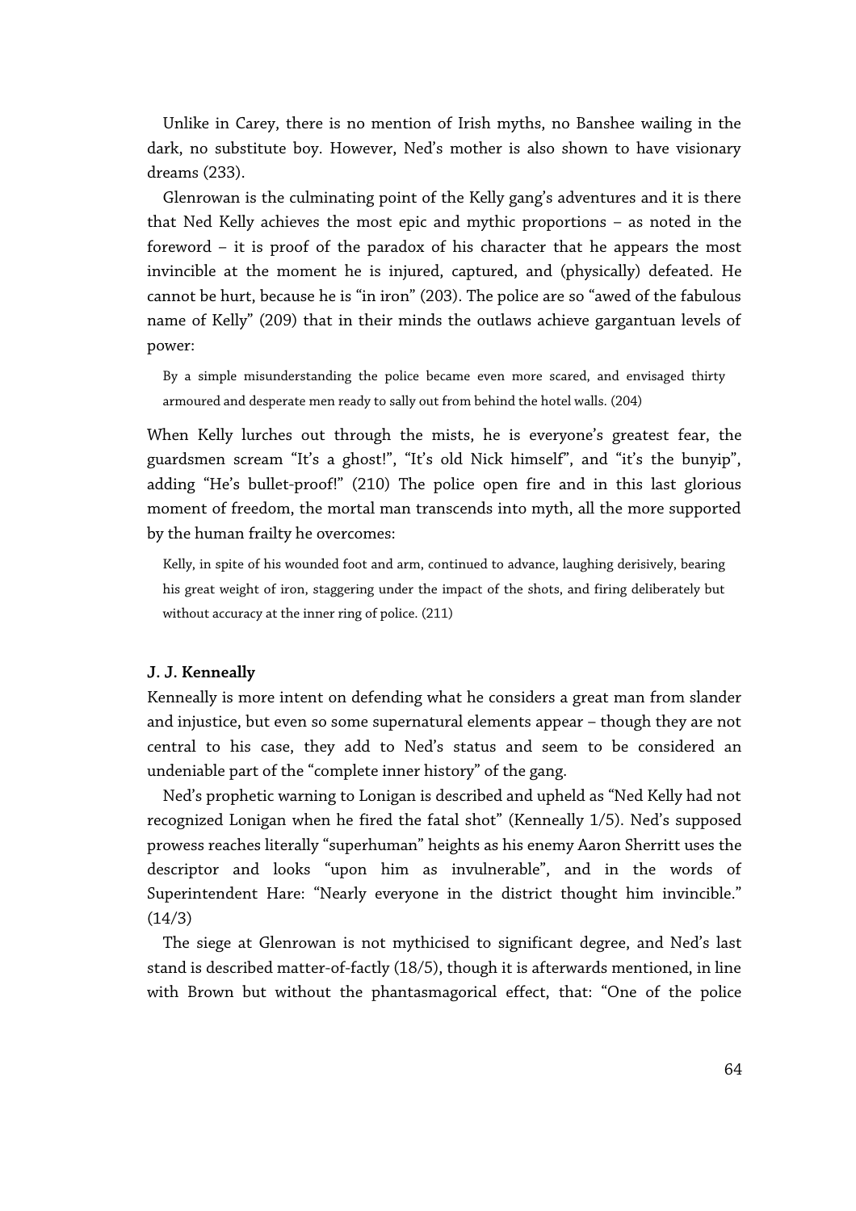Unlike in Carey, there is no mention of Irish myths, no Banshee wailing in the dark, no substitute boy. However, Ned's mother is also shown to have visionary dreams (233).

Glenrowan is the culminating point of the Kelly gang's adventures and it is there that Ned Kelly achieves the most epic and mythic proportions – as noted in the foreword – it is proof of the paradox of his character that he appears the most invincible at the moment he is injured, captured, and (physically) defeated. He cannot be hurt, because he is "in iron" (203). The police are so "awed of the fabulous name of Kelly" (209) that in their minds the outlaws achieve gargantuan levels of power:

> By a simple misunderstanding the police became even more scared, and envisaged thirty armoured and desperate men ready to sally out from behind the hotel walls. (204)

When Kelly lurches out through the mists, he is everyone's greatest fear, the guardsmen scream "It's a ghost!", "It's old Nick himself", and "it's the bunyip", adding "He's bullet-proof!" (210) The police open fire and in this last glorious moment of freedom, the mortal man transcends into myth, all the more supported by the human frailty he overcomes:

> Kelly, in spite of his wounded foot and arm, continued to advance, laughing derisively, bearing his great weight of iron, staggering under the impact of the shots, and firing deliberately but without accuracy at the inner ring of police. (211)

### J. J. Kenneally

Kenneally is more intent on defending what he considers a great man from slander and injustice, but even so some supernatural elements appear – though they are not central to his case, they add to Ned's status and seem to be considered an undeniable part of the "complete inner history" of the gang.

Ned's prophetic warning to Lonigan is described and upheld as "Ned Kelly had not recognized Lonigan when he fired the fatal shot" (Kenneally 1/5). Ned's supposed prowess reaches literally "superhuman" heights as his enemy Aaron Sherritt uses the descriptor and looks "upon him as invulnerable", and in the words of Superintendent Hare: "Nearly everyone in the district thought him invincible." (14/3)

The siege at Glenrowan is not mythicised to significant degree, and Ned's last stand is described matter-of-factly (18/5), though it is afterwards mentioned, in line with Brown but without the phantasmagorical effect, that: "One of the police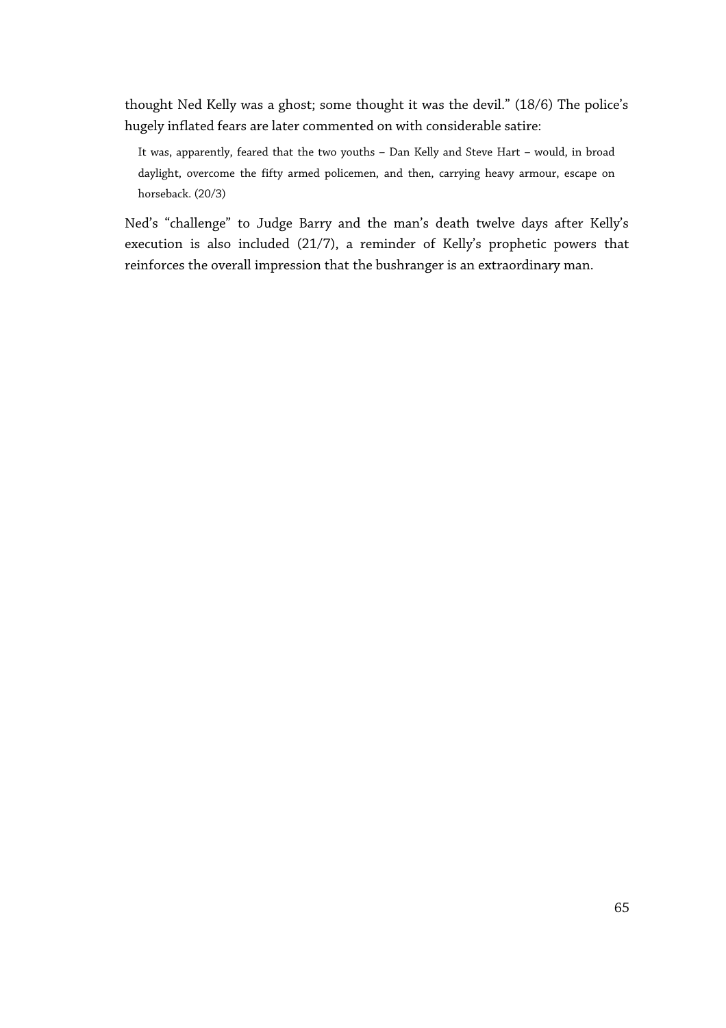thought Ned Kelly was a ghost; some thought it was the devil." (18/6) The police's hugely inflated fears are later commented on with considerable satire:

> It was, apparently, feared that the two youths – Dan Kelly and Steve Hart – would, in broad daylight, overcome the fifty armed policemen, and then, carrying heavy armour, escape on horseback. (20/3)

Ned's "challenge" to Judge Barry and the man's death twelve days after Kelly's execution is also included (21/7), a reminder of Kelly's prophetic powers that reinforces the overall impression that the bushranger is an extraordinary man.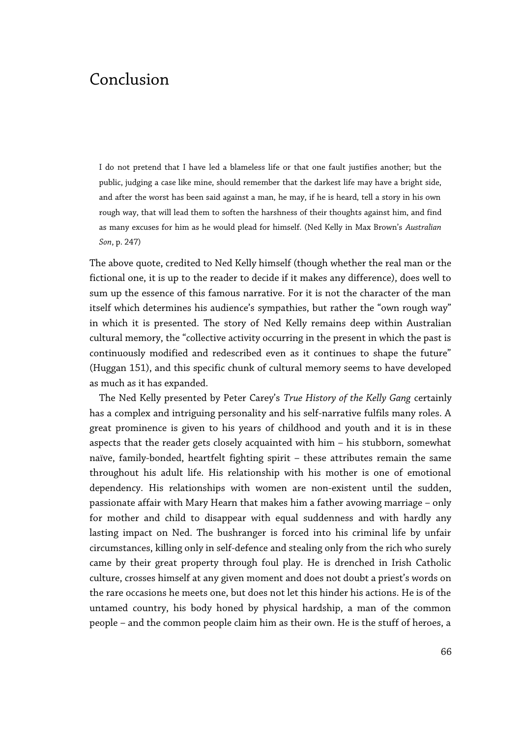# Conclusion

> I do not pretend that I have led a blameless life or that one fault justifies another; but the public, judging a case like mine, should remember that the darkest life may have a bright side, and after the worst has been said against a man, he may, if he is heard, tell a story in his own rough way, that will lead them to soften the harshness of their thoughts against him, and find as many excuses for him as he would plead for himself. (Ned Kelly in Max Brown's *Australian Son*, p. 247)

The above quote, credited to Ned Kelly himself (though whether the real man or the fictional one, it is up to the reader to decide if it makes any difference), does well to sum up the essence of this famous narrative. For it is not the character of the man itself which determines his audience's sympathies, but rather the "own rough way" in which it is presented. The story of Ned Kelly remains deep within Australian cultural memory, the "collective activity occurring in the present in which the past is continuously modified and redescribed even as it continues to shape the future" (Huggan 151), and this specific chunk of cultural memory seems to have developed as much as it has expanded.

The Ned Kelly presented by Peter Carey's *True History of the Kelly Gang* certainly has a complex and intriguing personality and his self-narrative fulfils many roles. A great prominence is given to his years of childhood and youth and it is in these aspects that the reader gets closely acquainted with him – his stubborn, somewhat naïve, family-bonded, heartfelt fighting spirit – these attributes remain the same throughout his adult life. His relationship with his mother is one of emotional dependency. His relationships with women are non-existent until the sudden, passionate affair with Mary Hearn that makes him a father avowing marriage – only for mother and child to disappear with equal suddenness and with hardly any lasting impact on Ned. The bushranger is forced into his criminal life by unfair circumstances, killing only in self-defence and stealing only from the rich who surely came by their great property through foul play. He is drenched in Irish Catholic culture, crosses himself at any given moment and does not doubt a priest's words on the rare occasions he meets one, but does not let this hinder his actions. He is of the untamed country, his body honed by physical hardship, a man of the common people – and the common people claim him as their own. He is the stuff of heroes, a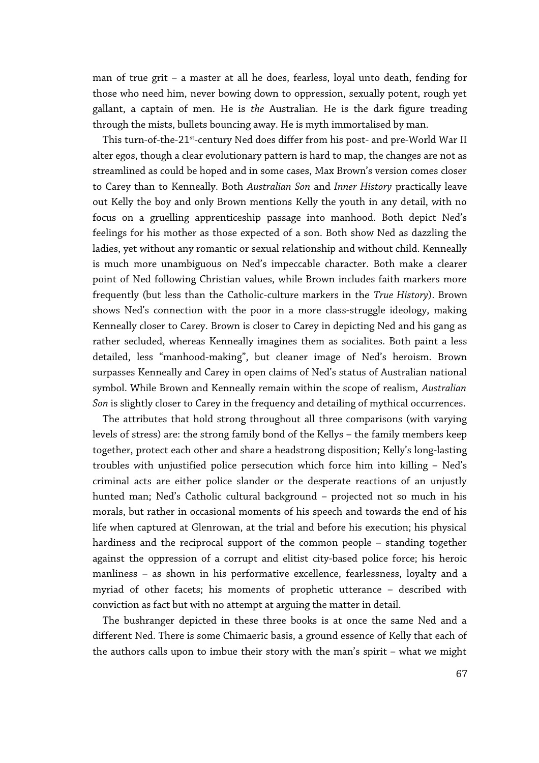man of true grit – a master at all he does, fearless, loyal unto death, fending for those who need him, never bowing down to oppression, sexually potent, rough yet gallant, a captain of men. He is *the* Australian. He is the dark figure treading through the mists, bullets bouncing away. He is myth immortalised by man.

This turn-of-the-21st-century Ned does differ from his post- and pre-World War II alter egos, though a clear evolutionary pattern is hard to map, the changes are not as streamlined as could be hoped and in some cases, Max Brown's version comes closer to Carey than to Kenneally. Both *Australian Son* and *Inner History* practically leave out Kelly the boy and only Brown mentions Kelly the youth in any detail, with no focus on a gruelling apprenticeship passage into manhood. Both depict Ned's feelings for his mother as those expected of a son. Both show Ned as dazzling the ladies, yet without any romantic or sexual relationship and without child. Kenneally is much more unambiguous on Ned's impeccable character. Both make a clearer point of Ned following Christian values, while Brown includes faith markers more frequently (but less than the Catholic-culture markers in the *True History*). Brown shows Ned's connection with the poor in a more class-struggle ideology, making Kenneally closer to Carey. Brown is closer to Carey in depicting Ned and his gang as rather secluded, whereas Kenneally imagines them as socialites. Both paint a less detailed, less "manhood-making", but cleaner image of Ned's heroism. Brown surpasses Kenneally and Carey in open claims of Ned's status of Australian national symbol. While Brown and Kenneally remain within the scope of realism, *Australian Son* is slightly closer to Carey in the frequency and detailing of mythical occurrences.

The attributes that hold strong throughout all three comparisons (with varying levels of stress) are: the strong family bond of the Kellys – the family members keep together, protect each other and share a headstrong disposition; Kelly's long-lasting troubles with unjustified police persecution which force him into killing – Ned's criminal acts are either police slander or the desperate reactions of an unjustly hunted man; Ned's Catholic cultural background – projected not so much in his morals, but rather in occasional moments of his speech and towards the end of his life when captured at Glenrowan, at the trial and before his execution; his physical hardiness and the reciprocal support of the common people – standing together against the oppression of a corrupt and elitist city-based police force; his heroic manliness – as shown in his performative excellence, fearlessness, loyalty and a myriad of other facets; his moments of prophetic utterance – described with conviction as fact but with no attempt at arguing the matter in detail.

The bushranger depicted in these three books is at once the same Ned and a different Ned. There is some Chimaeric basis, a ground essence of Kelly that each of the authors calls upon to imbue their story with the man's spirit – what we might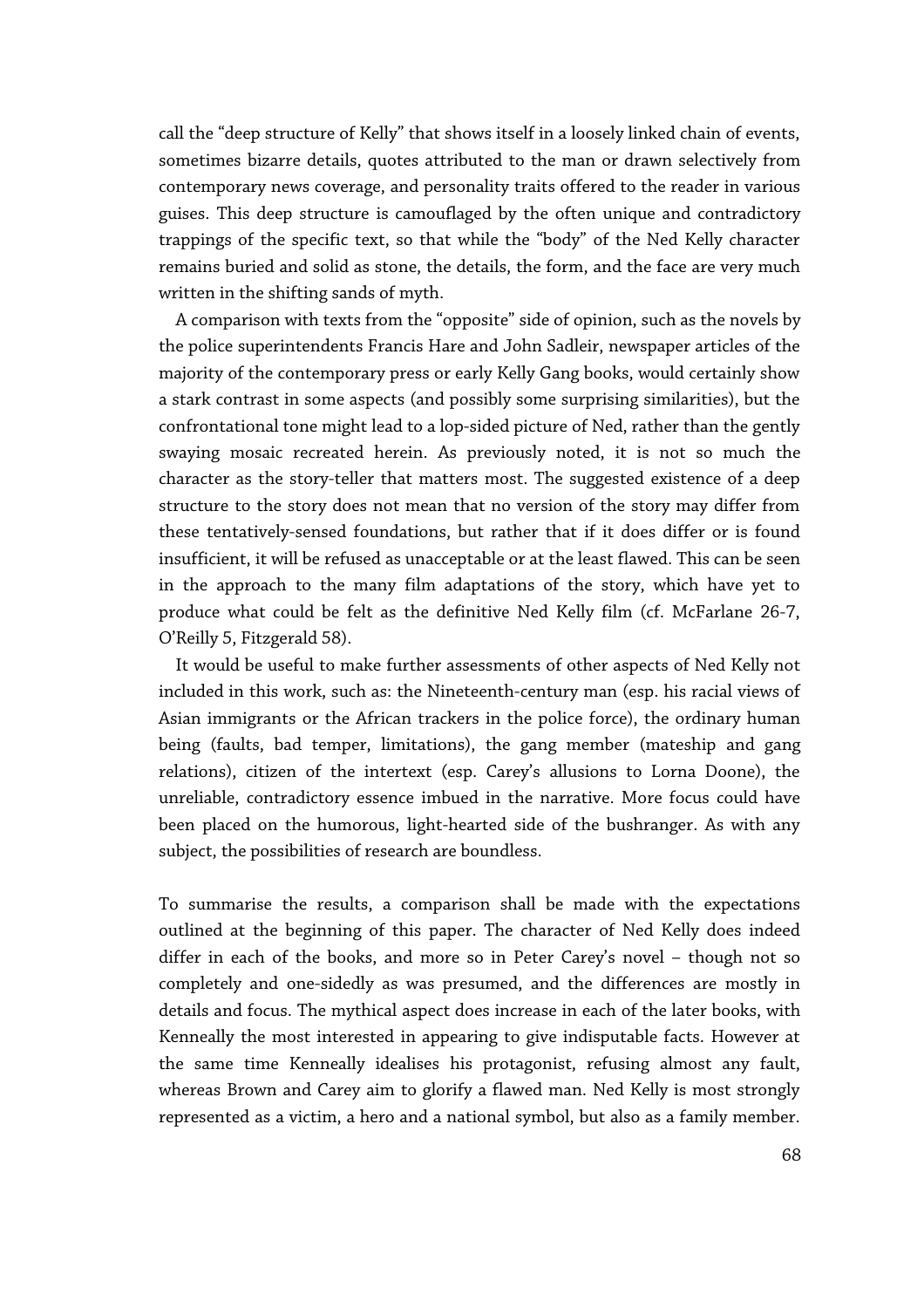call the "deep structure of Kelly" that shows itself in a loosely linked chain of events, sometimes bizarre details, quotes attributed to the man or drawn selectively from contemporary news coverage, and personality traits offered to the reader in various guises. This deep structure is camouflaged by the often unique and contradictory trappings of the specific text, so that while the "body" of the Ned Kelly character remains buried and solid as stone, the details, the form, and the face are very much written in the shifting sands of myth.

A comparison with texts from the "opposite" side of opinion, such as the novels by the police superintendents Francis Hare and John Sadleir, newspaper articles of the majority of the contemporary press or early Kelly Gang books, would certainly show a stark contrast in some aspects (and possibly some surprising similarities), but the confrontational tone might lead to a lop-sided picture of Ned, rather than the gently swaying mosaic recreated herein. As previously noted, it is not so much the character as the story-teller that matters most. The suggested existence of a deep structure to the story does not mean that no version of the story may differ from these tentatively-sensed foundations, but rather that if it does differ or is found insufficient, it will be refused as unacceptable or at the least flawed. This can be seen in the approach to the many film adaptations of the story, which have yet to produce what could be felt as the definitive Ned Kelly film (cf. McFarlane 26-7, O'Reilly 5, Fitzgerald 58).

It would be useful to make further assessments of other aspects of Ned Kelly not included in this work, such as: the Nineteenth-century man (esp. his racial views of Asian immigrants or the African trackers in the police force), the ordinary human being (faults, bad temper, limitations), the gang member (mateship and gang relations), citizen of the intertext (esp. Carey's allusions to Lorna Doone), the unreliable, contradictory essence imbued in the narrative. More focus could have been placed on the humorous, light-hearted side of the bushranger. As with any subject, the possibilities of research are boundless.

To summarise the results, a comparison shall be made with the expectations outlined at the beginning of this paper. The character of Ned Kelly does indeed differ in each of the books, and more so in Peter Carey's novel – though not so completely and one-sidedly as was presumed, and the differences are mostly in details and focus. The mythical aspect does increase in each of the later books, with Keneally the most interested in appearing to give indisputable facts. However at the same time Keneally idealises his protagonist, refusing almost any fault, whereas Brown and Carey aim to glorify a flawed man. Ned Kelly is most strongly represented as a victim, a hero and a national symbol, but also as a family member.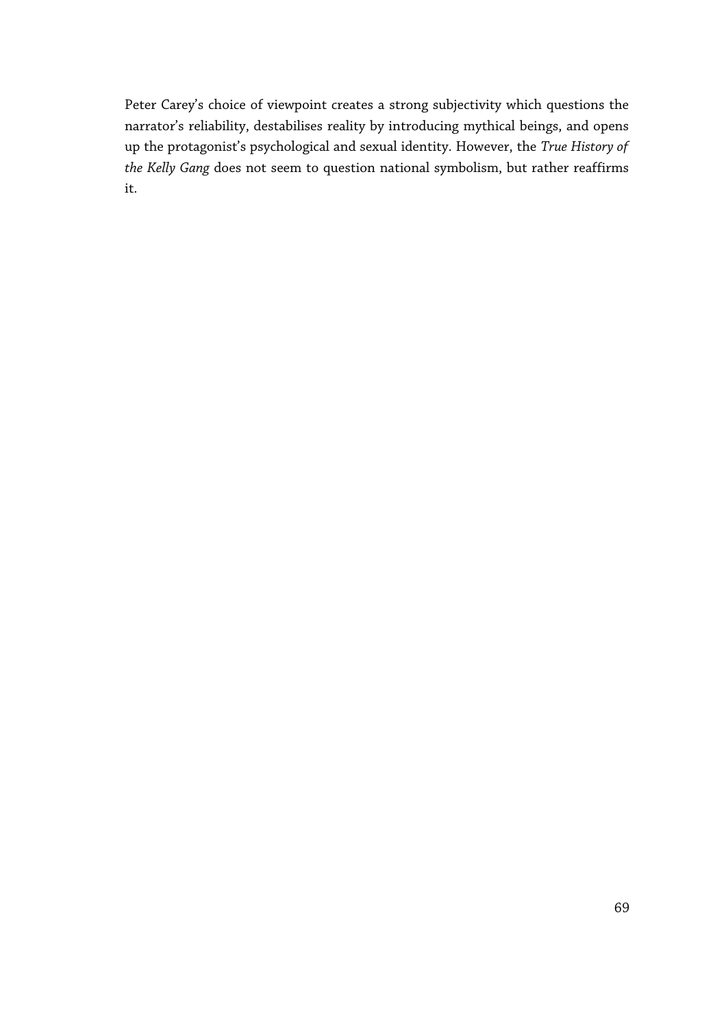Peter Carey's choice of viewpoint creates a strong subjectivity which questions the narrator's reliability, destabilises reality by introducing mythical beings, and opens up the protagonist's psychological and sexual identity. However, the *True History of the Kelly Gang* does not seem to question national symbolism, but rather reaffirms it.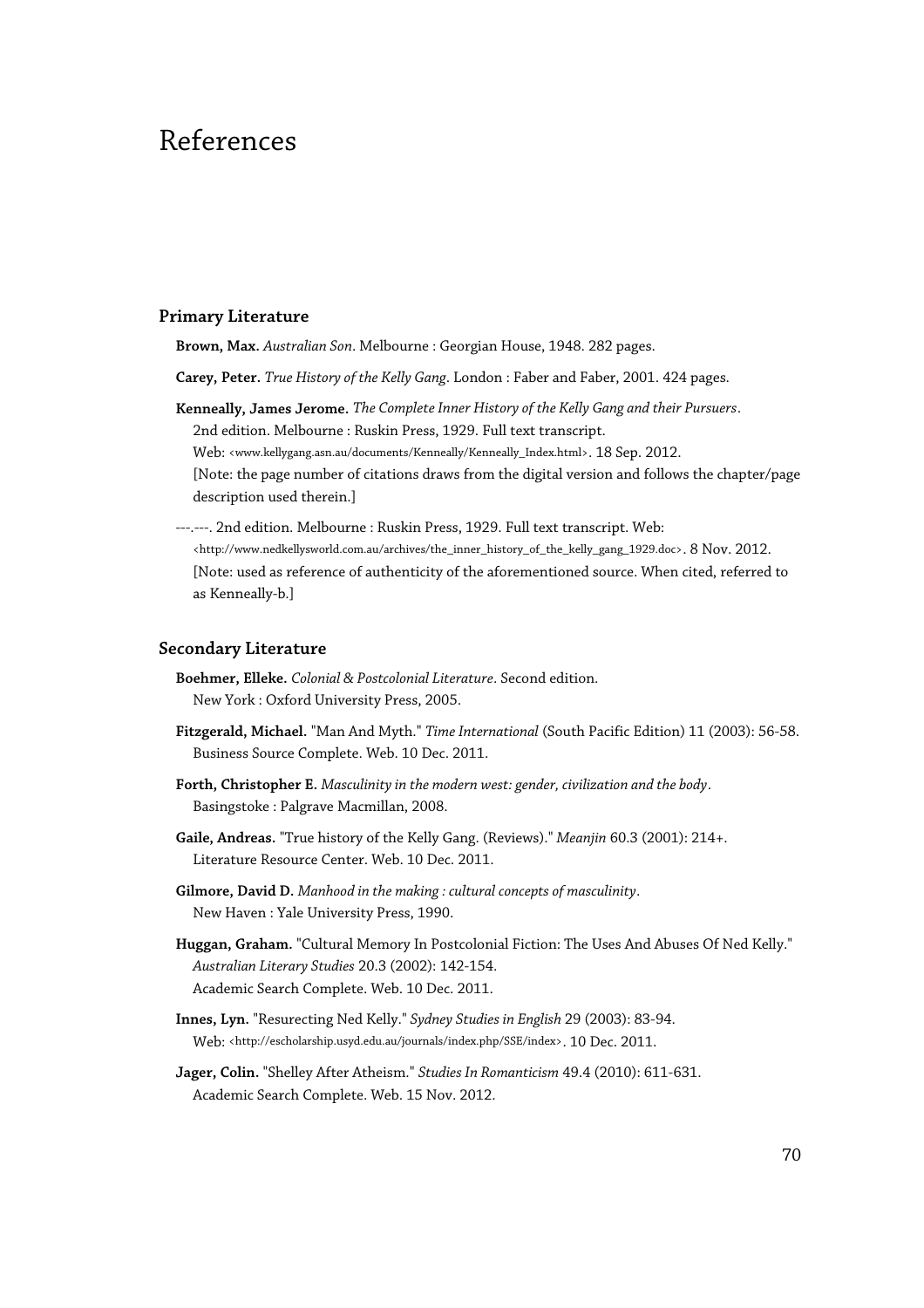# References

### Primary Literature

**Brown, Max.** *Australian Son*. Melbourne : Georgian House, 1948. 282 pages.

**Carey, Peter.** *True History of the Kelly Gang*. London : Faber and Faber, 2001. 424 pages.

**Kenneally, James Jerome.** *The Complete Inner History of the Kelly Gang and their Pursuers*. 2nd edition. Melbourne : Ruskin Press, 1929. Full text transcript. Web: <www.kellygang.asn.au/documents/Kenneally/Kenneally_Index.html>. 18 Sep. 2012. [Note: the page number of citations draws from the digital version and follows the chapter/page description used therein.]

---.---. 2nd edition. Melbourne : Ruskin Press, 1929. Full text transcript. Web: <http://www.nedkellysworld.com.au/archives/the_inner_history_of_the_kelly_gang_1929.doc>. 8 Nov. 2012. [Note: used as reference of authenticity of the aforementioned source. When cited, referred to as Kenneally-b.]

### Secondary Literature

**Boehmer, Elleke.** *Colonial & Postcolonial Literature*. Second edition. New York : Oxford University Press, 2005.

**Fitzgerald, Michael.** "Man And Myth." *Time International* (South Pacific Edition) 11 (2003): 56-58. Business Source Complete. Web. 10 Dec. 2011.

**Forth, Christopher E.** *Masculinity in the modern west: gender, civilization and the body*. Basingstoke : Palgrave Macmillan, 2008.

**Gaile, Andreas.** "True history of the Kelly Gang. (Reviews)." *Meanjin* 60.3 (2001): 214+. Literature Resource Center. Web. 10 Dec. 2011.

**Gilmore, David D.** *Manhood in the making : cultural concepts of masculinity*. New Haven : Yale University Press, 1990.

**Huggan, Graham.** "Cultural Memory In Postcolonial Fiction: The Uses And Abuses Of Ned Kelly." *Australian Literary Studies* 20.3 (2002): 142-154. Academic Search Complete. Web. 10 Dec. 2011.

**Innes, Lyn.** "Resurecting Ned Kelly." *Sydney Studies in English* 29 (2003): 83-94. Web: <http://escholarship.usyd.edu.au/journals/index.php/SSE/index>. 10 Dec. 2011.

**Jager, Colin.** "Shelley After Atheism." *Studies In Romanticism* 49.4 (2010): 611-631. Academic Search Complete. Web. 15 Nov. 2012.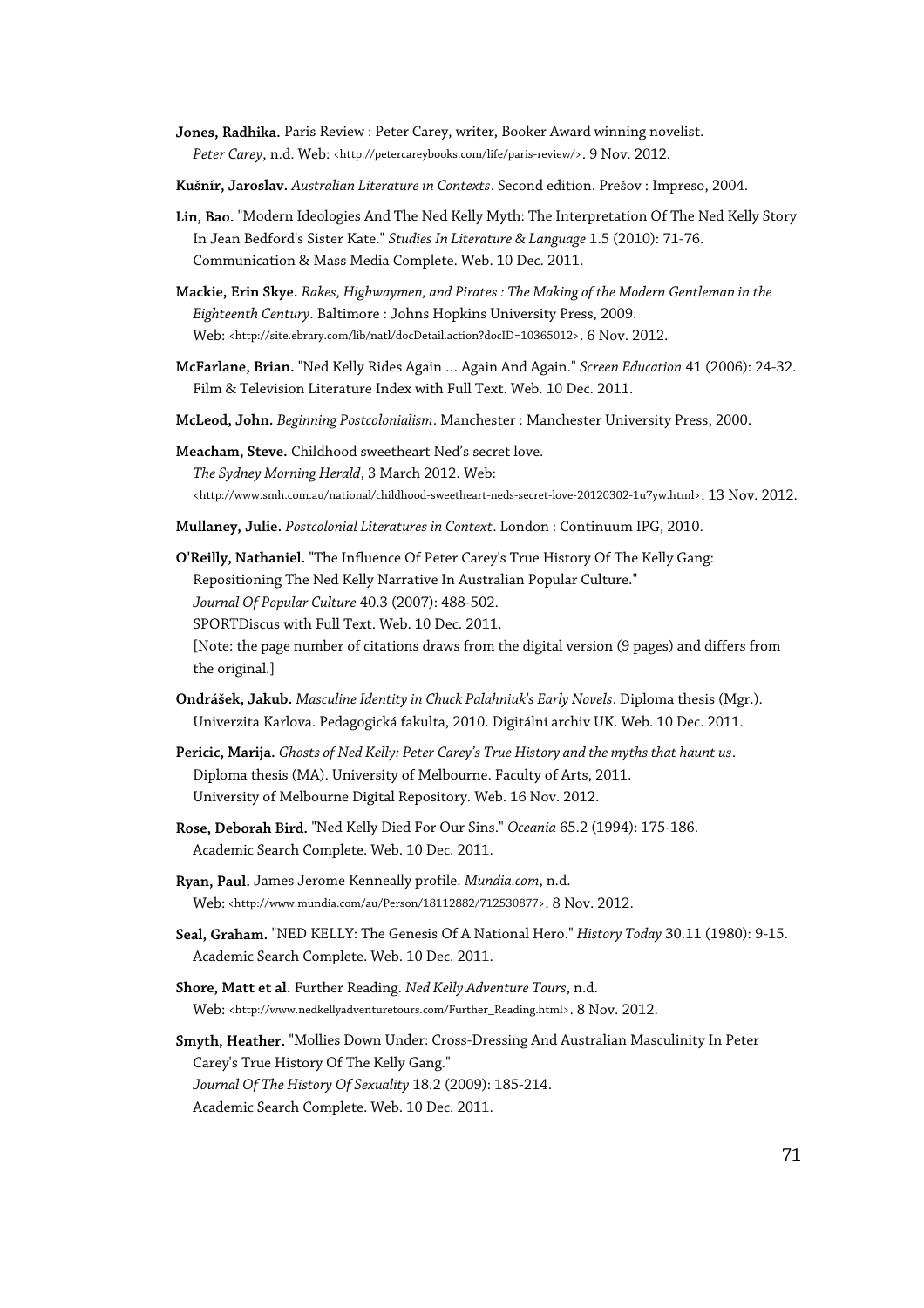**Jones, Radhika.** Paris Review : Peter Carey, writer, Booker Award winning novelist. *Peter Carey*, n.d. Web: <http://petercareybooks.com/life/paris-review/>. 9 Nov. 2012.

**Kušnír, Jaroslav.** *Australian Literature in Contexts*. Second edition. Prešov : Impreso, 2004.

**Lin, Bao.** "Modern Ideologies And The Ned Kelly Myth: The Interpretation Of The Ned Kelly Story In Jean Bedford's Sister Kate." *Studies In Literature & Language* 1.5 (2010): 71-76. Communication & Mass Media Complete. Web. 10 Dec. 2011.

**Mackie, Erin Skye.** *Rakes, Highwaymen, and Pirates : The Making of the Modern Gentleman in the Eighteenth Century*. Baltimore : Johns Hopkins University Press, 2009. Web: <http://site.ebrary.com/lib/natl/docDetail.action?docID=10365012>. 6 Nov. 2012.

**McFarlane, Brian.** "Ned Kelly Rides Again ... Again And Again." *Screen Education* 41 (2006): 24-32. Film & Television Literature Index with Full Text. Web. 10 Dec. 2011.

**McLeod, John.** *Beginning Postcolonialism*. Manchester : Manchester University Press, 2000.

**Meacham, Steve.** Childhood sweetheart Ned's secret love. *The Sydney Morning Herald*, 3 March 2012. Web: <http://www.smh.com.au/national/childhood-sweetheart-neds-secret-love-20120302-1u7yw.html>. 13 Nov. 2012.

**Mullaney, Julie.** *Postcolonial Literatures in Context*. London : Continuum IPG, 2010.

**O'Reilly, Nathaniel.** "The Influence Of Peter Carey's True History Of The Kelly Gang: Repositioning The Ned Kelly Narrative In Australian Popular Culture." *Journal Of Popular Culture* 40.3 (2007): 488-502. SPORTDiscus with Full Text. Web. 10 Dec. 2011. [Note: the page number of citations draws from the digital version (9 pages) and differs from the original.]

**Ondrášek, Jakub.** *Masculine Identity in Chuck Palahniuk's Early Novels*. Diploma thesis (Mgr.). Univerzita Karlova. Pedagogická fakulta, 2010. Digitální archiv UK. Web. 10 Dec. 2011.

**Pericic, Marija.** *Ghosts of Ned Kelly: Peter Carey's True History and the myths that haunt us*. Diploma thesis (MA). University of Melbourne. Faculty of Arts, 2011. University of Melbourne Digital Repository. Web. 16 Nov. 2012.

**Rose, Deborah Bird.** "Ned Kelly Died For Our Sins." *Oceania* 65.2 (1994): 175-186. Academic Search Complete. Web. 10 Dec. 2011.

**Ryan, Paul.** James Jerome Kenneally profile. *Mundia.com*, n.d. Web: <http://www.mundia.com/au/Person/18112882/712530877>. 8 Nov. 2012.

**Seal, Graham.** "NED KELLY: The Genesis Of A National Hero." *History Today* 30.11 (1980): 9-15. Academic Search Complete. Web. 10 Dec. 2011.

**Shore, Matt et al.** Further Reading. *Ned Kelly Adventure Tours*, n.d. Web: <http://www.nedkellyadventuretours.com/Further_Reading.html>. 8 Nov. 2012.

**Smyth, Heather.** "Mollies Down Under: Cross-Dressing And Australian Masculinity In Peter Carey's True History Of The Kelly Gang." *Journal Of The History Of Sexuality* 18.2 (2009): 185-214. Academic Search Complete. Web. 10 Dec. 2011.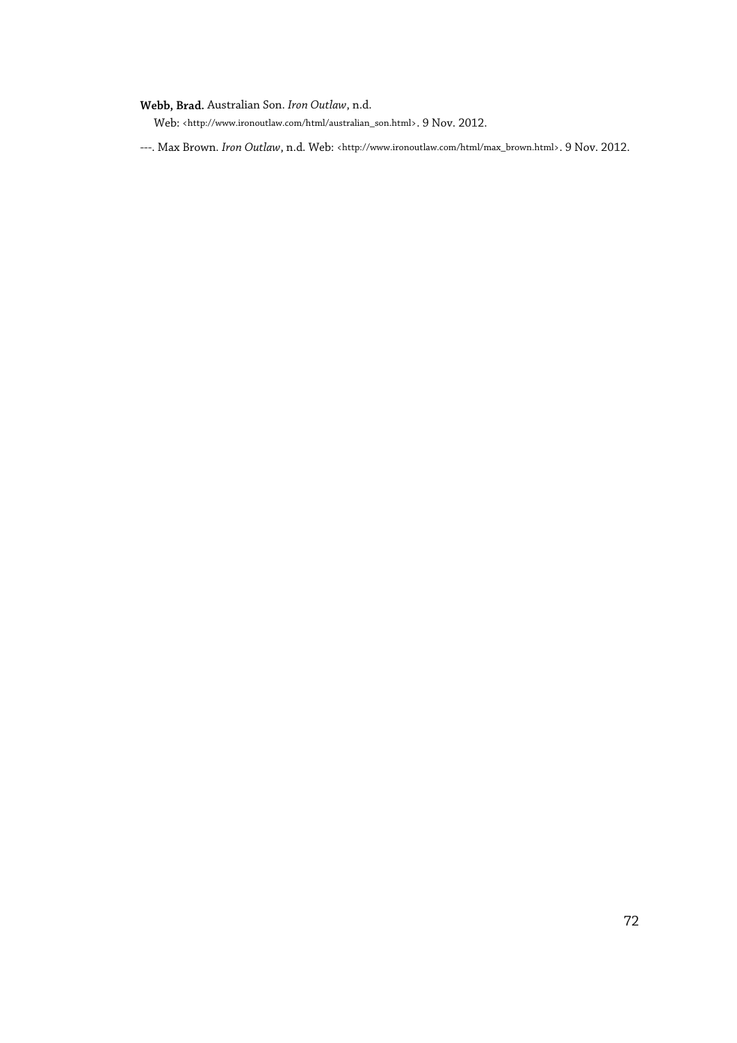**Webb, Brad.** Australian Son. *Iron Outlaw*, n.d. Web: <http://www.ironoutlaw.com/html/australian_son.html>. 9 Nov. 2012.

---. Max Brown. *Iron Outlaw*, n.d. Web: <http://www.ironoutlaw.com/html/max_brown.html>. 9 Nov. 2012.